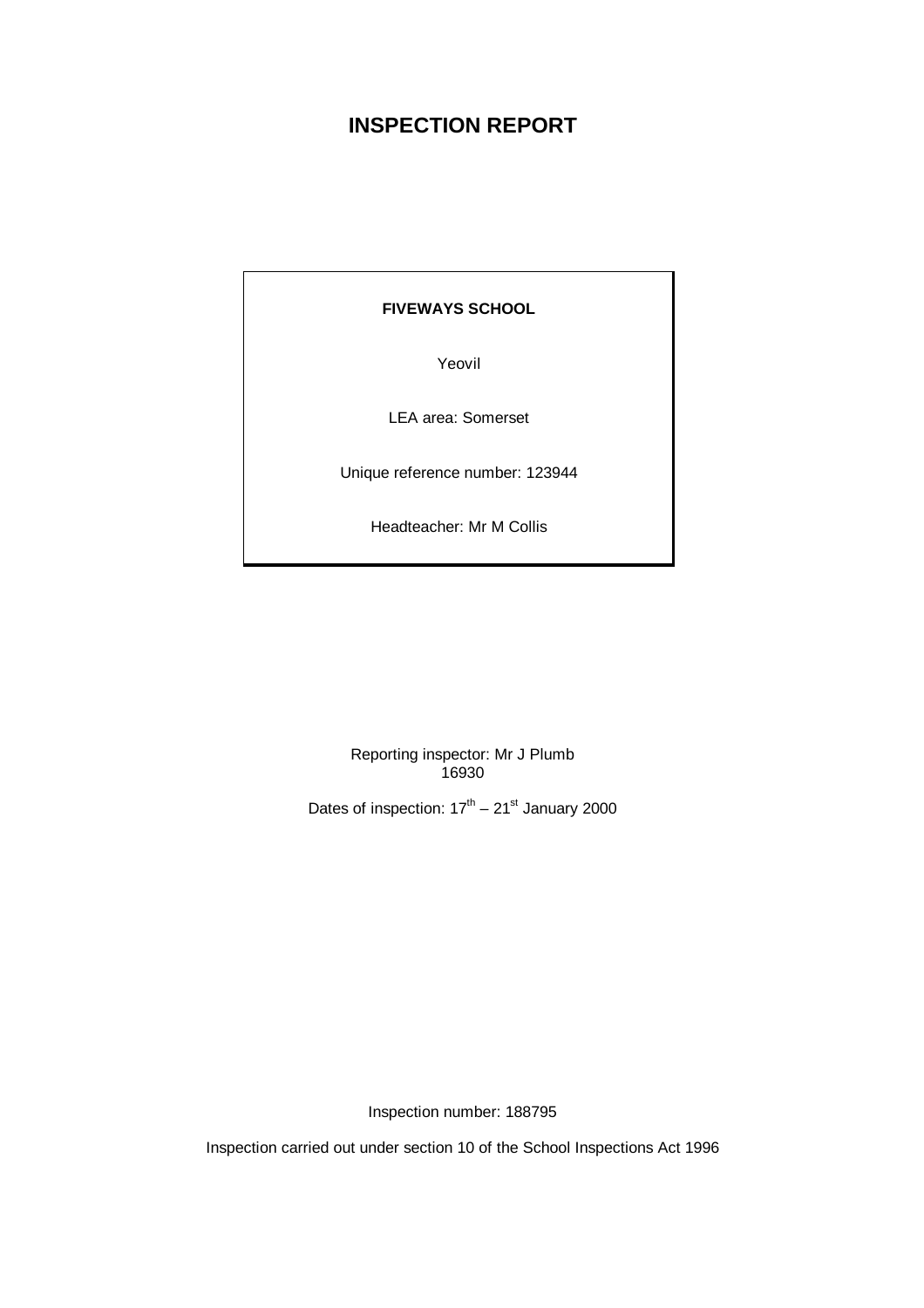# INSPECTION REPORT

**FIVEWAYS SCHOOL**

Yeovil

LEA area: Somerset

Unique reference number: 123944

Headteacher: Mr M Collis

Reporting inspector: Mr J Plumb
16930

Dates of inspection: 17th – 21st January 2000

Inspection number: 188795

Inspection carried out under section 10 of the School Inspections Act 1996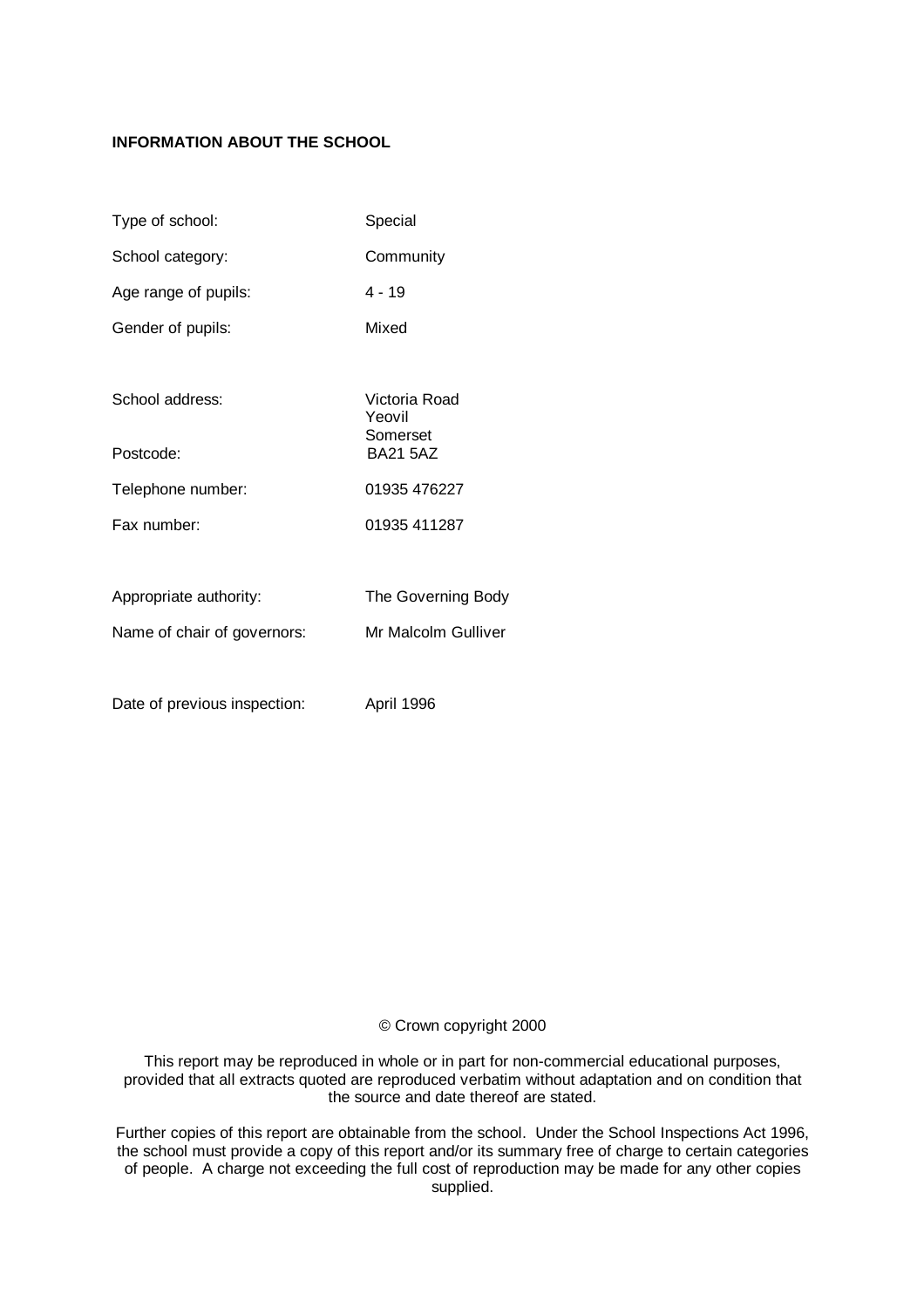**INFORMATION ABOUT THE SCHOOL**

| | |
|---|---|
| Type of school: | Special |
| School category: | Community |
| Age range of pupils: | 4 - 19 |
| Gender of pupils: | Mixed |
| | |
| School address: | Victoria Road<br>Yeovil<br>Somerset |
| Postcode: | BA21 5AZ |
| Telephone number: | 01935 476227 |
| Fax number: | 01935 411287 |
| | |
| Appropriate authority: | The Governing Body |
| Name of chair of governors: | Mr Malcolm Gulliver |
| | |
| Date of previous inspection: | April 1996 |

© Crown copyright 2000

This report may be reproduced in whole or in part for non-commercial educational purposes, provided that all extracts quoted are reproduced verbatim without adaptation and on condition that the source and date thereof are stated.

Further copies of this report are obtainable from the school. Under the School Inspections Act 1996, the school must provide a copy of this report and/or its summary free of charge to certain categories of people. A charge not exceeding the full cost of reproduction may be made for any other copies supplied.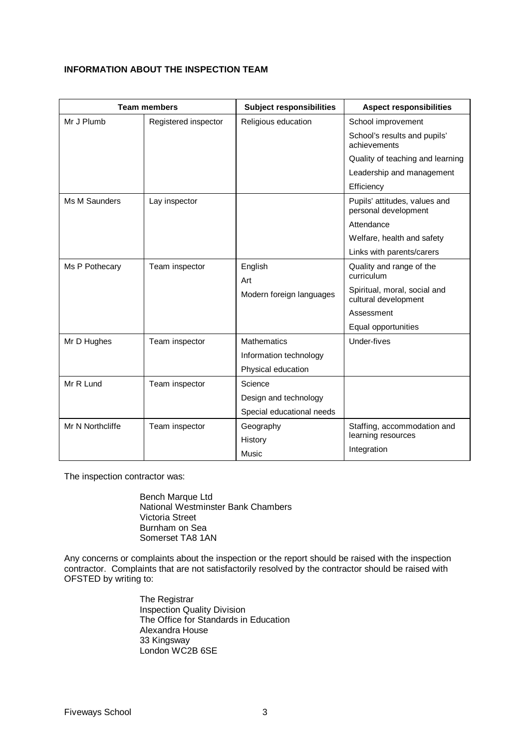**INFORMATION ABOUT THE INSPECTION TEAM**

| Team members | | Subject responsibilities | Aspect responsibilities |
|---|---|---|---|
| Mr J Plumb | Registered inspector | Religious education | School improvement |
| | | | School's results and pupils' achievements |
| | | | Quality of teaching and learning |
| | | | Leadership and management |
| | | | Efficiency |
| Ms M Saunders | Lay inspector | | Pupils' attitudes, values and personal development |
| | | | Attendance |
| | | | Welfare, health and safety |
| | | | Links with parents/carers |
| Ms P Pothecary | Team inspector | English | Quality and range of the curriculum |
| | | Art | |
| | | Modern foreign languages | Spiritual, moral, social and cultural development |
| | | | Assessment |
| | | | Equal opportunities |
| Mr D Hughes | Team inspector | Mathematics | Under-fives |
| | | Information technology | |
| | | Physical education | |
| Mr R Lund | Team inspector | Science | |
| | | Design and technology | |
| | | Special educational needs | |
| Mr N Northcliffe | Team inspector | Geography | Staffing, accommodation and learning resources |
| | | History | Integration |
| | | Music | |

The inspection contractor was:

Bench Marque Ltd
National Westminster Bank Chambers
Victoria Street
Burnham on Sea
Somerset TA8 1AN

Any concerns or complaints about the inspection or the report should be raised with the inspection contractor. Complaints that are not satisfactorily resolved by the contractor should be raised with OFSTED by writing to:

The Registrar
Inspection Quality Division
The Office for Standards in Education
Alexandra House
33 Kingsway
London WC2B 6SE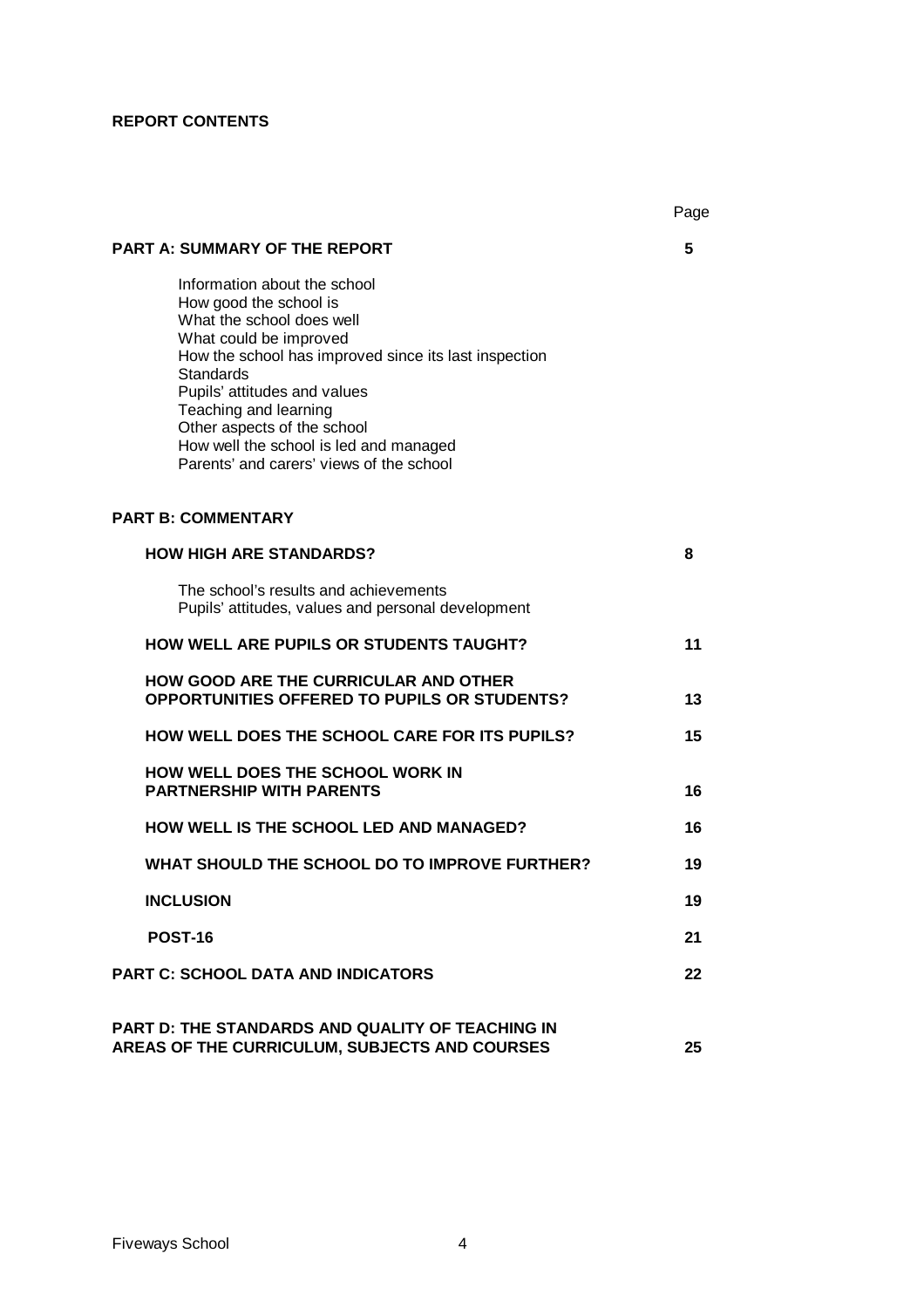**REPORT CONTENTS**

| | Page |
|---|---|
| **PART A: SUMMARY OF THE REPORT** | **5** |
| Information about the school<br>How good the school is<br>What the school does well<br>What could be improved<br>How the school has improved since its last inspection<br>Standards<br>Pupils' attitudes and values<br>Teaching and learning<br>Other aspects of the school<br>How well the school is led and managed<br>Parents' and carers' views of the school | |
| **PART B: COMMENTARY** | |
| **HOW HIGH ARE STANDARDS?** | **8** |
| The school's results and achievements<br>Pupils' attitudes, values and personal development | |
| **HOW WELL ARE PUPILS OR STUDENTS TAUGHT?** | **11** |
| **HOW GOOD ARE THE CURRICULAR AND OTHER OPPORTUNITIES OFFERED TO PUPILS OR STUDENTS?** | **13** |
| **HOW WELL DOES THE SCHOOL CARE FOR ITS PUPILS?** | **15** |
| **HOW WELL DOES THE SCHOOL WORK IN PARTNERSHIP WITH PARENTS** | **16** |
| **HOW WELL IS THE SCHOOL LED AND MANAGED?** | **16** |
| **WHAT SHOULD THE SCHOOL DO TO IMPROVE FURTHER?** | **19** |
| **INCLUSION** | **19** |
| **POST-16** | **21** |
| **PART C: SCHOOL DATA AND INDICATORS** | **22** |
| **PART D: THE STANDARDS AND QUALITY OF TEACHING IN AREAS OF THE CURRICULUM, SUBJECTS AND COURSES** | **25** |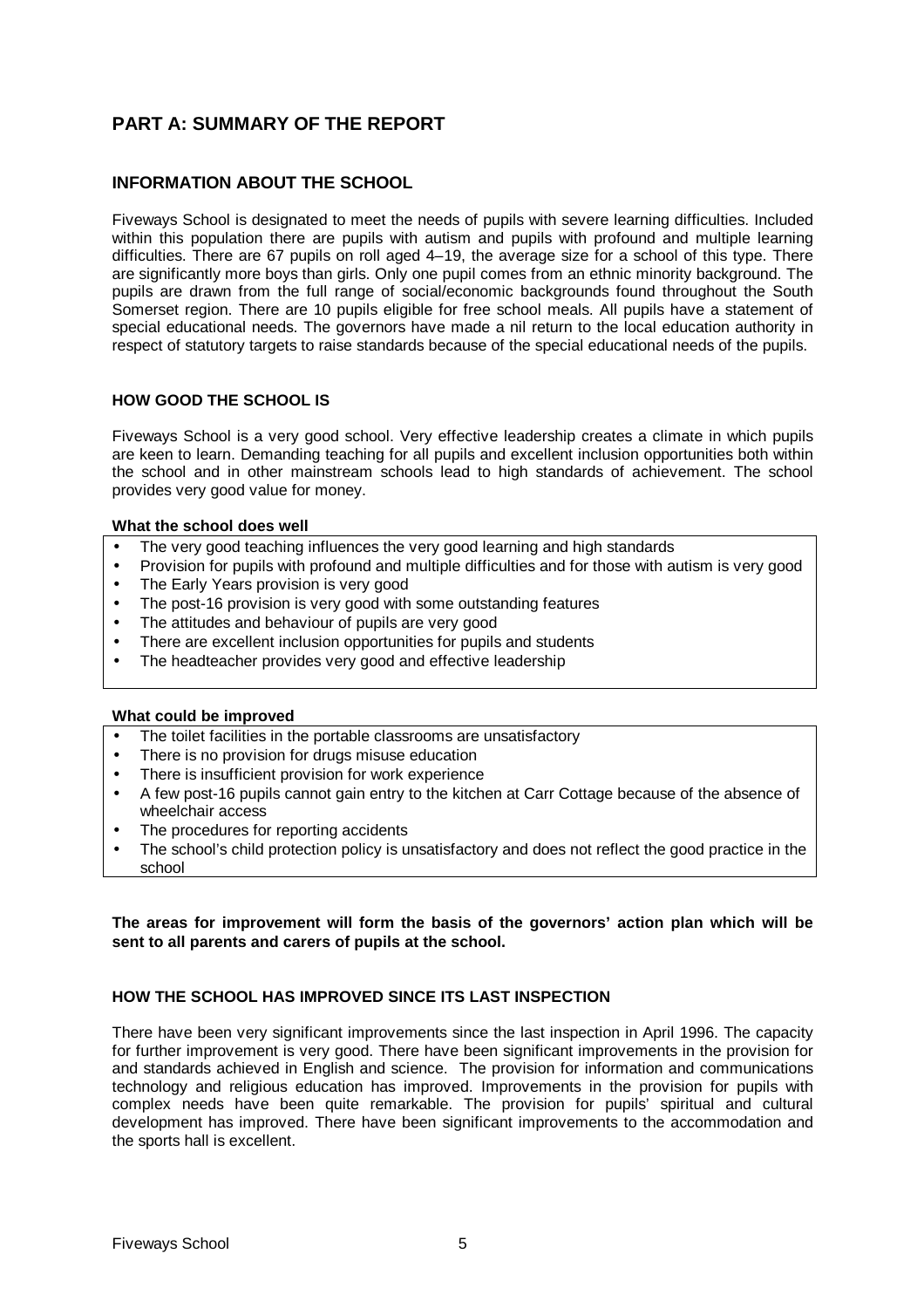# PART A: SUMMARY OF THE REPORT

## INFORMATION ABOUT THE SCHOOL

Fiveways School is designated to meet the needs of pupils with severe learning difficulties. Included within this population there are pupils with autism and pupils with profound and multiple learning difficulties. There are 67 pupils on roll aged 4–19, the average size for a school of this type. There are significantly more boys than girls. Only one pupil comes from an ethnic minority background. The pupils are drawn from the full range of social/economic backgrounds found throughout the South Somerset region. There are 10 pupils eligible for free school meals. All pupils have a statement of special educational needs. The governors have made a nil return to the local education authority in respect of statutory targets to raise standards because of the special educational needs of the pupils.

### HOW GOOD THE SCHOOL IS

Fiveways School is a very good school. Very effective leadership creates a climate in which pupils are keen to learn. Demanding teaching for all pupils and excellent inclusion opportunities both within the school and in other mainstream schools lead to high standards of achievement. The school provides very good value for money.

**What the school does well**

- The very good teaching influences the very good learning and high standards
- Provision for pupils with profound and multiple difficulties and for those with autism is very good
- The Early Years provision is very good
- The post-16 provision is very good with some outstanding features
- The attitudes and behaviour of pupils are very good
- There are excellent inclusion opportunities for pupils and students
- The headteacher provides very good and effective leadership

**What could be improved**

- The toilet facilities in the portable classrooms are unsatisfactory
- There is no provision for drugs misuse education
- There is insufficient provision for work experience
- A few post-16 pupils cannot gain entry to the kitchen at Carr Cottage because of the absence of wheelchair access
- The procedures for reporting accidents
- The school's child protection policy is unsatisfactory and does not reflect the good practice in the school

**The areas for improvement will form the basis of the governors' action plan which will be sent to all parents and carers of pupils at the school.**

### HOW THE SCHOOL HAS IMPROVED SINCE ITS LAST INSPECTION

There have been very significant improvements since the last inspection in April 1996. The capacity for further improvement is very good. There have been significant improvements in the provision for and standards achieved in English and science. The provision for information and communications technology and religious education has improved. Improvements in the provision for pupils with complex needs have been quite remarkable. The provision for pupils' spiritual and cultural development has improved. There have been significant improvements to the accommodation and the sports hall is excellent.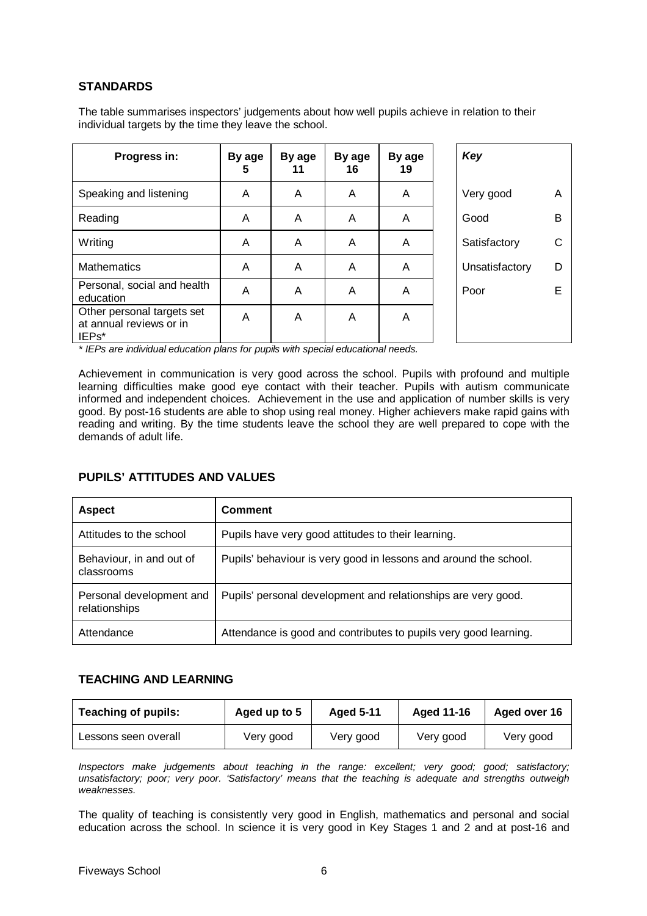## STANDARDS

The table summarises inspectors' judgements about how well pupils achieve in relation to their individual targets by the time they leave the school.

| Progress in: | By age 5 | By age 11 | By age 16 | By age 19 |
|---|---|---|---|---|
| Speaking and listening | A | A | A | A |
| Reading | A | A | A | A |
| Writing | A | A | A | A |
| Mathematics | A | A | A | A |
| Personal, social and health education | A | A | A | A |
| Other personal targets set at annual reviews or in IEPs* | A | A | A | A |

| *Key* | |
|---|---|
| Very good | A |
| Good | B |
| Satisfactory | C |
| Unsatisfactory | D |
| Poor | E |

*\* IEPs are individual education plans for pupils with special educational needs.*

Achievement in communication is very good across the school. Pupils with profound and multiple learning difficulties make good eye contact with their teacher. Pupils with autism communicate informed and independent choices. Achievement in the use and application of number skills is very good. By post-16 students are able to shop using real money. Higher achievers make rapid gains with reading and writing. By the time students leave the school they are well prepared to cope with the demands of adult life.

## PUPILS' ATTITUDES AND VALUES

| Aspect | Comment |
|---|---|
| Attitudes to the school | Pupils have very good attitudes to their learning. |
| Behaviour, in and out of classrooms | Pupils' behaviour is very good in lessons and around the school. |
| Personal development and relationships | Pupils' personal development and relationships are very good. |
| Attendance | Attendance is good and contributes to pupils very good learning. |

## TEACHING AND LEARNING

| Teaching of pupils: | Aged up to 5 | Aged 5-11 | Aged 11-16 | Aged over 16 |
|---|---|---|---|---|
| Lessons seen overall | Very good | Very good | Very good | Very good |

*Inspectors make judgements about teaching in the range: excellent; very good; good; satisfactory; unsatisfactory; poor; very poor. 'Satisfactory' means that the teaching is adequate and strengths outweigh weaknesses.*

The quality of teaching is consistently very good in English, mathematics and personal and social education across the school. In science it is very good in Key Stages 1 and 2 and at post-16 and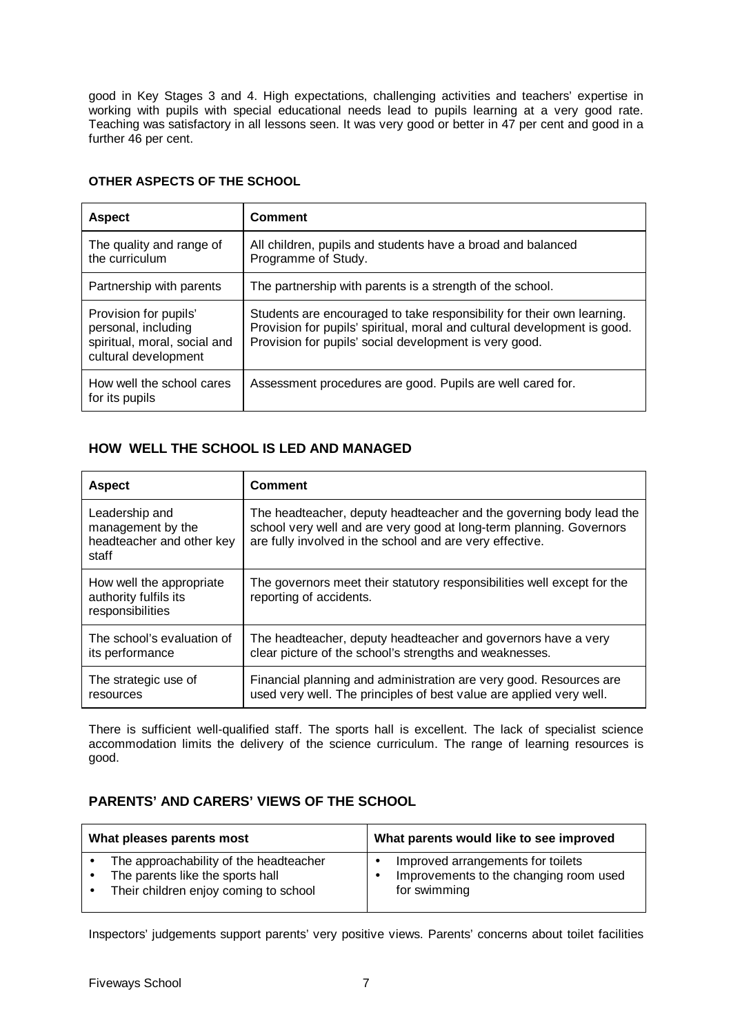good in Key Stages 3 and 4. High expectations, challenging activities and teachers' expertise in working with pupils with special educational needs lead to pupils learning at a very good rate. Teaching was satisfactory in all lessons seen. It was very good or better in 47 per cent and good in a further 46 per cent.

### OTHER ASPECTS OF THE SCHOOL

| Aspect | Comment |
|---|---|
| The quality and range of the curriculum | All children, pupils and students have a broad and balanced Programme of Study. |
| Partnership with parents | The partnership with parents is a strength of the school. |
| Provision for pupils' personal, including spiritual, moral, social and cultural development | Students are encouraged to take responsibility for their own learning. Provision for pupils' spiritual, moral and cultural development is good. Provision for pupils' social development is very good. |
| How well the school cares for its pupils | Assessment procedures are good. Pupils are well cared for. |

## HOW WELL THE SCHOOL IS LED AND MANAGED

| Aspect | Comment |
|---|---|
| Leadership and management by the headteacher and other key staff | The headteacher, deputy headteacher and the governing body lead the school very well and are very good at long-term planning. Governors are fully involved in the school and are very effective. |
| How well the appropriate authority fulfils its responsibilities | The governors meet their statutory responsibilities well except for the reporting of accidents. |
| The school's evaluation of its performance | The headteacher, deputy headteacher and governors have a very clear picture of the school's strengths and weaknesses. |
| The strategic use of resources | Financial planning and administration are very good. Resources are used very well. The principles of best value are applied very well. |

There is sufficient well-qualified staff. The sports hall is excellent. The lack of specialist science accommodation limits the delivery of the science curriculum. The range of learning resources is good.

## PARENTS' AND CARERS' VIEWS OF THE SCHOOL

| What pleases parents most | What parents would like to see improved |
|---|---|
| • The approachability of the headteacher<br>• The parents like the sports hall<br>• Their children enjoy coming to school | • Improved arrangements for toilets<br>• Improvements to the changing room used for swimming |

Inspectors' judgements support parents' very positive views. Parents' concerns about toilet facilities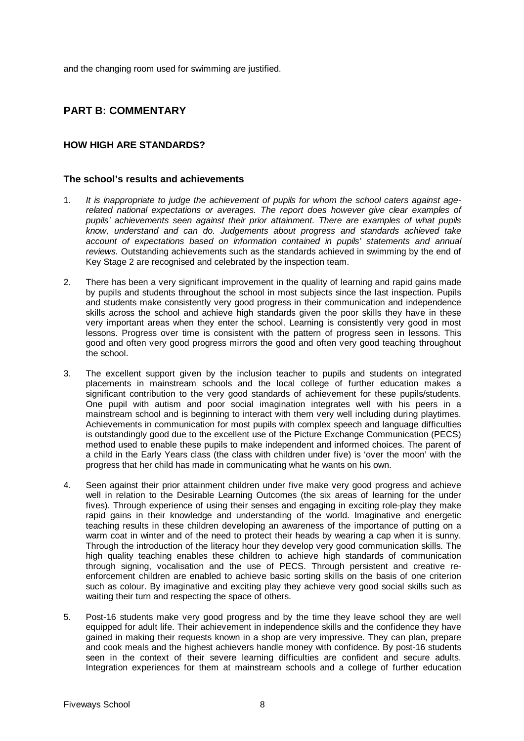and the changing room used for swimming are justified.

## PART B: COMMENTARY

### HOW HIGH ARE STANDARDS?

#### The school's results and achievements

1. *It is inappropriate to judge the achievement of pupils for whom the school caters against age-related national expectations or averages. The report does however give clear examples of pupils' achievements seen against their prior attainment. There are examples of what pupils know, understand and can do. Judgements about progress and standards achieved take account of expectations based on information contained in pupils' statements and annual reviews.* Outstanding achievements such as the standards achieved in swimming by the end of Key Stage 2 are recognised and celebrated by the inspection team.

2. There has been a very significant improvement in the quality of learning and rapid gains made by pupils and students throughout the school in most subjects since the last inspection. Pupils and students make consistently very good progress in their communication and independence skills across the school and achieve high standards given the poor skills they have in these very important areas when they enter the school. Learning is consistently very good in most lessons. Progress over time is consistent with the pattern of progress seen in lessons. This good and often very good progress mirrors the good and often very good teaching throughout the school.

3. The excellent support given by the inclusion teacher to pupils and students on integrated placements in mainstream schools and the local college of further education makes a significant contribution to the very good standards of achievement for these pupils/students. One pupil with autism and poor social imagination integrates well with his peers in a mainstream school and is beginning to interact with them very well including during playtimes. Achievements in communication for most pupils with complex speech and language difficulties is outstandingly good due to the excellent use of the Picture Exchange Communication (PECS) method used to enable these pupils to make independent and informed choices. The parent of a child in the Early Years class (the class with children under five) is 'over the moon' with the progress that her child has made in communicating what he wants on his own.

4. Seen against their prior attainment children under five make very good progress and achieve well in relation to the Desirable Learning Outcomes (the six areas of learning for the under fives). Through experience of using their senses and engaging in exciting role-play they make rapid gains in their knowledge and understanding of the world. Imaginative and energetic teaching results in these children developing an awareness of the importance of putting on a warm coat in winter and of the need to protect their heads by wearing a cap when it is sunny. Through the introduction of the literacy hour they develop very good communication skills. The high quality teaching enables these children to achieve high standards of communication through signing, vocalisation and the use of PECS. Through persistent and creative re-enforcement children are enabled to achieve basic sorting skills on the basis of one criterion such as colour. By imaginative and exciting play they achieve very good social skills such as waiting their turn and respecting the space of others.

5. Post-16 students make very good progress and by the time they leave school they are well equipped for adult life. Their achievement in independence skills and the confidence they have gained in making their requests known in a shop are very impressive. They can plan, prepare and cook meals and the highest achievers handle money with confidence. By post-16 students seen in the context of their severe learning difficulties are confident and secure adults. Integration experiences for them at mainstream schools and a college of further education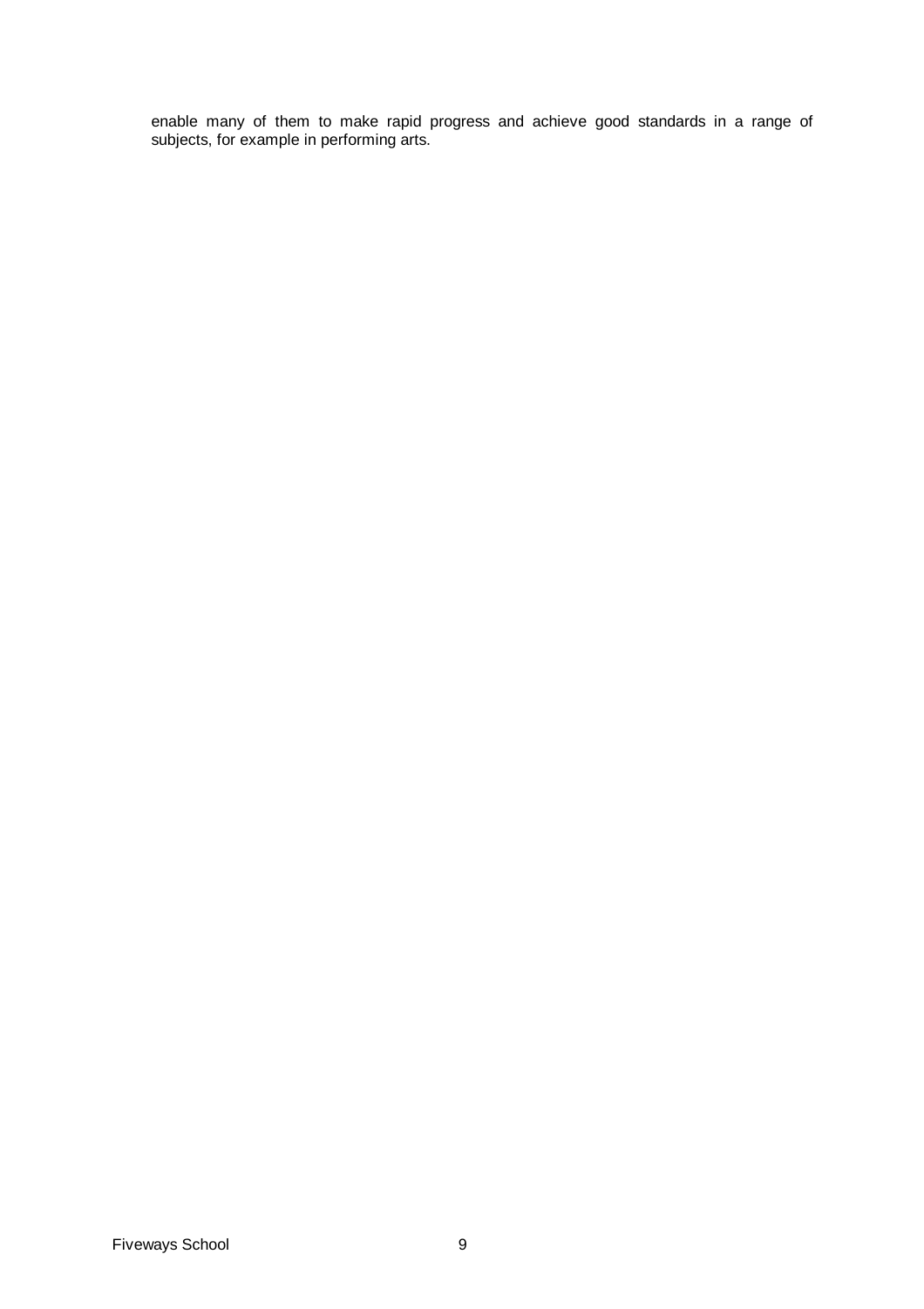enable many of them to make rapid progress and achieve good standards in a range of subjects, for example in performing arts.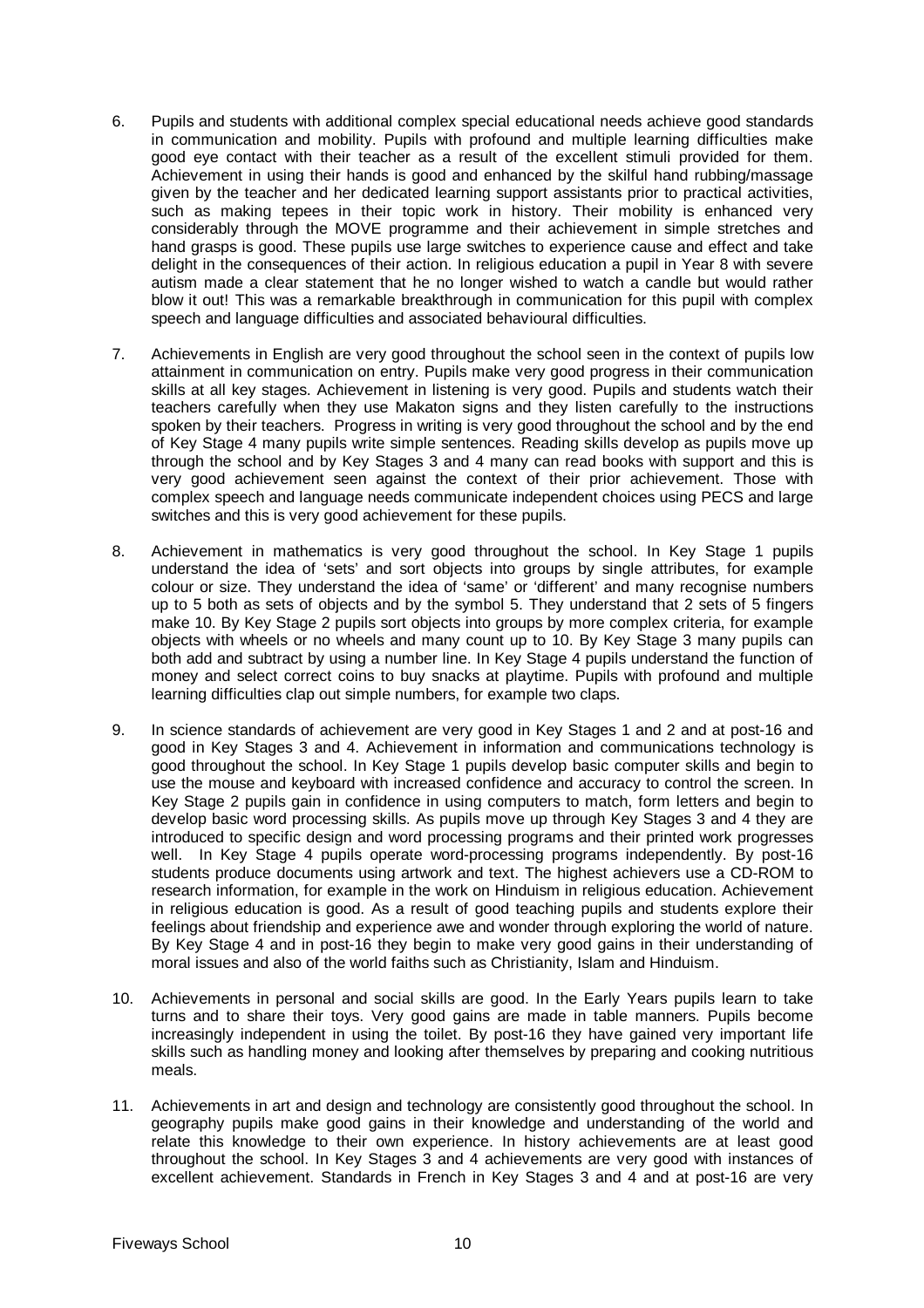6. Pupils and students with additional complex special educational needs achieve good standards in communication and mobility. Pupils with profound and multiple learning difficulties make good eye contact with their teacher as a result of the excellent stimuli provided for them. Achievement in using their hands is good and enhanced by the skilful hand rubbing/massage given by the teacher and her dedicated learning support assistants prior to practical activities, such as making tepees in their topic work in history. Their mobility is enhanced very considerably through the MOVE programme and their achievement in simple stretches and hand grasps is good. These pupils use large switches to experience cause and effect and take delight in the consequences of their action. In religious education a pupil in Year 8 with severe autism made a clear statement that he no longer wished to watch a candle but would rather blow it out! This was a remarkable breakthrough in communication for this pupil with complex speech and language difficulties and associated behavioural difficulties.

7. Achievements in English are very good throughout the school seen in the context of pupils low attainment in communication on entry. Pupils make very good progress in their communication skills at all key stages. Achievement in listening is very good. Pupils and students watch their teachers carefully when they use Makaton signs and they listen carefully to the instructions spoken by their teachers. Progress in writing is very good throughout the school and by the end of Key Stage 4 many pupils write simple sentences. Reading skills develop as pupils move up through the school and by Key Stages 3 and 4 many can read books with support and this is very good achievement seen against the context of their prior achievement. Those with complex speech and language needs communicate independent choices using PECS and large switches and this is very good achievement for these pupils.

8. Achievement in mathematics is very good throughout the school. In Key Stage 1 pupils understand the idea of 'sets' and sort objects into groups by single attributes, for example colour or size. They understand the idea of 'same' or 'different' and many recognise numbers up to 5 both as sets of objects and by the symbol 5. They understand that 2 sets of 5 fingers make 10. By Key Stage 2 pupils sort objects into groups by more complex criteria, for example objects with wheels or no wheels and many count up to 10. By Key Stage 3 many pupils can both add and subtract by using a number line. In Key Stage 4 pupils understand the function of money and select correct coins to buy snacks at playtime. Pupils with profound and multiple learning difficulties clap out simple numbers, for example two claps.

9. In science standards of achievement are very good in Key Stages 1 and 2 and at post-16 and good in Key Stages 3 and 4. Achievement in information and communications technology is good throughout the school. In Key Stage 1 pupils develop basic computer skills and begin to use the mouse and keyboard with increased confidence and accuracy to control the screen. In Key Stage 2 pupils gain in confidence in using computers to match, form letters and begin to develop basic word processing skills. As pupils move up through Key Stages 3 and 4 they are introduced to specific design and word processing programs and their printed work progresses well. In Key Stage 4 pupils operate word-processing programs independently. By post-16 students produce documents using artwork and text. The highest achievers use a CD-ROM to research information, for example in the work on Hinduism in religious education. Achievement in religious education is good. As a result of good teaching pupils and students explore their feelings about friendship and experience awe and wonder through exploring the world of nature. By Key Stage 4 and in post-16 they begin to make very good gains in their understanding of moral issues and also of the world faiths such as Christianity, Islam and Hinduism.

10. Achievements in personal and social skills are good. In the Early Years pupils learn to take turns and to share their toys. Very good gains are made in table manners. Pupils become increasingly independent in using the toilet. By post-16 they have gained very important life skills such as handling money and looking after themselves by preparing and cooking nutritious meals.

11. Achievements in art and design and technology are consistently good throughout the school. In geography pupils make good gains in their knowledge and understanding of the world and relate this knowledge to their own experience. In history achievements are at least good throughout the school. In Key Stages 3 and 4 achievements are very good with instances of excellent achievement. Standards in French in Key Stages 3 and 4 and at post-16 are very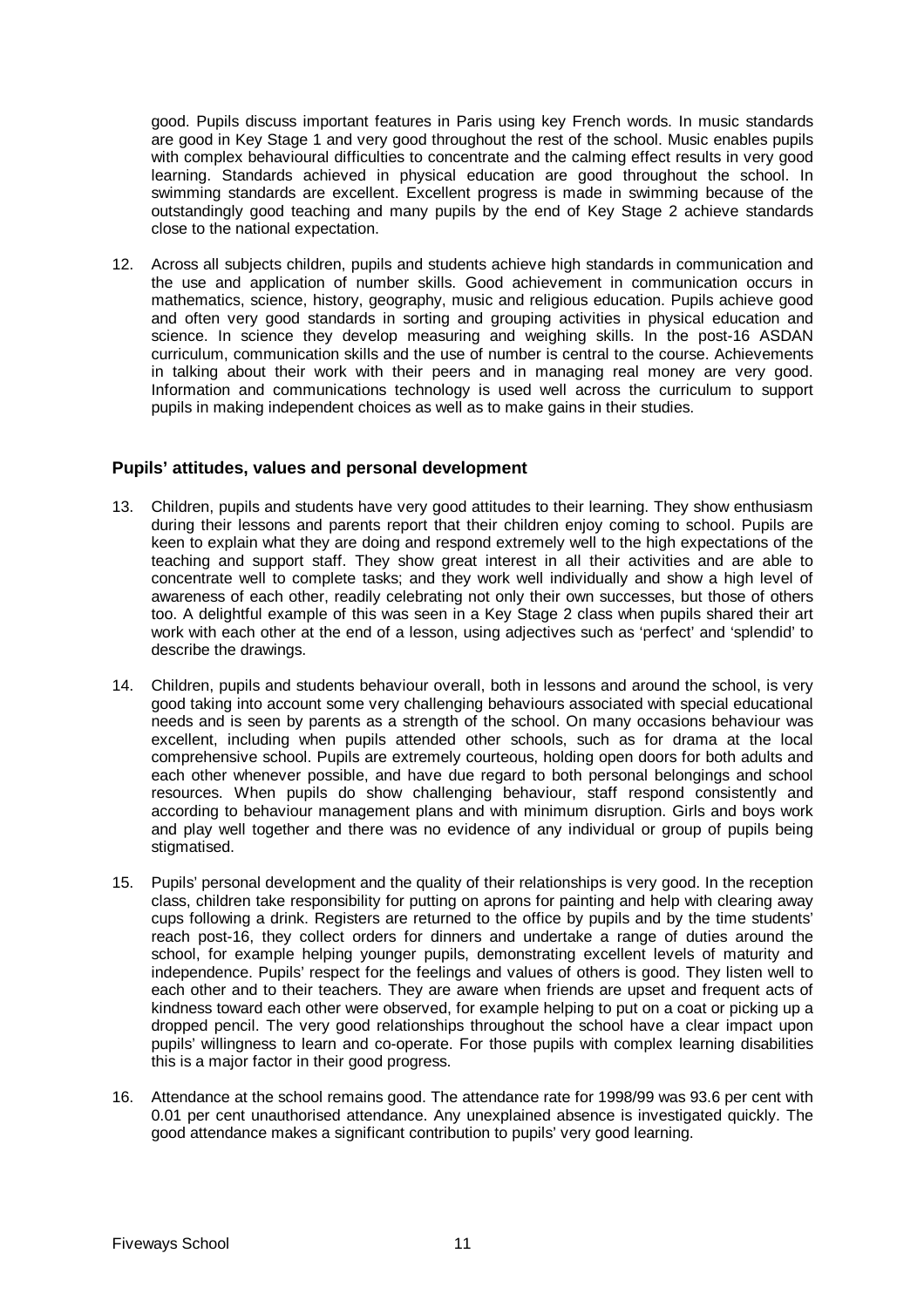good. Pupils discuss important features in Paris using key French words. In music standards are good in Key Stage 1 and very good throughout the rest of the school. Music enables pupils with complex behavioural difficulties to concentrate and the calming effect results in very good learning. Standards achieved in physical education are good throughout the school. In swimming standards are excellent. Excellent progress is made in swimming because of the outstandingly good teaching and many pupils by the end of Key Stage 2 achieve standards close to the national expectation.

12. Across all subjects children, pupils and students achieve high standards in communication and the use and application of number skills. Good achievement in communication occurs in mathematics, science, history, geography, music and religious education. Pupils achieve good and often very good standards in sorting and grouping activities in physical education and science. In science they develop measuring and weighing skills. In the post-16 ASDAN curriculum, communication skills and the use of number is central to the course. Achievements in talking about their work with their peers and in managing real money are very good. Information and communications technology is used well across the curriculum to support pupils in making independent choices as well as to make gains in their studies.

## Pupils' attitudes, values and personal development

13. Children, pupils and students have very good attitudes to their learning. They show enthusiasm during their lessons and parents report that their children enjoy coming to school. Pupils are keen to explain what they are doing and respond extremely well to the high expectations of the teaching and support staff. They show great interest in all their activities and are able to concentrate well to complete tasks; and they work well individually and show a high level of awareness of each other, readily celebrating not only their own successes, but those of others too. A delightful example of this was seen in a Key Stage 2 class when pupils shared their art work with each other at the end of a lesson, using adjectives such as 'perfect' and 'splendid' to describe the drawings.

14. Children, pupils and students behaviour overall, both in lessons and around the school, is very good taking into account some very challenging behaviours associated with special educational needs and is seen by parents as a strength of the school. On many occasions behaviour was excellent, including when pupils attended other schools, such as for drama at the local comprehensive school. Pupils are extremely courteous, holding open doors for both adults and each other whenever possible, and have due regard to both personal belongings and school resources. When pupils do show challenging behaviour, staff respond consistently and according to behaviour management plans and with minimum disruption. Girls and boys work and play well together and there was no evidence of any individual or group of pupils being stigmatised.

15. Pupils' personal development and the quality of their relationships is very good. In the reception class, children take responsibility for putting on aprons for painting and help with clearing away cups following a drink. Registers are returned to the office by pupils and by the time students' reach post-16, they collect orders for dinners and undertake a range of duties around the school, for example helping younger pupils, demonstrating excellent levels of maturity and independence. Pupils' respect for the feelings and values of others is good. They listen well to each other and to their teachers. They are aware when friends are upset and frequent acts of kindness toward each other were observed, for example helping to put on a coat or picking up a dropped pencil. The very good relationships throughout the school have a clear impact upon pupils' willingness to learn and co-operate. For those pupils with complex learning disabilities this is a major factor in their good progress.

16. Attendance at the school remains good. The attendance rate for 1998/99 was 93.6 per cent with 0.01 per cent unauthorised attendance. Any unexplained absence is investigated quickly. The good attendance makes a significant contribution to pupils' very good learning.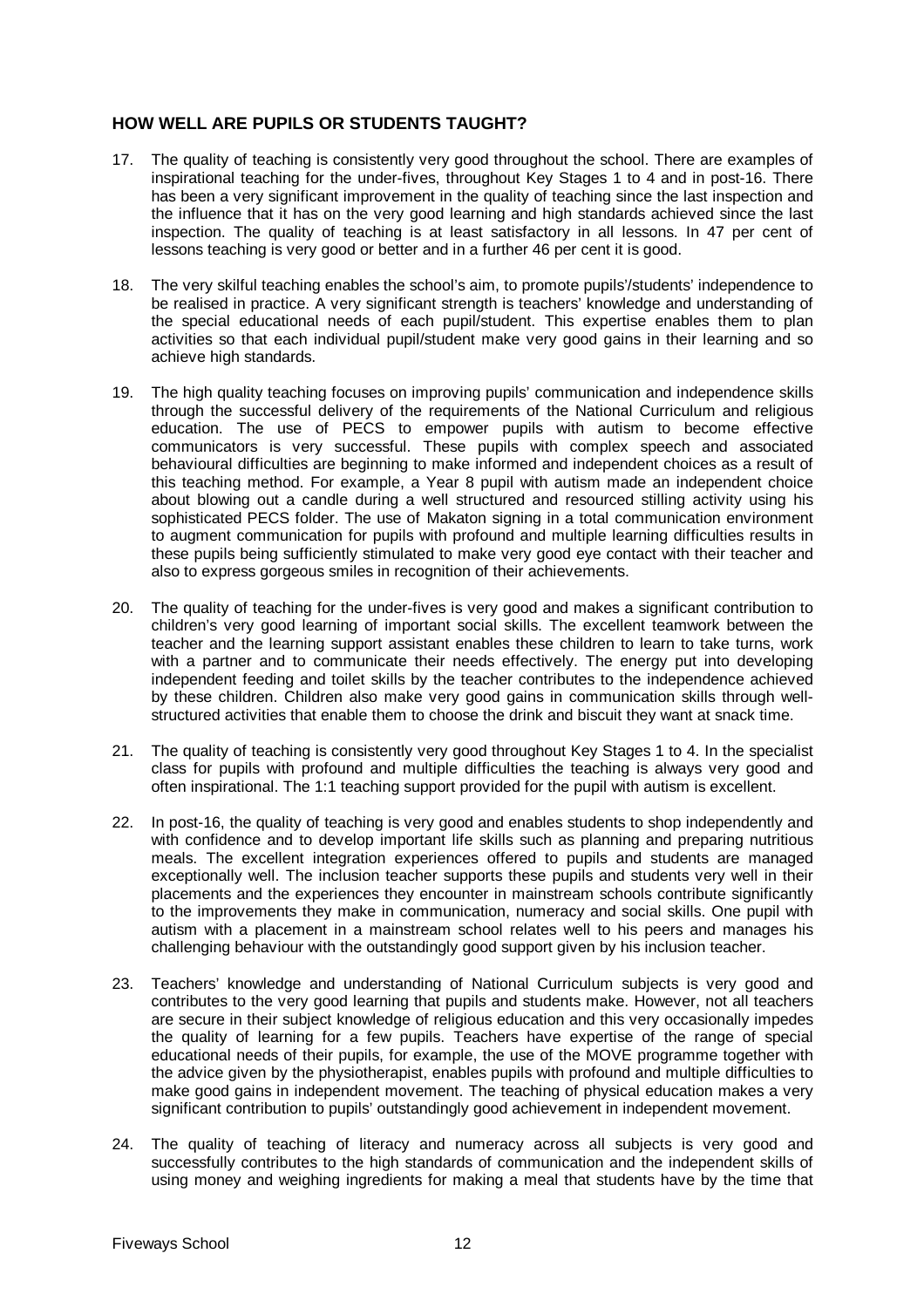## HOW WELL ARE PUPILS OR STUDENTS TAUGHT?

17. The quality of teaching is consistently very good throughout the school. There are examples of inspirational teaching for the under-fives, throughout Key Stages 1 to 4 and in post-16. There has been a very significant improvement in the quality of teaching since the last inspection and the influence that it has on the very good learning and high standards achieved since the last inspection. The quality of teaching is at least satisfactory in all lessons. In 47 per cent of lessons teaching is very good or better and in a further 46 per cent it is good.

18. The very skilful teaching enables the school's aim, to promote pupils'/students' independence to be realised in practice. A very significant strength is teachers' knowledge and understanding of the special educational needs of each pupil/student. This expertise enables them to plan activities so that each individual pupil/student make very good gains in their learning and so achieve high standards.

19. The high quality teaching focuses on improving pupils' communication and independence skills through the successful delivery of the requirements of the National Curriculum and religious education. The use of PECS to empower pupils with autism to become effective communicators is very successful. These pupils with complex speech and associated behavioural difficulties are beginning to make informed and independent choices as a result of this teaching method. For example, a Year 8 pupil with autism made an independent choice about blowing out a candle during a well structured and resourced stilling activity using his sophisticated PECS folder. The use of Makaton signing in a total communication environment to augment communication for pupils with profound and multiple learning difficulties results in these pupils being sufficiently stimulated to make very good eye contact with their teacher and also to express gorgeous smiles in recognition of their achievements.

20. The quality of teaching for the under-fives is very good and makes a significant contribution to children's very good learning of important social skills. The excellent teamwork between the teacher and the learning support assistant enables these children to learn to take turns, work with a partner and to communicate their needs effectively. The energy put into developing independent feeding and toilet skills by the teacher contributes to the independence achieved by these children. Children also make very good gains in communication skills through well-structured activities that enable them to choose the drink and biscuit they want at snack time.

21. The quality of teaching is consistently very good throughout Key Stages 1 to 4. In the specialist class for pupils with profound and multiple difficulties the teaching is always very good and often inspirational. The 1:1 teaching support provided for the pupil with autism is excellent.

22. In post-16, the quality of teaching is very good and enables students to shop independently and with confidence and to develop important life skills such as planning and preparing nutritious meals. The excellent integration experiences offered to pupils and students are managed exceptionally well. The inclusion teacher supports these pupils and students very well in their placements and the experiences they encounter in mainstream schools contribute significantly to the improvements they make in communication, numeracy and social skills. One pupil with autism with a placement in a mainstream school relates well to his peers and manages his challenging behaviour with the outstandingly good support given by his inclusion teacher.

23. Teachers' knowledge and understanding of National Curriculum subjects is very good and contributes to the very good learning that pupils and students make. However, not all teachers are secure in their subject knowledge of religious education and this very occasionally impedes the quality of learning for a few pupils. Teachers have expertise of the range of special educational needs of their pupils, for example, the use of the MOVE programme together with the advice given by the physiotherapist, enables pupils with profound and multiple difficulties to make good gains in independent movement. The teaching of physical education makes a very significant contribution to pupils' outstandingly good achievement in independent movement.

24. The quality of teaching of literacy and numeracy across all subjects is very good and successfully contributes to the high standards of communication and the independent skills of using money and weighing ingredients for making a meal that students have by the time that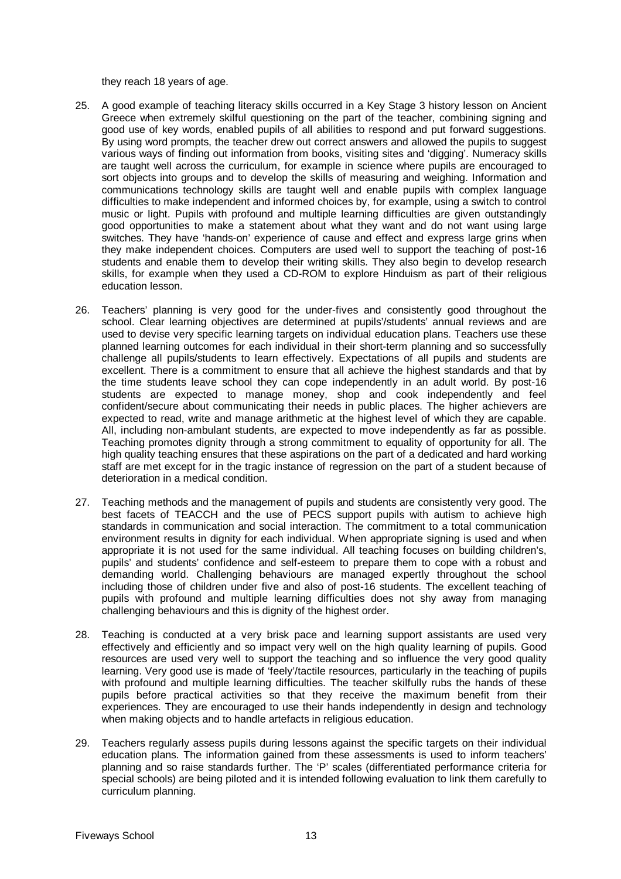they reach 18 years of age.

25. A good example of teaching literacy skills occurred in a Key Stage 3 history lesson on Ancient Greece when extremely skilful questioning on the part of the teacher, combining signing and good use of key words, enabled pupils of all abilities to respond and put forward suggestions. By using word prompts, the teacher drew out correct answers and allowed the pupils to suggest various ways of finding out information from books, visiting sites and 'digging'. Numeracy skills are taught well across the curriculum, for example in science where pupils are encouraged to sort objects into groups and to develop the skills of measuring and weighing. Information and communications technology skills are taught well and enable pupils with complex language difficulties to make independent and informed choices by, for example, using a switch to control music or light. Pupils with profound and multiple learning difficulties are given outstandingly good opportunities to make a statement about what they want and do not want using large switches. They have 'hands-on' experience of cause and effect and express large grins when they make independent choices. Computers are used well to support the teaching of post-16 students and enable them to develop their writing skills. They also begin to develop research skills, for example when they used a CD-ROM to explore Hinduism as part of their religious education lesson.

26. Teachers' planning is very good for the under-fives and consistently good throughout the school. Clear learning objectives are determined at pupils'/students' annual reviews and are used to devise very specific learning targets on individual education plans. Teachers use these planned learning outcomes for each individual in their short-term planning and so successfully challenge all pupils/students to learn effectively. Expectations of all pupils and students are excellent. There is a commitment to ensure that all achieve the highest standards and that by the time students leave school they can cope independently in an adult world. By post-16 students are expected to manage money, shop and cook independently and feel confident/secure about communicating their needs in public places. The higher achievers are expected to read, write and manage arithmetic at the highest level of which they are capable. All, including non-ambulant students, are expected to move independently as far as possible. Teaching promotes dignity through a strong commitment to equality of opportunity for all. The high quality teaching ensures that these aspirations on the part of a dedicated and hard working staff are met except for in the tragic instance of regression on the part of a student because of deterioration in a medical condition.

27. Teaching methods and the management of pupils and students are consistently very good. The best facets of TEACCH and the use of PECS support pupils with autism to achieve high standards in communication and social interaction. The commitment to a total communication environment results in dignity for each individual. When appropriate signing is used and when appropriate it is not used for the same individual. All teaching focuses on building children's, pupils' and students' confidence and self-esteem to prepare them to cope with a robust and demanding world. Challenging behaviours are managed expertly throughout the school including those of children under five and also of post-16 students. The excellent teaching of pupils with profound and multiple learning difficulties does not shy away from managing challenging behaviours and this is dignity of the highest order.

28. Teaching is conducted at a very brisk pace and learning support assistants are used very effectively and efficiently and so impact very well on the high quality learning of pupils. Good resources are used very well to support the teaching and so influence the very good quality learning. Very good use is made of 'feely'/tactile resources, particularly in the teaching of pupils with profound and multiple learning difficulties. The teacher skilfully rubs the hands of these pupils before practical activities so that they receive the maximum benefit from their experiences. They are encouraged to use their hands independently in design and technology when making objects and to handle artefacts in religious education.

29. Teachers regularly assess pupils during lessons against the specific targets on their individual education plans. The information gained from these assessments is used to inform teachers' planning and so raise standards further. The 'P' scales (differentiated performance criteria for special schools) are being piloted and it is intended following evaluation to link them carefully to curriculum planning.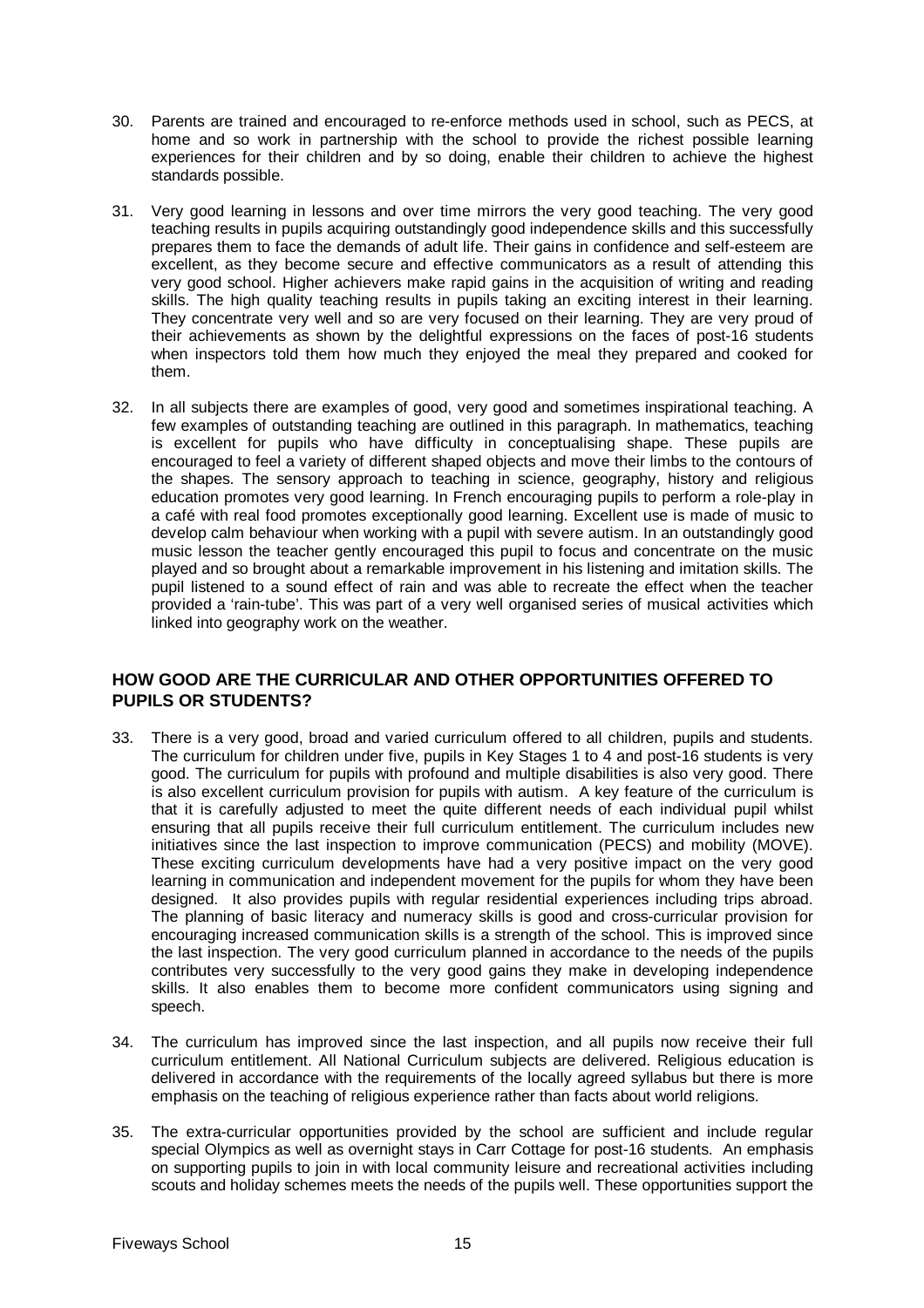30. Parents are trained and encouraged to re-enforce methods used in school, such as PECS, at home and so work in partnership with the school to provide the richest possible learning experiences for their children and by so doing, enable their children to achieve the highest standards possible.

31. Very good learning in lessons and over time mirrors the very good teaching. The very good teaching results in pupils acquiring outstandingly good independence skills and this successfully prepares them to face the demands of adult life. Their gains in confidence and self-esteem are excellent, as they become secure and effective communicators as a result of attending this very good school. Higher achievers make rapid gains in the acquisition of writing and reading skills. The high quality teaching results in pupils taking an exciting interest in their learning. They concentrate very well and so are very focused on their learning. They are very proud of their achievements as shown by the delightful expressions on the faces of post-16 students when inspectors told them how much they enjoyed the meal they prepared and cooked for them.

32. In all subjects there are examples of good, very good and sometimes inspirational teaching. A few examples of outstanding teaching are outlined in this paragraph. In mathematics, teaching is excellent for pupils who have difficulty in conceptualising shape. These pupils are encouraged to feel a variety of different shaped objects and move their limbs to the contours of the shapes. The sensory approach to teaching in science, geography, history and religious education promotes very good learning. In French encouraging pupils to perform a role-play in a café with real food promotes exceptionally good learning. Excellent use is made of music to develop calm behaviour when working with a pupil with severe autism. In an outstandingly good music lesson the teacher gently encouraged this pupil to focus and concentrate on the music played and so brought about a remarkable improvement in his listening and imitation skills. The pupil listened to a sound effect of rain and was able to recreate the effect when the teacher provided a 'rain-tube'. This was part of a very well organised series of musical activities which linked into geography work on the weather.

## HOW GOOD ARE THE CURRICULAR AND OTHER OPPORTUNITIES OFFERED TO PUPILS OR STUDENTS?

33. There is a very good, broad and varied curriculum offered to all children, pupils and students. The curriculum for children under five, pupils in Key Stages 1 to 4 and post-16 students is very good. The curriculum for pupils with profound and multiple disabilities is also very good. There is also excellent curriculum provision for pupils with autism. A key feature of the curriculum is that it is carefully adjusted to meet the quite different needs of each individual pupil whilst ensuring that all pupils receive their full curriculum entitlement. The curriculum includes new initiatives since the last inspection to improve communication (PECS) and mobility (MOVE). These exciting curriculum developments have had a very positive impact on the very good learning in communication and independent movement for the pupils for whom they have been designed. It also provides pupils with regular residential experiences including trips abroad. The planning of basic literacy and numeracy skills is good and cross-curricular provision for encouraging increased communication skills is a strength of the school. This is improved since the last inspection. The very good curriculum planned in accordance to the needs of the pupils contributes very successfully to the very good gains they make in developing independence skills. It also enables them to become more confident communicators using signing and speech.

34. The curriculum has improved since the last inspection, and all pupils now receive their full curriculum entitlement. All National Curriculum subjects are delivered. Religious education is delivered in accordance with the requirements of the locally agreed syllabus but there is more emphasis on the teaching of religious experience rather than facts about world religions.

35. The extra-curricular opportunities provided by the school are sufficient and include regular special Olympics as well as overnight stays in Carr Cottage for post-16 students. An emphasis on supporting pupils to join in with local community leisure and recreational activities including scouts and holiday schemes meets the needs of the pupils well. These opportunities support the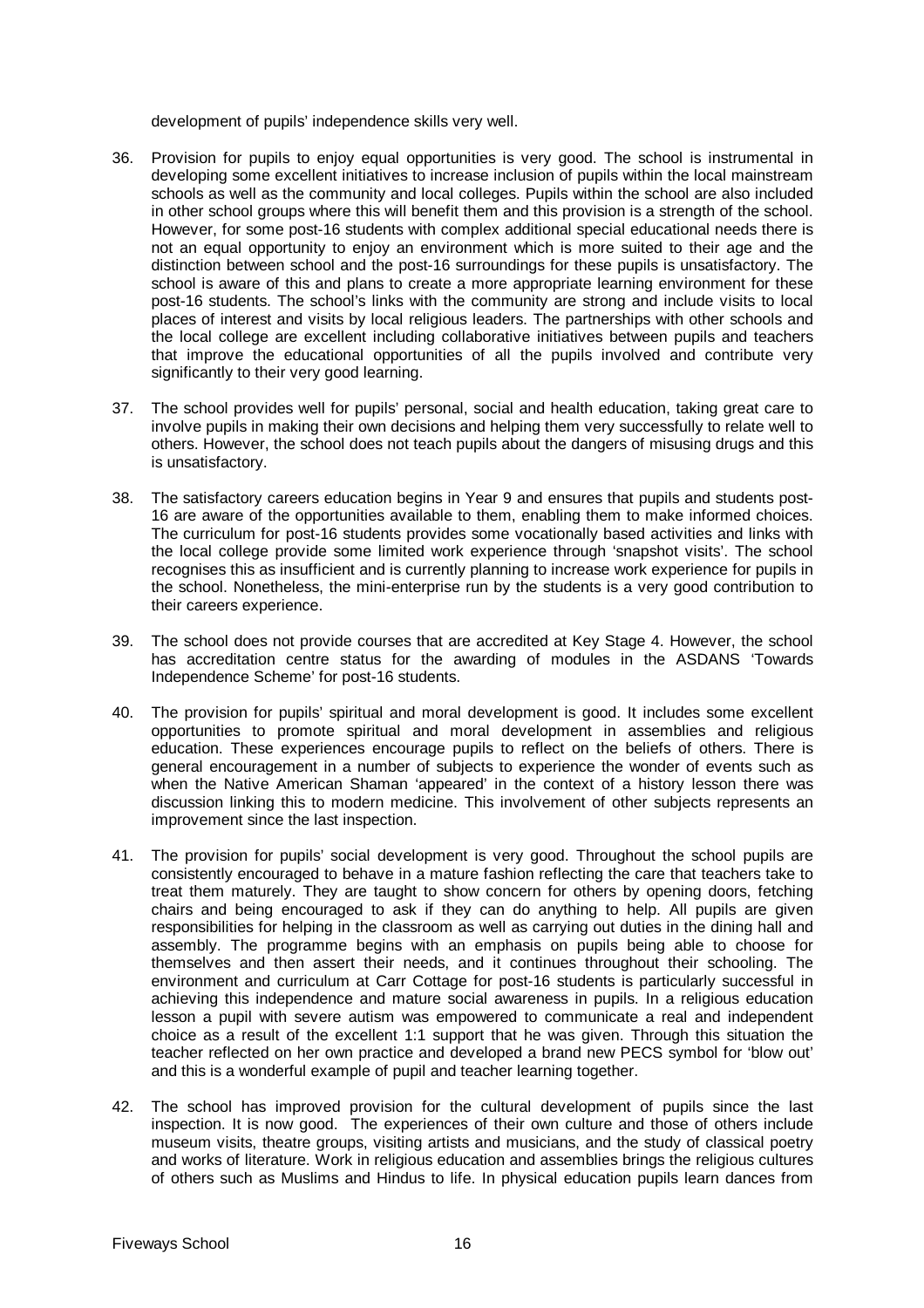development of pupils' independence skills very well.

36. Provision for pupils to enjoy equal opportunities is very good. The school is instrumental in developing some excellent initiatives to increase inclusion of pupils within the local mainstream schools as well as the community and local colleges. Pupils within the school are also included in other school groups where this will benefit them and this provision is a strength of the school. However, for some post-16 students with complex additional special educational needs there is not an equal opportunity to enjoy an environment which is more suited to their age and the distinction between school and the post-16 surroundings for these pupils is unsatisfactory. The school is aware of this and plans to create a more appropriate learning environment for these post-16 students. The school's links with the community are strong and include visits to local places of interest and visits by local religious leaders. The partnerships with other schools and the local college are excellent including collaborative initiatives between pupils and teachers that improve the educational opportunities of all the pupils involved and contribute very significantly to their very good learning.

37. The school provides well for pupils' personal, social and health education, taking great care to involve pupils in making their own decisions and helping them very successfully to relate well to others. However, the school does not teach pupils about the dangers of misusing drugs and this is unsatisfactory.

38. The satisfactory careers education begins in Year 9 and ensures that pupils and students post-16 are aware of the opportunities available to them, enabling them to make informed choices. The curriculum for post-16 students provides some vocationally based activities and links with the local college provide some limited work experience through 'snapshot visits'. The school recognises this as insufficient and is currently planning to increase work experience for pupils in the school. Nonetheless, the mini-enterprise run by the students is a very good contribution to their careers experience.

39. The school does not provide courses that are accredited at Key Stage 4. However, the school has accreditation centre status for the awarding of modules in the ASDANS 'Towards Independence Scheme' for post-16 students.

40. The provision for pupils' spiritual and moral development is good. It includes some excellent opportunities to promote spiritual and moral development in assemblies and religious education. These experiences encourage pupils to reflect on the beliefs of others. There is general encouragement in a number of subjects to experience the wonder of events such as when the Native American Shaman 'appeared' in the context of a history lesson there was discussion linking this to modern medicine. This involvement of other subjects represents an improvement since the last inspection.

41. The provision for pupils' social development is very good. Throughout the school pupils are consistently encouraged to behave in a mature fashion reflecting the care that teachers take to treat them maturely. They are taught to show concern for others by opening doors, fetching chairs and being encouraged to ask if they can do anything to help. All pupils are given responsibilities for helping in the classroom as well as carrying out duties in the dining hall and assembly. The programme begins with an emphasis on pupils being able to choose for themselves and then assert their needs, and it continues throughout their schooling. The environment and curriculum at Carr Cottage for post-16 students is particularly successful in achieving this independence and mature social awareness in pupils. In a religious education lesson a pupil with severe autism was empowered to communicate a real and independent choice as a result of the excellent 1:1 support that he was given. Through this situation the teacher reflected on her own practice and developed a brand new PECS symbol for 'blow out' and this is a wonderful example of pupil and teacher learning together.

42. The school has improved provision for the cultural development of pupils since the last inspection. It is now good. The experiences of their own culture and those of others include museum visits, theatre groups, visiting artists and musicians, and the study of classical poetry and works of literature. Work in religious education and assemblies brings the religious cultures of others such as Muslims and Hindus to life. In physical education pupils learn dances from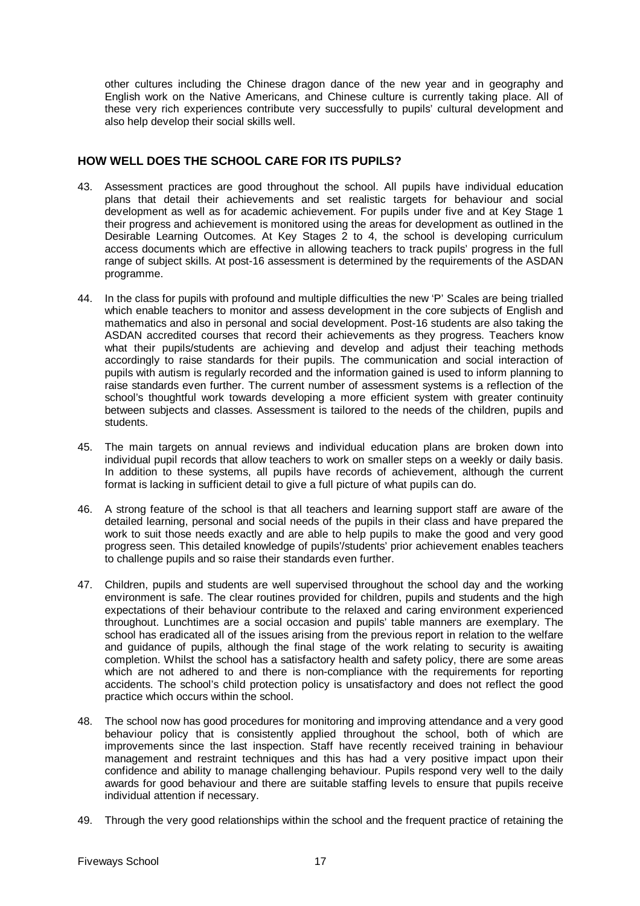other cultures including the Chinese dragon dance of the new year and in geography and English work on the Native Americans, and Chinese culture is currently taking place. All of these very rich experiences contribute very successfully to pupils' cultural development and also help develop their social skills well.

## HOW WELL DOES THE SCHOOL CARE FOR ITS PUPILS?

43. Assessment practices are good throughout the school. All pupils have individual education plans that detail their achievements and set realistic targets for behaviour and social development as well as for academic achievement. For pupils under five and at Key Stage 1 their progress and achievement is monitored using the areas for development as outlined in the Desirable Learning Outcomes. At Key Stages 2 to 4, the school is developing curriculum access documents which are effective in allowing teachers to track pupils' progress in the full range of subject skills. At post-16 assessment is determined by the requirements of the ASDAN programme.

44. In the class for pupils with profound and multiple difficulties the new 'P' Scales are being trialled which enable teachers to monitor and assess development in the core subjects of English and mathematics and also in personal and social development. Post-16 students are also taking the ASDAN accredited courses that record their achievements as they progress. Teachers know what their pupils/students are achieving and develop and adjust their teaching methods accordingly to raise standards for their pupils. The communication and social interaction of pupils with autism is regularly recorded and the information gained is used to inform planning to raise standards even further. The current number of assessment systems is a reflection of the school's thoughtful work towards developing a more efficient system with greater continuity between subjects and classes. Assessment is tailored to the needs of the children, pupils and students.

45. The main targets on annual reviews and individual education plans are broken down into individual pupil records that allow teachers to work on smaller steps on a weekly or daily basis. In addition to these systems, all pupils have records of achievement, although the current format is lacking in sufficient detail to give a full picture of what pupils can do.

46. A strong feature of the school is that all teachers and learning support staff are aware of the detailed learning, personal and social needs of the pupils in their class and have prepared the work to suit those needs exactly and are able to help pupils to make the good and very good progress seen. This detailed knowledge of pupils'/students' prior achievement enables teachers to challenge pupils and so raise their standards even further.

47. Children, pupils and students are well supervised throughout the school day and the working environment is safe. The clear routines provided for children, pupils and students and the high expectations of their behaviour contribute to the relaxed and caring environment experienced throughout. Lunchtimes are a social occasion and pupils' table manners are exemplary. The school has eradicated all of the issues arising from the previous report in relation to the welfare and guidance of pupils, although the final stage of the work relating to security is awaiting completion. Whilst the school has a satisfactory health and safety policy, there are some areas which are not adhered to and there is non-compliance with the requirements for reporting accidents. The school's child protection policy is unsatisfactory and does not reflect the good practice which occurs within the school.

48. The school now has good procedures for monitoring and improving attendance and a very good behaviour policy that is consistently applied throughout the school, both of which are improvements since the last inspection. Staff have recently received training in behaviour management and restraint techniques and this has had a very positive impact upon their confidence and ability to manage challenging behaviour. Pupils respond very well to the daily awards for good behaviour and there are suitable staffing levels to ensure that pupils receive individual attention if necessary.

49. Through the very good relationships within the school and the frequent practice of retaining the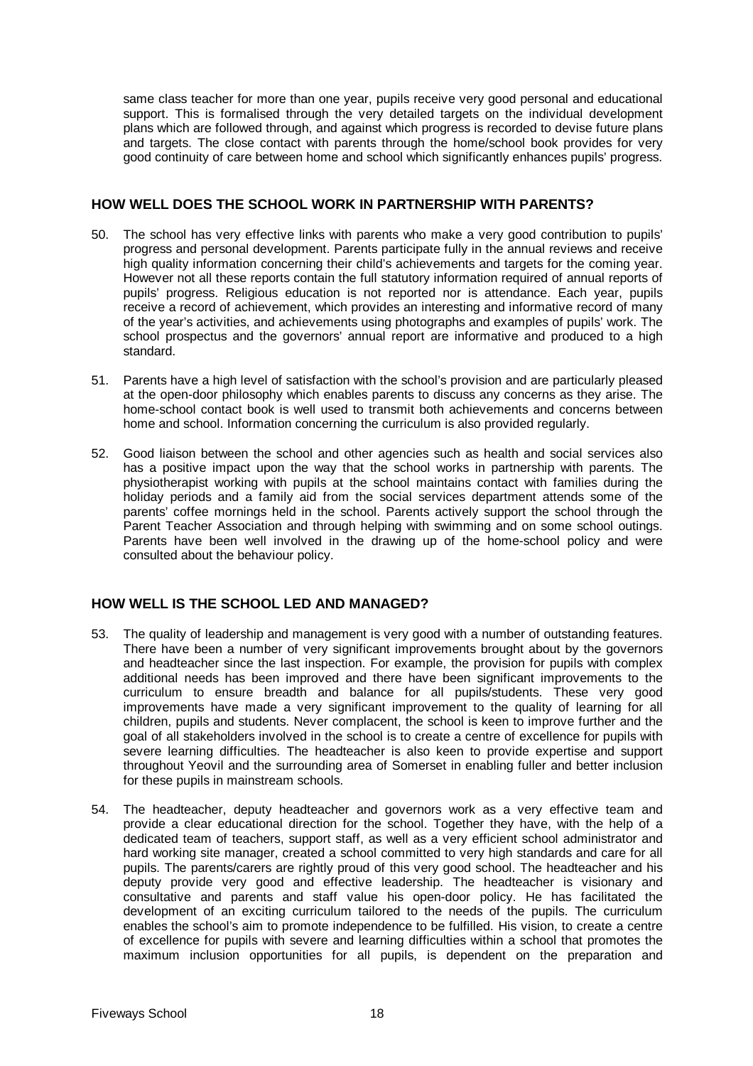same class teacher for more than one year, pupils receive very good personal and educational support. This is formalised through the very detailed targets on the individual development plans which are followed through, and against which progress is recorded to devise future plans and targets. The close contact with parents through the home/school book provides for very good continuity of care between home and school which significantly enhances pupils' progress.

## HOW WELL DOES THE SCHOOL WORK IN PARTNERSHIP WITH PARENTS?

50. The school has very effective links with parents who make a very good contribution to pupils' progress and personal development. Parents participate fully in the annual reviews and receive high quality information concerning their child's achievements and targets for the coming year. However not all these reports contain the full statutory information required of annual reports of pupils' progress. Religious education is not reported nor is attendance. Each year, pupils receive a record of achievement, which provides an interesting and informative record of many of the year's activities, and achievements using photographs and examples of pupils' work. The school prospectus and the governors' annual report are informative and produced to a high standard.

51. Parents have a high level of satisfaction with the school's provision and are particularly pleased at the open-door philosophy which enables parents to discuss any concerns as they arise. The home-school contact book is well used to transmit both achievements and concerns between home and school. Information concerning the curriculum is also provided regularly.

52. Good liaison between the school and other agencies such as health and social services also has a positive impact upon the way that the school works in partnership with parents. The physiotherapist working with pupils at the school maintains contact with families during the holiday periods and a family aid from the social services department attends some of the parents' coffee mornings held in the school. Parents actively support the school through the Parent Teacher Association and through helping with swimming and on some school outings. Parents have been well involved in the drawing up of the home-school policy and were consulted about the behaviour policy.

## HOW WELL IS THE SCHOOL LED AND MANAGED?

53. The quality of leadership and management is very good with a number of outstanding features. There have been a number of very significant improvements brought about by the governors and headteacher since the last inspection. For example, the provision for pupils with complex additional needs has been improved and there have been significant improvements to the curriculum to ensure breadth and balance for all pupils/students. These very good improvements have made a very significant improvement to the quality of learning for all children, pupils and students. Never complacent, the school is keen to improve further and the goal of all stakeholders involved in the school is to create a centre of excellence for pupils with severe learning difficulties. The headteacher is also keen to provide expertise and support throughout Yeovil and the surrounding area of Somerset in enabling fuller and better inclusion for these pupils in mainstream schools.

54. The headteacher, deputy headteacher and governors work as a very effective team and provide a clear educational direction for the school. Together they have, with the help of a dedicated team of teachers, support staff, as well as a very efficient school administrator and hard working site manager, created a school committed to very high standards and care for all pupils. The parents/carers are rightly proud of this very good school. The headteacher and his deputy provide very good and effective leadership. The headteacher is visionary and consultative and parents and staff value his open-door policy. He has facilitated the development of an exciting curriculum tailored to the needs of the pupils. The curriculum enables the school's aim to promote independence to be fulfilled. His vision, to create a centre of excellence for pupils with severe and learning difficulties within a school that promotes the maximum inclusion opportunities for all pupils, is dependent on the preparation and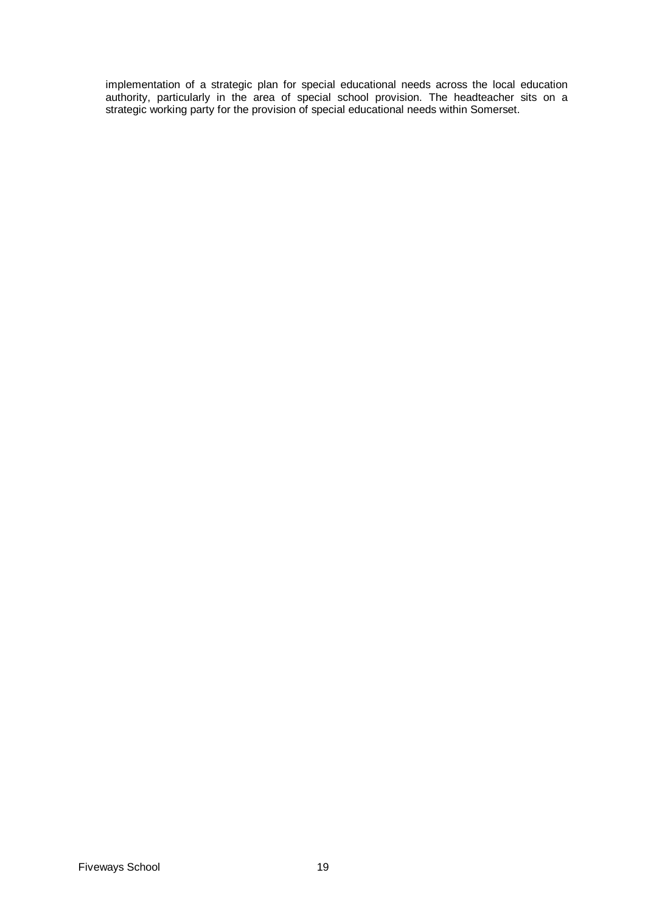implementation of a strategic plan for special educational needs across the local education authority, particularly in the area of special school provision. The headteacher sits on a strategic working party for the provision of special educational needs within Somerset.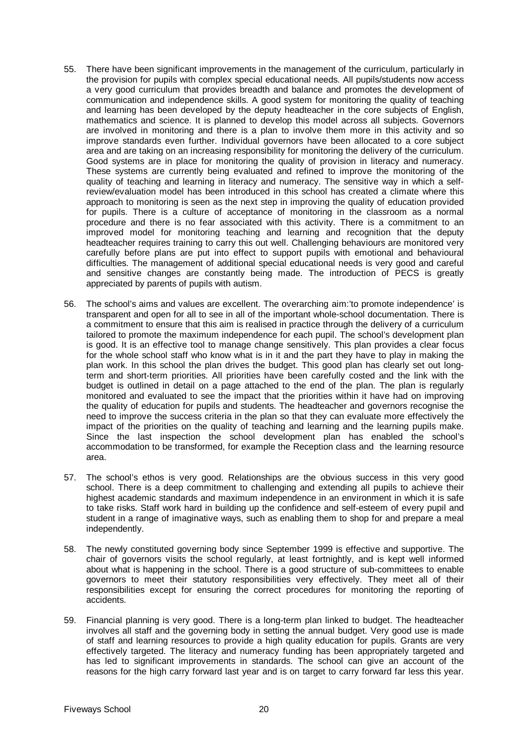55. There have been significant improvements in the management of the curriculum, particularly in the provision for pupils with complex special educational needs. All pupils/students now access a very good curriculum that provides breadth and balance and promotes the development of communication and independence skills. A good system for monitoring the quality of teaching and learning has been developed by the deputy headteacher in the core subjects of English, mathematics and science. It is planned to develop this model across all subjects. Governors are involved in monitoring and there is a plan to involve them more in this activity and so improve standards even further. Individual governors have been allocated to a core subject area and are taking on an increasing responsibility for monitoring the delivery of the curriculum. Good systems are in place for monitoring the quality of provision in literacy and numeracy. These systems are currently being evaluated and refined to improve the monitoring of the quality of teaching and learning in literacy and numeracy. The sensitive way in which a self-review/evaluation model has been introduced in this school has created a climate where this approach to monitoring is seen as the next step in improving the quality of education provided for pupils. There is a culture of acceptance of monitoring in the classroom as a normal procedure and there is no fear associated with this activity. There is a commitment to an improved model for monitoring teaching and learning and recognition that the deputy headteacher requires training to carry this out well. Challenging behaviours are monitored very carefully before plans are put into effect to support pupils with emotional and behavioural difficulties. The management of additional special educational needs is very good and careful and sensitive changes are constantly being made. The introduction of PECS is greatly appreciated by parents of pupils with autism.

56. The school's aims and values are excellent. The overarching aim:'to promote independence' is transparent and open for all to see in all of the important whole-school documentation. There is a commitment to ensure that this aim is realised in practice through the delivery of a curriculum tailored to promote the maximum independence for each pupil. The school's development plan is good. It is an effective tool to manage change sensitively. This plan provides a clear focus for the whole school staff who know what is in it and the part they have to play in making the plan work. In this school the plan drives the budget. This good plan has clearly set out long-term and short-term priorities. All priorities have been carefully costed and the link with the budget is outlined in detail on a page attached to the end of the plan. The plan is regularly monitored and evaluated to see the impact that the priorities within it have had on improving the quality of education for pupils and students. The headteacher and governors recognise the need to improve the success criteria in the plan so that they can evaluate more effectively the impact of the priorities on the quality of teaching and learning and the learning pupils make. Since the last inspection the school development plan has enabled the school's accommodation to be transformed, for example the Reception class and the learning resource area.

57. The school's ethos is very good. Relationships are the obvious success in this very good school. There is a deep commitment to challenging and extending all pupils to achieve their highest academic standards and maximum independence in an environment in which it is safe to take risks. Staff work hard in building up the confidence and self-esteem of every pupil and student in a range of imaginative ways, such as enabling them to shop for and prepare a meal independently.

58. The newly constituted governing body since September 1999 is effective and supportive. The chair of governors visits the school regularly, at least fortnightly, and is kept well informed about what is happening in the school. There is a good structure of sub-committees to enable governors to meet their statutory responsibilities very effectively. They meet all of their responsibilities except for ensuring the correct procedures for monitoring the reporting of accidents.

59. Financial planning is very good. There is a long-term plan linked to budget. The headteacher involves all staff and the governing body in setting the annual budget. Very good use is made of staff and learning resources to provide a high quality education for pupils. Grants are very effectively targeted. The literacy and numeracy funding has been appropriately targeted and has led to significant improvements in standards. The school can give an account of the reasons for the high carry forward last year and is on target to carry forward far less this year.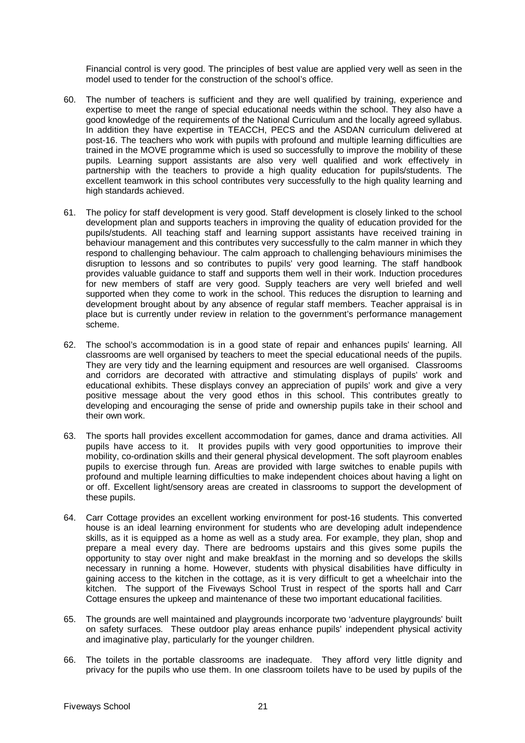Financial control is very good. The principles of best value are applied very well as seen in the model used to tender for the construction of the school's office.

60. The number of teachers is sufficient and they are well qualified by training, experience and expertise to meet the range of special educational needs within the school. They also have a good knowledge of the requirements of the National Curriculum and the locally agreed syllabus. In addition they have expertise in TEACCH, PECS and the ASDAN curriculum delivered at post-16. The teachers who work with pupils with profound and multiple learning difficulties are trained in the MOVE programme which is used so successfully to improve the mobility of these pupils. Learning support assistants are also very well qualified and work effectively in partnership with the teachers to provide a high quality education for pupils/students. The excellent teamwork in this school contributes very successfully to the high quality learning and high standards achieved.

61. The policy for staff development is very good. Staff development is closely linked to the school development plan and supports teachers in improving the quality of education provided for the pupils/students. All teaching staff and learning support assistants have received training in behaviour management and this contributes very successfully to the calm manner in which they respond to challenging behaviour. The calm approach to challenging behaviours minimises the disruption to lessons and so contributes to pupils' very good learning. The staff handbook provides valuable guidance to staff and supports them well in their work. Induction procedures for new members of staff are very good. Supply teachers are very well briefed and well supported when they come to work in the school. This reduces the disruption to learning and development brought about by any absence of regular staff members. Teacher appraisal is in place but is currently under review in relation to the government's performance management scheme.

62. The school's accommodation is in a good state of repair and enhances pupils' learning. All classrooms are well organised by teachers to meet the special educational needs of the pupils. They are very tidy and the learning equipment and resources are well organised. Classrooms and corridors are decorated with attractive and stimulating displays of pupils' work and educational exhibits. These displays convey an appreciation of pupils' work and give a very positive message about the very good ethos in this school. This contributes greatly to developing and encouraging the sense of pride and ownership pupils take in their school and their own work.

63. The sports hall provides excellent accommodation for games, dance and drama activities. All pupils have access to it. It provides pupils with very good opportunities to improve their mobility, co-ordination skills and their general physical development. The soft playroom enables pupils to exercise through fun. Areas are provided with large switches to enable pupils with profound and multiple learning difficulties to make independent choices about having a light on or off. Excellent light/sensory areas are created in classrooms to support the development of these pupils.

64. Carr Cottage provides an excellent working environment for post-16 students. This converted house is an ideal learning environment for students who are developing adult independence skills, as it is equipped as a home as well as a study area. For example, they plan, shop and prepare a meal every day. There are bedrooms upstairs and this gives some pupils the opportunity to stay over night and make breakfast in the morning and so develops the skills necessary in running a home. However, students with physical disabilities have difficulty in gaining access to the kitchen in the cottage, as it is very difficult to get a wheelchair into the kitchen. The support of the Fiveways School Trust in respect of the sports hall and Carr Cottage ensures the upkeep and maintenance of these two important educational facilities.

65. The grounds are well maintained and playgrounds incorporate two 'adventure playgrounds' built on safety surfaces. These outdoor play areas enhance pupils' independent physical activity and imaginative play, particularly for the younger children.

66. The toilets in the portable classrooms are inadequate. They afford very little dignity and privacy for the pupils who use them. In one classroom toilets have to be used by pupils of the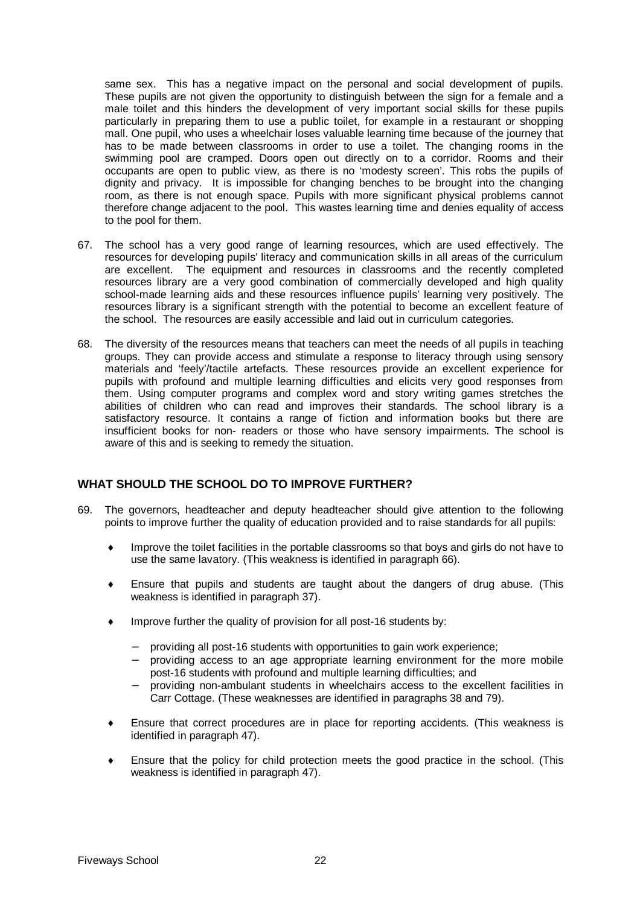same sex. This has a negative impact on the personal and social development of pupils. These pupils are not given the opportunity to distinguish between the sign for a female and a male toilet and this hinders the development of very important social skills for these pupils particularly in preparing them to use a public toilet, for example in a restaurant or shopping mall. One pupil, who uses a wheelchair loses valuable learning time because of the journey that has to be made between classrooms in order to use a toilet. The changing rooms in the swimming pool are cramped. Doors open out directly on to a corridor. Rooms and their occupants are open to public view, as there is no 'modesty screen'. This robs the pupils of dignity and privacy. It is impossible for changing benches to be brought into the changing room, as there is not enough space. Pupils with more significant physical problems cannot therefore change adjacent to the pool. This wastes learning time and denies equality of access to the pool for them.

67. The school has a very good range of learning resources, which are used effectively. The resources for developing pupils' literacy and communication skills in all areas of the curriculum are excellent. The equipment and resources in classrooms and the recently completed resources library are a very good combination of commercially developed and high quality school-made learning aids and these resources influence pupils' learning very positively. The resources library is a significant strength with the potential to become an excellent feature of the school. The resources are easily accessible and laid out in curriculum categories.

68. The diversity of the resources means that teachers can meet the needs of all pupils in teaching groups. They can provide access and stimulate a response to literacy through using sensory materials and 'feely'/tactile artefacts. These resources provide an excellent experience for pupils with profound and multiple learning difficulties and elicits very good responses from them. Using computer programs and complex word and story writing games stretches the abilities of children who can read and improves their standards. The school library is a satisfactory resource. It contains a range of fiction and information books but there are insufficient books for non- readers or those who have sensory impairments. The school is aware of this and is seeking to remedy the situation.

## WHAT SHOULD THE SCHOOL DO TO IMPROVE FURTHER?

69. The governors, headteacher and deputy headteacher should give attention to the following points to improve further the quality of education provided and to raise standards for all pupils:

- Improve the toilet facilities in the portable classrooms so that boys and girls do not have to use the same lavatory. (This weakness is identified in paragraph 66).
- Ensure that pupils and students are taught about the dangers of drug abuse. (This weakness is identified in paragraph 37).
- Improve further the quality of provision for all post-16 students by:
    - providing all post-16 students with opportunities to gain work experience;
    - providing access to an age appropriate learning environment for the more mobile post-16 students with profound and multiple learning difficulties; and
    - providing non-ambulant students in wheelchairs access to the excellent facilities in Carr Cottage. (These weaknesses are identified in paragraphs 38 and 79).
- Ensure that correct procedures are in place for reporting accidents. (This weakness is identified in paragraph 47).
- Ensure that the policy for child protection meets the good practice in the school. (This weakness is identified in paragraph 47).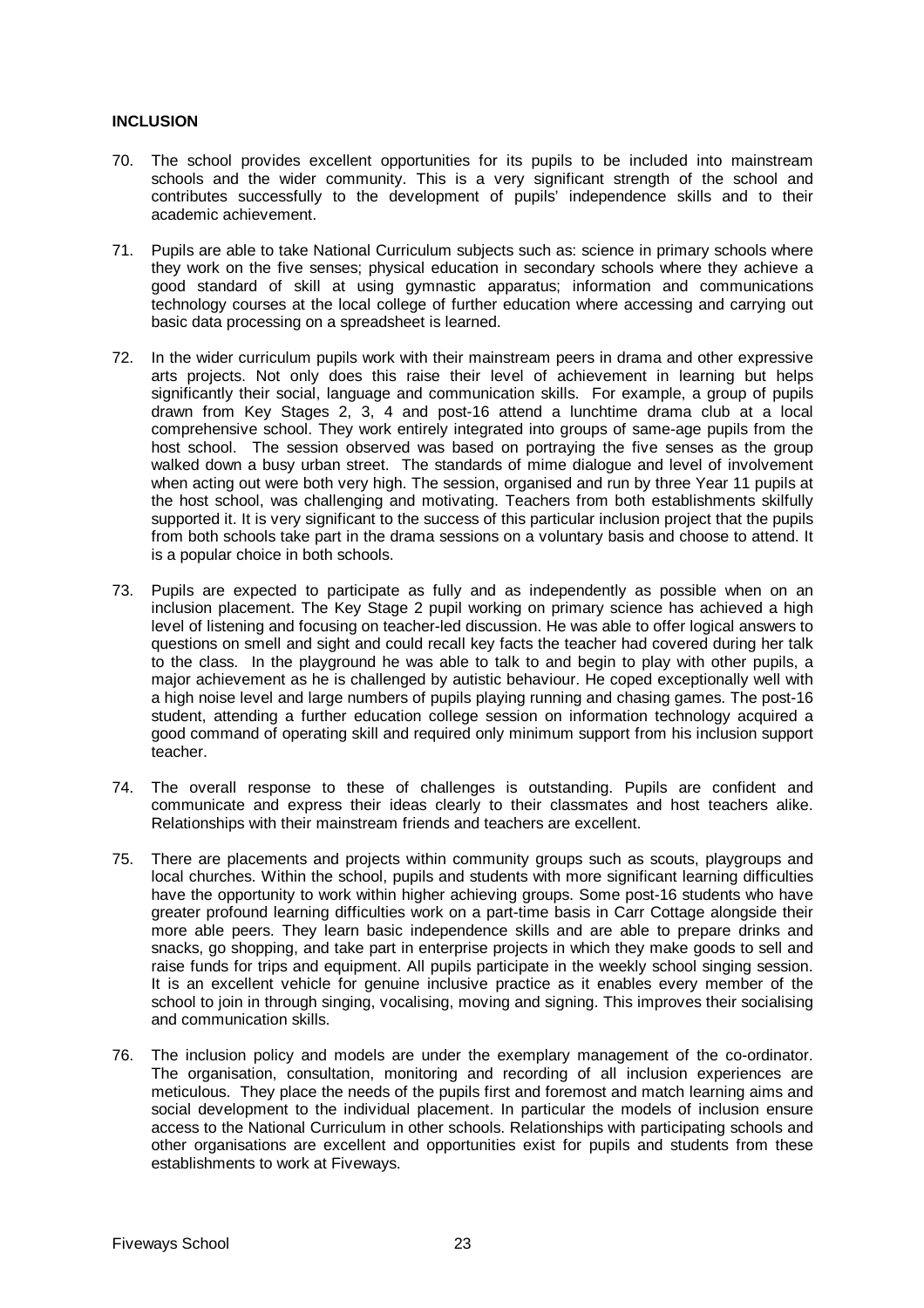**INCLUSION**

70. The school provides excellent opportunities for its pupils to be included into mainstream schools and the wider community. This is a very significant strength of the school and contributes successfully to the development of pupils' independence skills and to their academic achievement.

71. Pupils are able to take National Curriculum subjects such as: science in primary schools where they work on the five senses; physical education in secondary schools where they achieve a good standard of skill at using gymnastic apparatus; information and communications technology courses at the local college of further education where accessing and carrying out basic data processing on a spreadsheet is learned.

72. In the wider curriculum pupils work with their mainstream peers in drama and other expressive arts projects. Not only does this raise their level of achievement in learning but helps significantly their social, language and communication skills. For example, a group of pupils drawn from Key Stages 2, 3, 4 and post-16 attend a lunchtime drama club at a local comprehensive school. They work entirely integrated into groups of same-age pupils from the host school. The session observed was based on portraying the five senses as the group walked down a busy urban street. The standards of mime dialogue and level of involvement when acting out were both very high. The session, organised and run by three Year 11 pupils at the host school, was challenging and motivating. Teachers from both establishments skilfully supported it. It is very significant to the success of this particular inclusion project that the pupils from both schools take part in the drama sessions on a voluntary basis and choose to attend. It is a popular choice in both schools.

73. Pupils are expected to participate as fully and as independently as possible when on an inclusion placement. The Key Stage 2 pupil working on primary science has achieved a high level of listening and focusing on teacher-led discussion. He was able to offer logical answers to questions on smell and sight and could recall key facts the teacher had covered during her talk to the class. In the playground he was able to talk to and begin to play with other pupils, a major achievement as he is challenged by autistic behaviour. He coped exceptionally well with a high noise level and large numbers of pupils playing running and chasing games. The post-16 student, attending a further education college session on information technology acquired a good command of operating skill and required only minimum support from his inclusion support teacher.

74. The overall response to these of challenges is outstanding. Pupils are confident and communicate and express their ideas clearly to their classmates and host teachers alike. Relationships with their mainstream friends and teachers are excellent.

75. There are placements and projects within community groups such as scouts, playgroups and local churches. Within the school, pupils and students with more significant learning difficulties have the opportunity to work within higher achieving groups. Some post-16 students who have greater profound learning difficulties work on a part-time basis in Carr Cottage alongside their more able peers. They learn basic independence skills and are able to prepare drinks and snacks, go shopping, and take part in enterprise projects in which they make goods to sell and raise funds for trips and equipment. All pupils participate in the weekly school singing session. It is an excellent vehicle for genuine inclusive practice as it enables every member of the school to join in through singing, vocalising, moving and signing. This improves their socialising and communication skills.

76. The inclusion policy and models are under the exemplary management of the co-ordinator. The organisation, consultation, monitoring and recording of all inclusion experiences are meticulous. They place the needs of the pupils first and foremost and match learning aims and social development to the individual placement. In particular the models of inclusion ensure access to the National Curriculum in other schools. Relationships with participating schools and other organisations are excellent and opportunities exist for pupils and students from these establishments to work at Fiveways.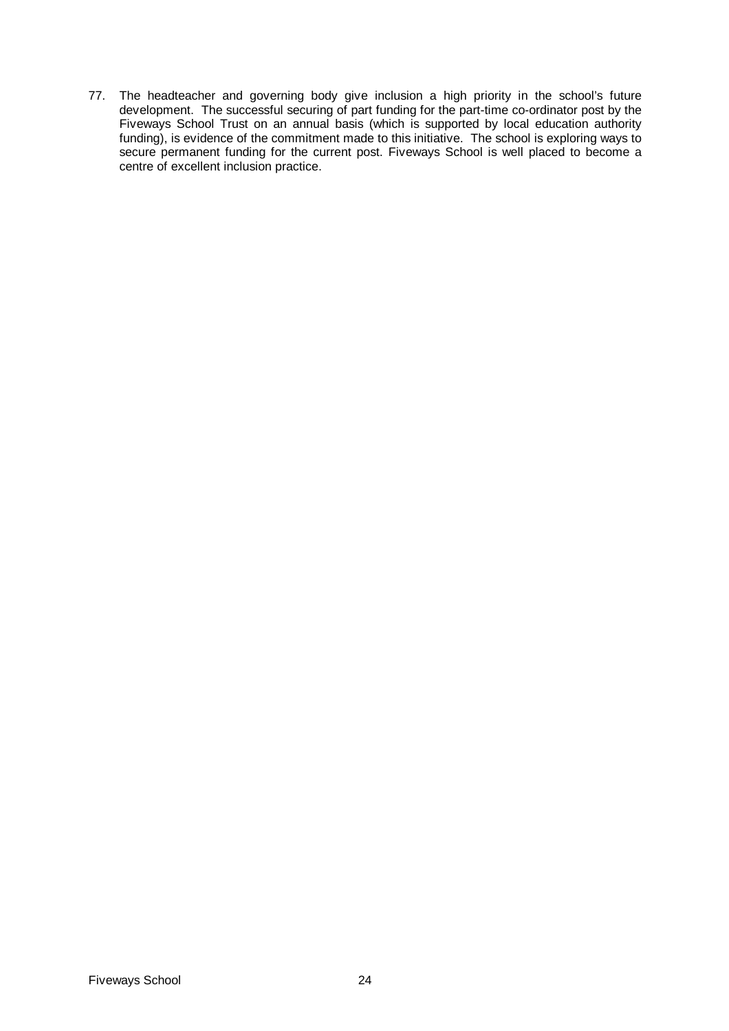77. The headteacher and governing body give inclusion a high priority in the school's future development. The successful securing of part funding for the part-time co-ordinator post by the Fiveways School Trust on an annual basis (which is supported by local education authority funding), is evidence of the commitment made to this initiative. The school is exploring ways to secure permanent funding for the current post. Fiveways School is well placed to become a centre of excellent inclusion practice.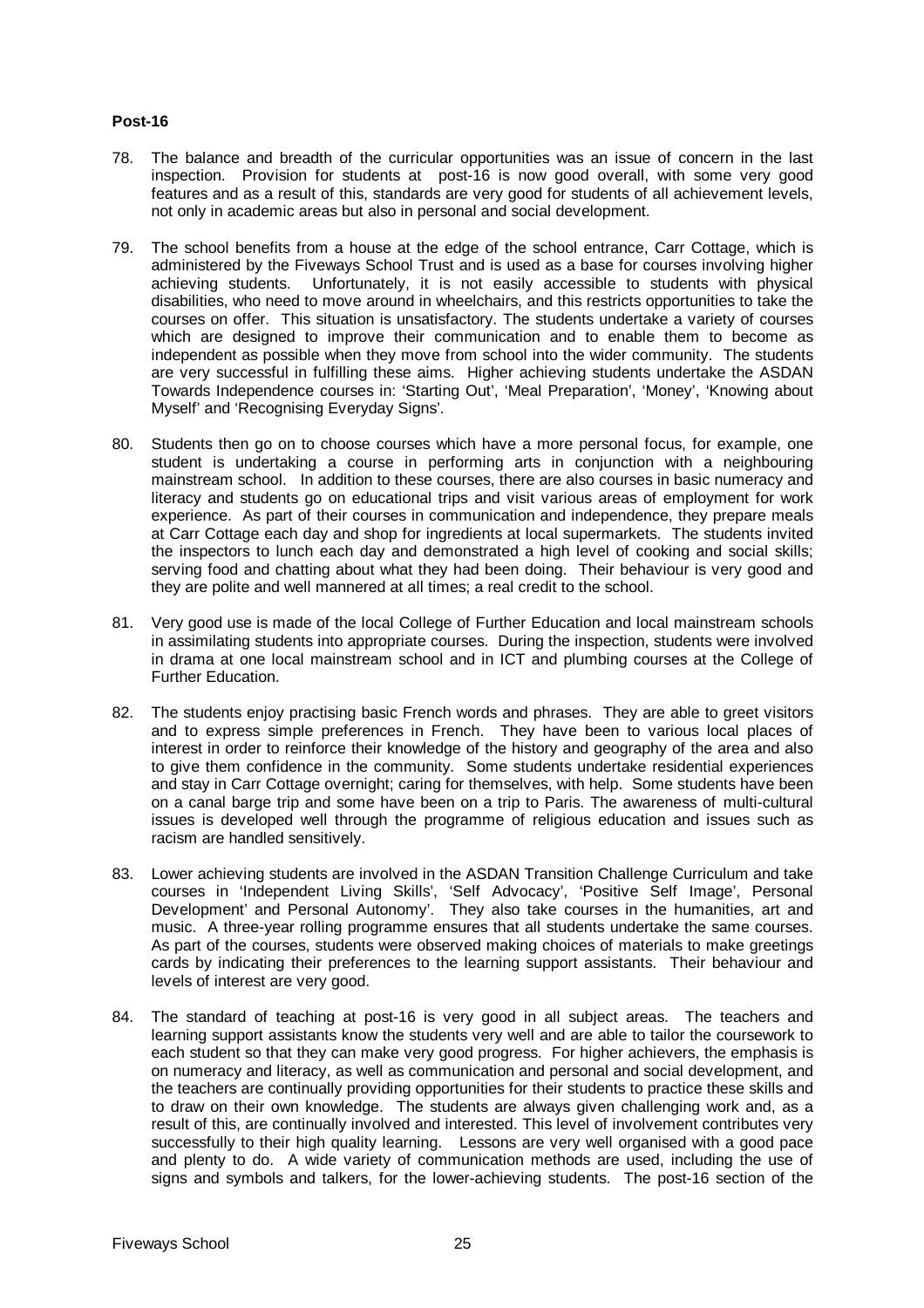**Post-16**

78. The balance and breadth of the curricular opportunities was an issue of concern in the last inspection. Provision for students at post-16 is now good overall, with some very good features and as a result of this, standards are very good for students of all achievement levels, not only in academic areas but also in personal and social development.

79. The school benefits from a house at the edge of the school entrance, Carr Cottage, which is administered by the Fiveways School Trust and is used as a base for courses involving higher achieving students. Unfortunately, it is not easily accessible to students with physical disabilities, who need to move around in wheelchairs, and this restricts opportunities to take the courses on offer. This situation is unsatisfactory. The students undertake a variety of courses which are designed to improve their communication and to enable them to become as independent as possible when they move from school into the wider community. The students are very successful in fulfilling these aims. Higher achieving students undertake the ASDAN Towards Independence courses in: 'Starting Out', 'Meal Preparation', 'Money', 'Knowing about Myself' and 'Recognising Everyday Signs'.

80. Students then go on to choose courses which have a more personal focus, for example, one student is undertaking a course in performing arts in conjunction with a neighbouring mainstream school. In addition to these courses, there are also courses in basic numeracy and literacy and students go on educational trips and visit various areas of employment for work experience. As part of their courses in communication and independence, they prepare meals at Carr Cottage each day and shop for ingredients at local supermarkets. The students invited the inspectors to lunch each day and demonstrated a high level of cooking and social skills; serving food and chatting about what they had been doing. Their behaviour is very good and they are polite and well mannered at all times; a real credit to the school.

81. Very good use is made of the local College of Further Education and local mainstream schools in assimilating students into appropriate courses. During the inspection, students were involved in drama at one local mainstream school and in ICT and plumbing courses at the College of Further Education.

82. The students enjoy practising basic French words and phrases. They are able to greet visitors and to express simple preferences in French. They have been to various local places of interest in order to reinforce their knowledge of the history and geography of the area and also to give them confidence in the community. Some students undertake residential experiences and stay in Carr Cottage overnight; caring for themselves, with help. Some students have been on a canal barge trip and some have been on a trip to Paris. The awareness of multi-cultural issues is developed well through the programme of religious education and issues such as racism are handled sensitively.

83. Lower achieving students are involved in the ASDAN Transition Challenge Curriculum and take courses in 'Independent Living Skills', 'Self Advocacy', 'Positive Self Image', Personal Development' and Personal Autonomy'. They also take courses in the humanities, art and music. A three-year rolling programme ensures that all students undertake the same courses. As part of the courses, students were observed making choices of materials to make greetings cards by indicating their preferences to the learning support assistants. Their behaviour and levels of interest are very good.

84. The standard of teaching at post-16 is very good in all subject areas. The teachers and learning support assistants know the students very well and are able to tailor the coursework to each student so that they can make very good progress. For higher achievers, the emphasis is on numeracy and literacy, as well as communication and personal and social development, and the teachers are continually providing opportunities for their students to practice these skills and to draw on their own knowledge. The students are always given challenging work and, as a result of this, are continually involved and interested. This level of involvement contributes very successfully to their high quality learning. Lessons are very well organised with a good pace and plenty to do. A wide variety of communication methods are used, including the use of signs and symbols and talkers, for the lower-achieving students. The post-16 section of the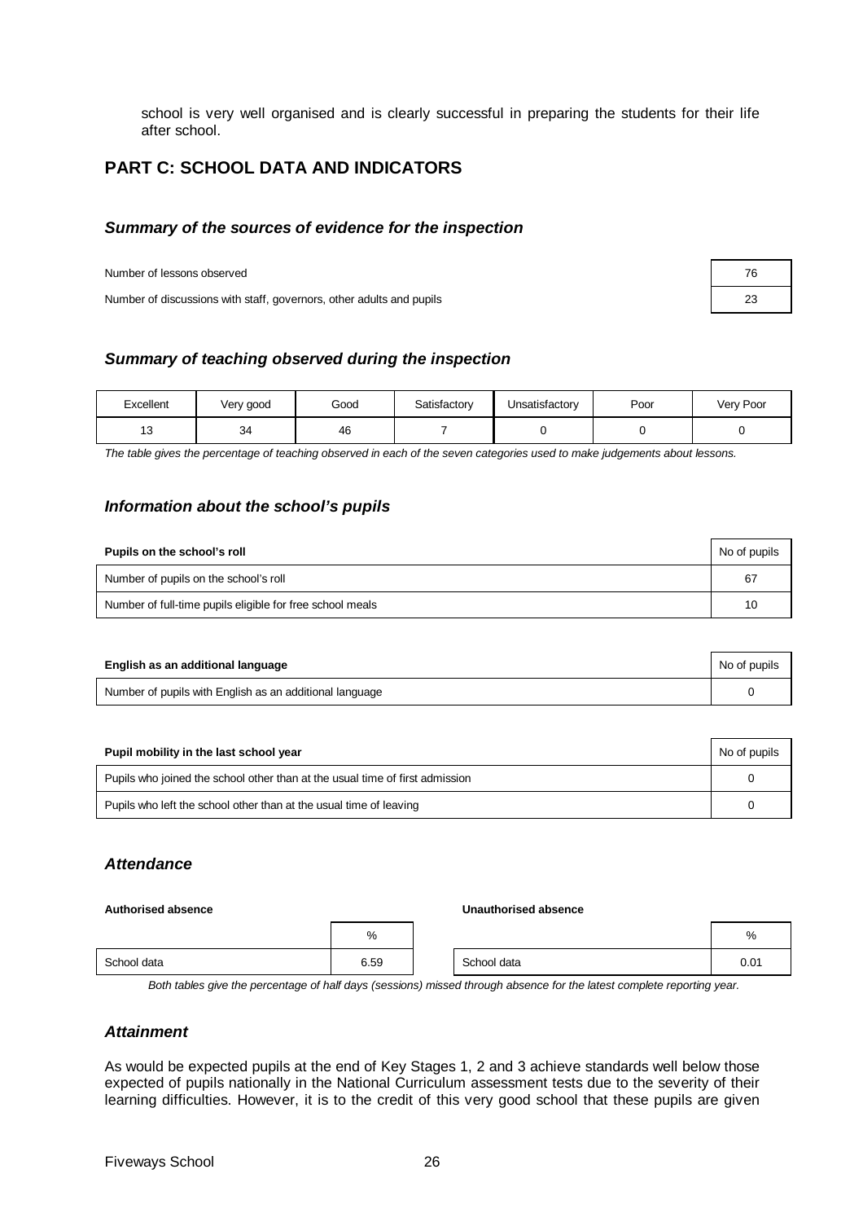school is very well organised and is clearly successful in preparing the students for their life after school.

## PART C: SCHOOL DATA AND INDICATORS

### *Summary of the sources of evidence for the inspection*

| | |
|---|---|
| Number of lessons observed | 76 |
| Number of discussions with staff, governors, other adults and pupils | 23 |

### *Summary of teaching observed during the inspection*

| Excellent | Very good | Good | Satisfactory | Unsatisfactory | Poor | Very Poor |
|---|---|---|---|---|---|---|
| 13 | 34 | 46 | 7 | 0 | 0 | 0 |

*The table gives the percentage of teaching observed in each of the seven categories used to make judgements about lessons.*

### *Information about the school's pupils*

| **Pupils on the school's roll** | No of pupils |
|---|---|
| Number of pupils on the school's roll | 67 |
| Number of full-time pupils eligible for free school meals | 10 |

| **English as an additional language** | No of pupils |
|---|---|
| Number of pupils with English as an additional language | 0 |

| **Pupil mobility in the last school year** | No of pupils |
|---|---|
| Pupils who joined the school other than at the usual time of first admission | 0 |
| Pupils who left the school other than at the usual time of leaving | 0 |

### *Attendance*

**Authorised absence**

| | % |
|---|---|
| School data | 6.59 |

**Unauthorised absence**

| | % |
|---|---|
| School data | 0.01 |

*Both tables give the percentage of half days (sessions) missed through absence for the latest complete reporting year.*

### *Attainment*

As would be expected pupils at the end of Key Stages 1, 2 and 3 achieve standards well below those expected of pupils nationally in the National Curriculum assessment tests due to the severity of their learning difficulties. However, it is to the credit of this very good school that these pupils are given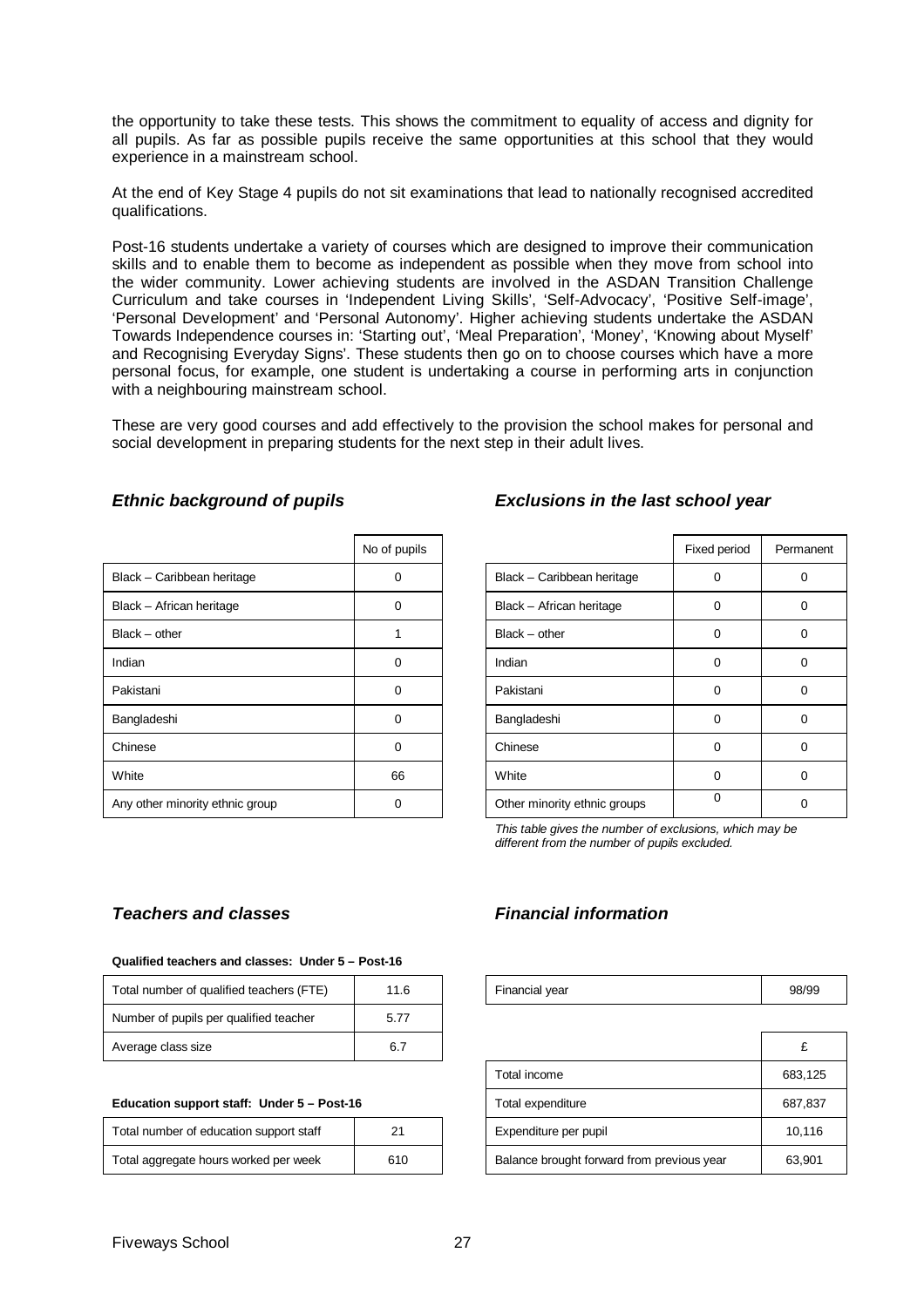the opportunity to take these tests. This shows the commitment to equality of access and dignity for all pupils. As far as possible pupils receive the same opportunities at this school that they would experience in a mainstream school.

At the end of Key Stage 4 pupils do not sit examinations that lead to nationally recognised accredited qualifications.

Post-16 students undertake a variety of courses which are designed to improve their communication skills and to enable them to become as independent as possible when they move from school into the wider community. Lower achieving students are involved in the ASDAN Transition Challenge Curriculum and take courses in 'Independent Living Skills', 'Self-Advocacy', 'Positive Self-image', 'Personal Development' and 'Personal Autonomy'. Higher achieving students undertake the ASDAN Towards Independence courses in: 'Starting out', 'Meal Preparation', 'Money', 'Knowing about Myself' and Recognising Everyday Signs'. These students then go on to choose courses which have a more personal focus, for example, one student is undertaking a course in performing arts in conjunction with a neighbouring mainstream school.

These are very good courses and add effectively to the provision the school makes for personal and social development in preparing students for the next step in their adult lives.

### *Ethnic background of pupils*

| | No of pupils |
|---|---|
| Black – Caribbean heritage | 0 |
| Black – African heritage | 0 |
| Black – other | 1 |
| Indian | 0 |
| Pakistani | 0 |
| Bangladeshi | 0 |
| Chinese | 0 |
| White | 66 |
| Any other minority ethnic group | 0 |

### *Exclusions in the last school year*

| | Fixed period | Permanent |
|---|---|---|
| Black – Caribbean heritage | 0 | 0 |
| Black – African heritage | 0 | 0 |
| Black – other | 0 | 0 |
| Indian | 0 | 0 |
| Pakistani | 0 | 0 |
| Bangladeshi | 0 | 0 |
| Chinese | 0 | 0 |
| White | 0 | 0 |
| Other minority ethnic groups | 0 | 0 |

*This table gives the number of exclusions, which may be different from the number of pupils excluded.*

### *Teachers and classes*

**Qualified teachers and classes: Under 5 – Post-16**

| | |
|---|---|
| Total number of qualified teachers (FTE) | 11.6 |
| Number of pupils per qualified teacher | 5.77 |
| Average class size | 6.7 |

**Education support staff: Under 5 – Post-16**

| | |
|---|---|
| Total number of education support staff | 21 |
| Total aggregate hours worked per week | 610 |

### *Financial information*

| | |
|---|---|
| Financial year | 98/99 |

| | £ |
|---|---|
| Total income | 683,125 |
| Total expenditure | 687,837 |
| Expenditure per pupil | 10,116 |
| Balance brought forward from previous year | 63,901 |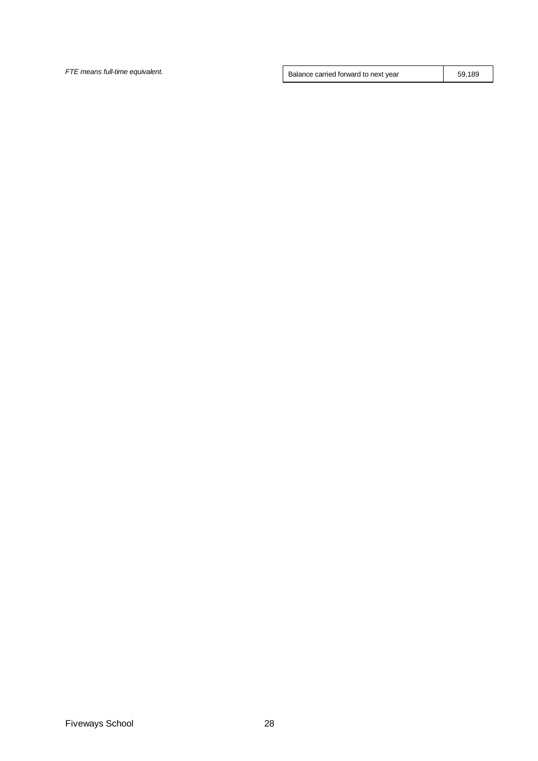*FTE means full-time equivalent.*

| | |
|---|---|
| Balance carried forward to next year | 59,189 |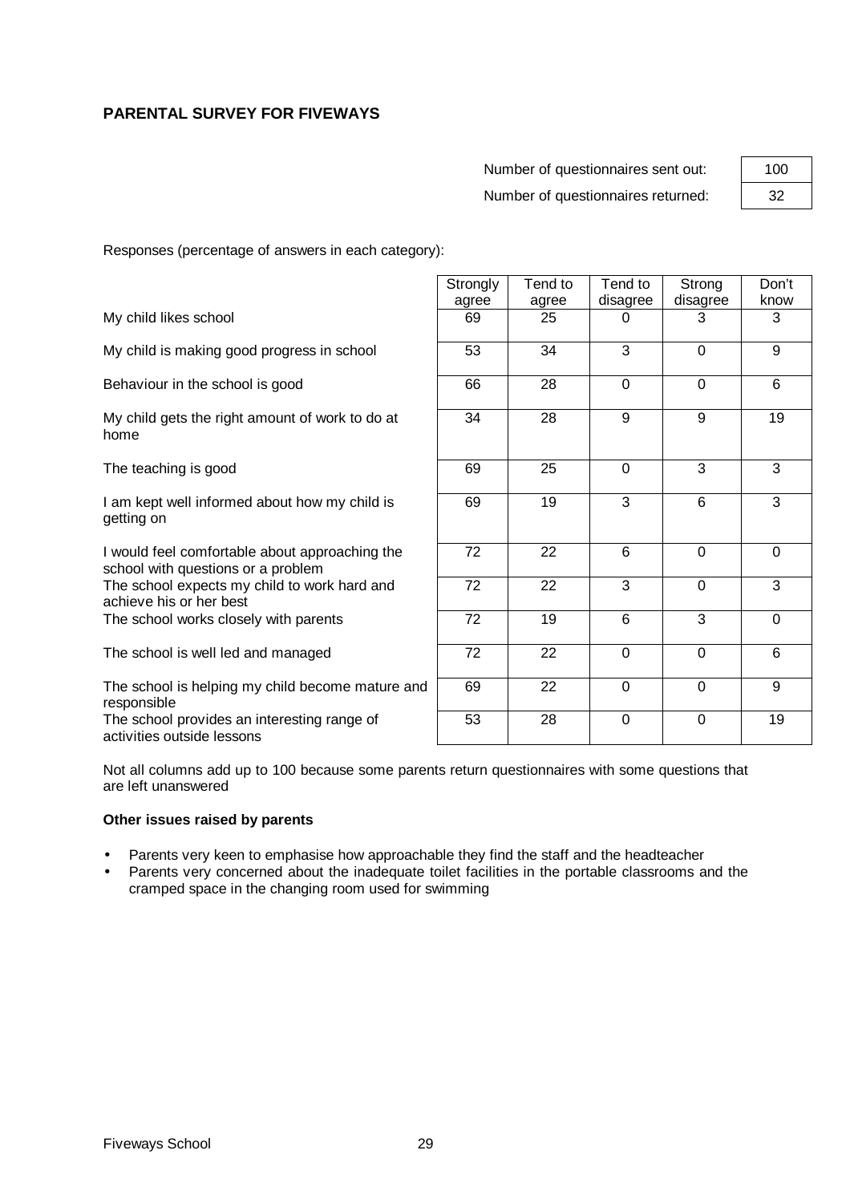**PARENTAL SURVEY FOR FIVEWAYS**

| | |
|---|---|
| Number of questionnaires sent out: | 100 |
| Number of questionnaires returned: | 32 |

Responses (percentage of answers in each category):

| | Strongly agree | Tend to agree | Tend to disagree | Strong disagree | Don't know |
|---|---|---|---|---|---|
| My child likes school | 69 | 25 | 0 | 3 | 3 |
| My child is making good progress in school | 53 | 34 | 3 | 0 | 9 |
| Behaviour in the school is good | 66 | 28 | 0 | 0 | 6 |
| My child gets the right amount of work to do at home | 34 | 28 | 9 | 9 | 19 |
| The teaching is good | 69 | 25 | 0 | 3 | 3 |
| I am kept well informed about how my child is getting on | 69 | 19 | 3 | 6 | 3 |
| I would feel comfortable about approaching the school with questions or a problem | 72 | 22 | 6 | 0 | 0 |
| The school expects my child to work hard and achieve his or her best | 72 | 22 | 3 | 0 | 3 |
| The school works closely with parents | 72 | 19 | 6 | 3 | 0 |
| The school is well led and managed | 72 | 22 | 0 | 0 | 6 |
| The school is helping my child become mature and responsible | 69 | 22 | 0 | 0 | 9 |
| The school provides an interesting range of activities outside lessons | 53 | 28 | 0 | 0 | 19 |

Not all columns add up to 100 because some parents return questionnaires with some questions that are left unanswered

**Other issues raised by parents**

- Parents very keen to emphasise how approachable they find the staff and the headteacher
- Parents very concerned about the inadequate toilet facilities in the portable classrooms and the cramped space in the changing room used for swimming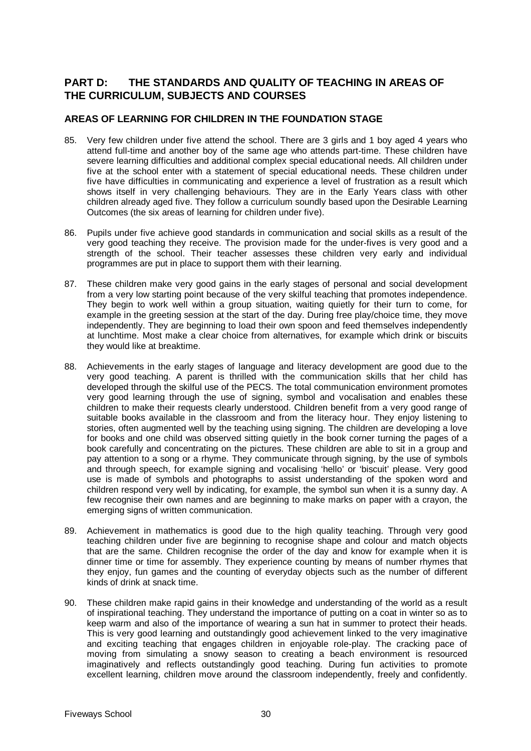## PART D: THE STANDARDS AND QUALITY OF TEACHING IN AREAS OF THE CURRICULUM, SUBJECTS AND COURSES

### AREAS OF LEARNING FOR CHILDREN IN THE FOUNDATION STAGE

85. Very few children under five attend the school. There are 3 girls and 1 boy aged 4 years who attend full-time and another boy of the same age who attends part-time. These children have severe learning difficulties and additional complex special educational needs. All children under five at the school enter with a statement of special educational needs. These children under five have difficulties in communicating and experience a level of frustration as a result which shows itself in very challenging behaviours. They are in the Early Years class with other children already aged five. They follow a curriculum soundly based upon the Desirable Learning Outcomes (the six areas of learning for children under five).

86. Pupils under five achieve good standards in communication and social skills as a result of the very good teaching they receive. The provision made for the under-fives is very good and a strength of the school. Their teacher assesses these children very early and individual programmes are put in place to support them with their learning.

87. These children make very good gains in the early stages of personal and social development from a very low starting point because of the very skilful teaching that promotes independence. They begin to work well within a group situation, waiting quietly for their turn to come, for example in the greeting session at the start of the day. During free play/choice time, they move independently. They are beginning to load their own spoon and feed themselves independently at lunchtime. Most make a clear choice from alternatives, for example which drink or biscuits they would like at breaktime.

88. Achievements in the early stages of language and literacy development are good due to the very good teaching. A parent is thrilled with the communication skills that her child has developed through the skilful use of the PECS. The total communication environment promotes very good learning through the use of signing, symbol and vocalisation and enables these children to make their requests clearly understood. Children benefit from a very good range of suitable books available in the classroom and from the literacy hour. They enjoy listening to stories, often augmented well by the teaching using signing. The children are developing a love for books and one child was observed sitting quietly in the book corner turning the pages of a book carefully and concentrating on the pictures. These children are able to sit in a group and pay attention to a song or a rhyme. They communicate through signing, by the use of symbols and through speech, for example signing and vocalising 'hello' or 'biscuit' please. Very good use is made of symbols and photographs to assist understanding of the spoken word and children respond very well by indicating, for example, the symbol sun when it is a sunny day. A few recognise their own names and are beginning to make marks on paper with a crayon, the emerging signs of written communication.

89. Achievement in mathematics is good due to the high quality teaching. Through very good teaching children under five are beginning to recognise shape and colour and match objects that are the same. Children recognise the order of the day and know for example when it is dinner time or time for assembly. They experience counting by means of number rhymes that they enjoy, fun games and the counting of everyday objects such as the number of different kinds of drink at snack time.

90. These children make rapid gains in their knowledge and understanding of the world as a result of inspirational teaching. They understand the importance of putting on a coat in winter so as to keep warm and also of the importance of wearing a sun hat in summer to protect their heads. This is very good learning and outstandingly good achievement linked to the very imaginative and exciting teaching that engages children in enjoyable role-play. The cracking pace of moving from simulating a snowy season to creating a beach environment is resourced imaginatively and reflects outstandingly good teaching. During fun activities to promote excellent learning, children move around the classroom independently, freely and confidently.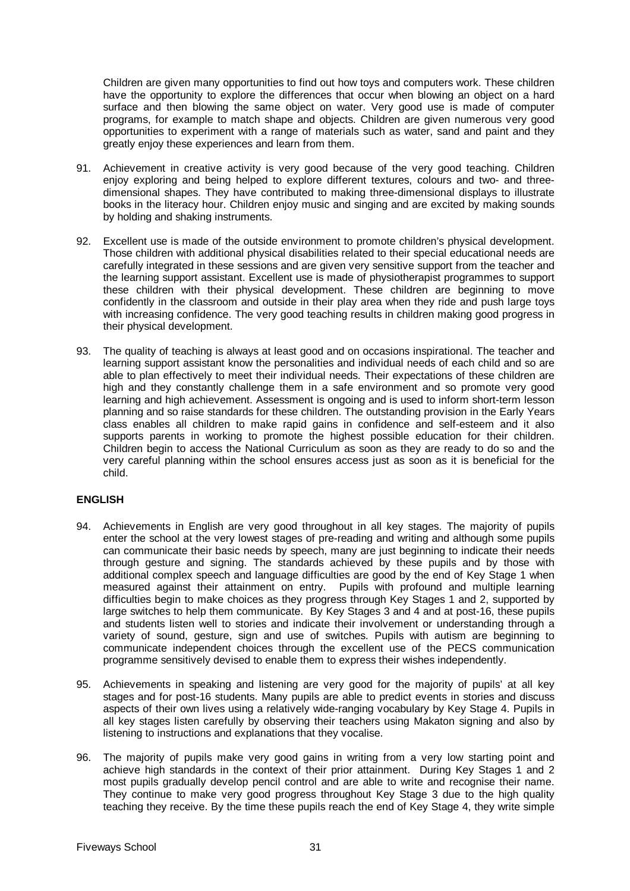Children are given many opportunities to find out how toys and computers work. These children have the opportunity to explore the differences that occur when blowing an object on a hard surface and then blowing the same object on water. Very good use is made of computer programs, for example to match shape and objects. Children are given numerous very good opportunities to experiment with a range of materials such as water, sand and paint and they greatly enjoy these experiences and learn from them.

91. Achievement in creative activity is very good because of the very good teaching. Children enjoy exploring and being helped to explore different textures, colours and two- and three-dimensional shapes. They have contributed to making three-dimensional displays to illustrate books in the literacy hour. Children enjoy music and singing and are excited by making sounds by holding and shaking instruments.

92. Excellent use is made of the outside environment to promote children's physical development. Those children with additional physical disabilities related to their special educational needs are carefully integrated in these sessions and are given very sensitive support from the teacher and the learning support assistant. Excellent use is made of physiotherapist programmes to support these children with their physical development. These children are beginning to move confidently in the classroom and outside in their play area when they ride and push large toys with increasing confidence. The very good teaching results in children making good progress in their physical development.

93. The quality of teaching is always at least good and on occasions inspirational. The teacher and learning support assistant know the personalities and individual needs of each child and so are able to plan effectively to meet their individual needs. Their expectations of these children are high and they constantly challenge them in a safe environment and so promote very good learning and high achievement. Assessment is ongoing and is used to inform short-term lesson planning and so raise standards for these children. The outstanding provision in the Early Years class enables all children to make rapid gains in confidence and self-esteem and it also supports parents in working to promote the highest possible education for their children. Children begin to access the National Curriculum as soon as they are ready to do so and the very careful planning within the school ensures access just as soon as it is beneficial for the child.

## ENGLISH

94. Achievements in English are very good throughout in all key stages. The majority of pupils enter the school at the very lowest stages of pre-reading and writing and although some pupils can communicate their basic needs by speech, many are just beginning to indicate their needs through gesture and signing. The standards achieved by these pupils and by those with additional complex speech and language difficulties are good by the end of Key Stage 1 when measured against their attainment on entry. Pupils with profound and multiple learning difficulties begin to make choices as they progress through Key Stages 1 and 2, supported by large switches to help them communicate. By Key Stages 3 and 4 and at post-16, these pupils and students listen well to stories and indicate their involvement or understanding through a variety of sound, gesture, sign and use of switches. Pupils with autism are beginning to communicate independent choices through the excellent use of the PECS communication programme sensitively devised to enable them to express their wishes independently.

95. Achievements in speaking and listening are very good for the majority of pupils' at all key stages and for post-16 students. Many pupils are able to predict events in stories and discuss aspects of their own lives using a relatively wide-ranging vocabulary by Key Stage 4. Pupils in all key stages listen carefully by observing their teachers using Makaton signing and also by listening to instructions and explanations that they vocalise.

96. The majority of pupils make very good gains in writing from a very low starting point and achieve high standards in the context of their prior attainment. During Key Stages 1 and 2 most pupils gradually develop pencil control and are able to write and recognise their name. They continue to make very good progress throughout Key Stage 3 due to the high quality teaching they receive. By the time these pupils reach the end of Key Stage 4, they write simple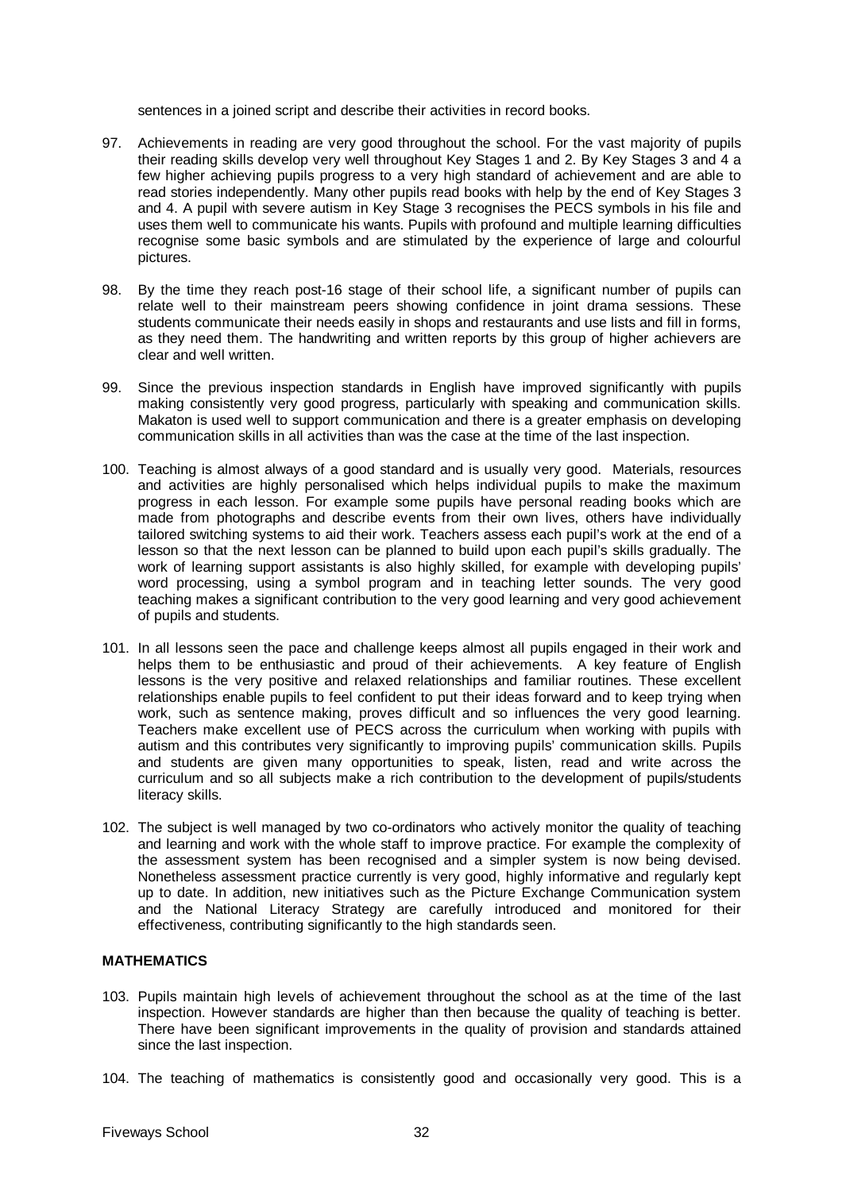sentences in a joined script and describe their activities in record books.

97. Achievements in reading are very good throughout the school. For the vast majority of pupils their reading skills develop very well throughout Key Stages 1 and 2. By Key Stages 3 and 4 a few higher achieving pupils progress to a very high standard of achievement and are able to read stories independently. Many other pupils read books with help by the end of Key Stages 3 and 4. A pupil with severe autism in Key Stage 3 recognises the PECS symbols in his file and uses them well to communicate his wants. Pupils with profound and multiple learning difficulties recognise some basic symbols and are stimulated by the experience of large and colourful pictures.

98. By the time they reach post-16 stage of their school life, a significant number of pupils can relate well to their mainstream peers showing confidence in joint drama sessions. These students communicate their needs easily in shops and restaurants and use lists and fill in forms, as they need them. The handwriting and written reports by this group of higher achievers are clear and well written.

99. Since the previous inspection standards in English have improved significantly with pupils making consistently very good progress, particularly with speaking and communication skills. Makaton is used well to support communication and there is a greater emphasis on developing communication skills in all activities than was the case at the time of the last inspection.

100. Teaching is almost always of a good standard and is usually very good. Materials, resources and activities are highly personalised which helps individual pupils to make the maximum progress in each lesson. For example some pupils have personal reading books which are made from photographs and describe events from their own lives, others have individually tailored switching systems to aid their work. Teachers assess each pupil's work at the end of a lesson so that the next lesson can be planned to build upon each pupil's skills gradually. The work of learning support assistants is also highly skilled, for example with developing pupils' word processing, using a symbol program and in teaching letter sounds. The very good teaching makes a significant contribution to the very good learning and very good achievement of pupils and students.

101. In all lessons seen the pace and challenge keeps almost all pupils engaged in their work and helps them to be enthusiastic and proud of their achievements. A key feature of English lessons is the very positive and relaxed relationships and familiar routines. These excellent relationships enable pupils to feel confident to put their ideas forward and to keep trying when work, such as sentence making, proves difficult and so influences the very good learning. Teachers make excellent use of PECS across the curriculum when working with pupils with autism and this contributes very significantly to improving pupils' communication skills. Pupils and students are given many opportunities to speak, listen, read and write across the curriculum and so all subjects make a rich contribution to the development of pupils/students literacy skills.

102. The subject is well managed by two co-ordinators who actively monitor the quality of teaching and learning and work with the whole staff to improve practice. For example the complexity of the assessment system has been recognised and a simpler system is now being devised. Nonetheless assessment practice currently is very good, highly informative and regularly kept up to date. In addition, new initiatives such as the Picture Exchange Communication system and the National Literacy Strategy are carefully introduced and monitored for their effectiveness, contributing significantly to the high standards seen.

## MATHEMATICS

103. Pupils maintain high levels of achievement throughout the school as at the time of the last inspection. However standards are higher than then because the quality of teaching is better. There have been significant improvements in the quality of provision and standards attained since the last inspection.

104. The teaching of mathematics is consistently good and occasionally very good. This is a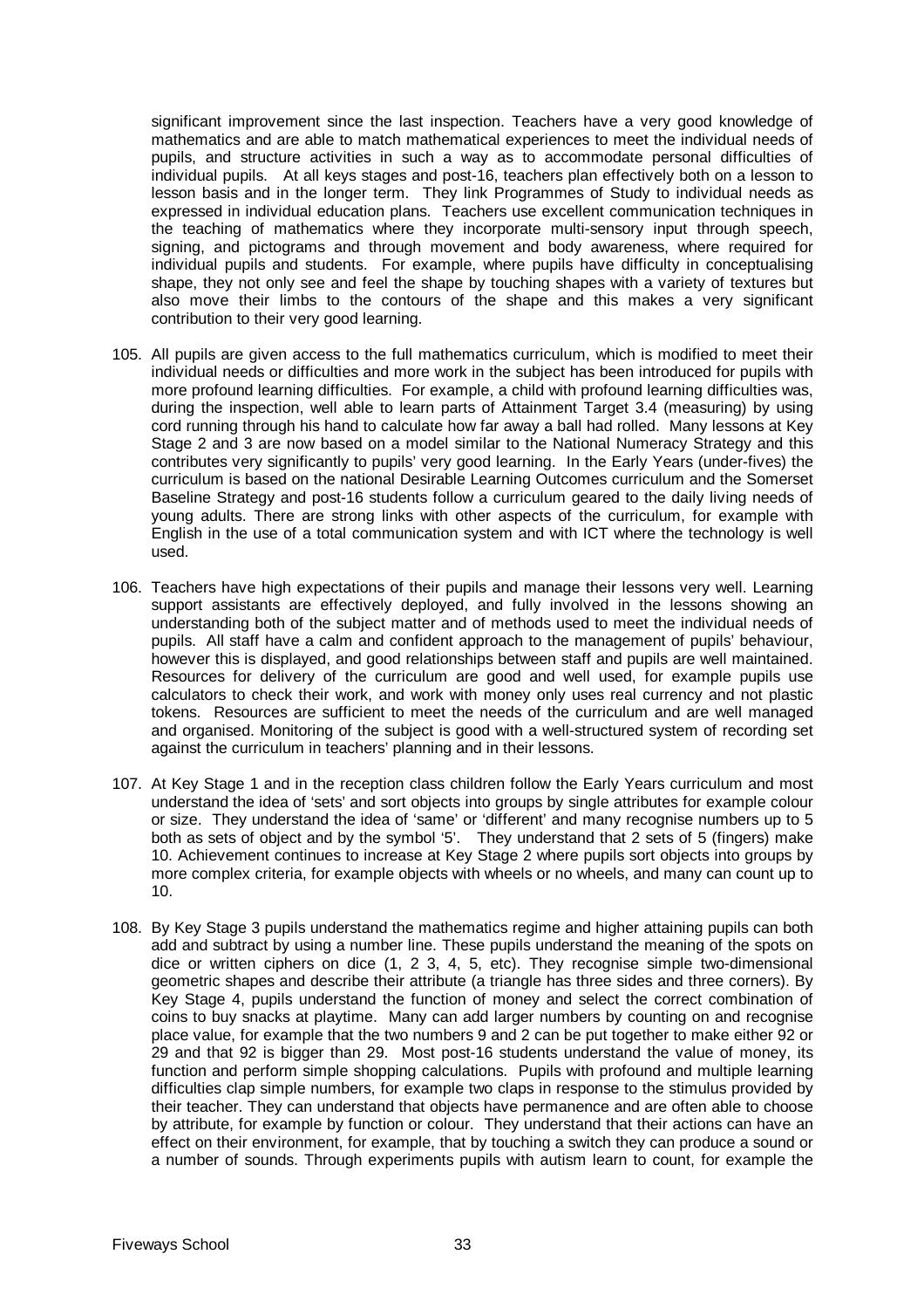significant improvement since the last inspection. Teachers have a very good knowledge of mathematics and are able to match mathematical experiences to meet the individual needs of pupils, and structure activities in such a way as to accommodate personal difficulties of individual pupils. At all keys stages and post-16, teachers plan effectively both on a lesson to lesson basis and in the longer term. They link Programmes of Study to individual needs as expressed in individual education plans. Teachers use excellent communication techniques in the teaching of mathematics where they incorporate multi-sensory input through speech, signing, and pictograms and through movement and body awareness, where required for individual pupils and students. For example, where pupils have difficulty in conceptualising shape, they not only see and feel the shape by touching shapes with a variety of textures but also move their limbs to the contours of the shape and this makes a very significant contribution to their very good learning.

105. All pupils are given access to the full mathematics curriculum, which is modified to meet their individual needs or difficulties and more work in the subject has been introduced for pupils with more profound learning difficulties. For example, a child with profound learning difficulties was, during the inspection, well able to learn parts of Attainment Target 3.4 (measuring) by using cord running through his hand to calculate how far away a ball had rolled. Many lessons at Key Stage 2 and 3 are now based on a model similar to the National Numeracy Strategy and this contributes very significantly to pupils' very good learning. In the Early Years (under-fives) the curriculum is based on the national Desirable Learning Outcomes curriculum and the Somerset Baseline Strategy and post-16 students follow a curriculum geared to the daily living needs of young adults. There are strong links with other aspects of the curriculum, for example with English in the use of a total communication system and with ICT where the technology is well used.

106. Teachers have high expectations of their pupils and manage their lessons very well. Learning support assistants are effectively deployed, and fully involved in the lessons showing an understanding both of the subject matter and of methods used to meet the individual needs of pupils. All staff have a calm and confident approach to the management of pupils' behaviour, however this is displayed, and good relationships between staff and pupils are well maintained. Resources for delivery of the curriculum are good and well used, for example pupils use calculators to check their work, and work with money only uses real currency and not plastic tokens. Resources are sufficient to meet the needs of the curriculum and are well managed and organised. Monitoring of the subject is good with a well-structured system of recording set against the curriculum in teachers' planning and in their lessons.

107. At Key Stage 1 and in the reception class children follow the Early Years curriculum and most understand the idea of 'sets' and sort objects into groups by single attributes for example colour or size. They understand the idea of 'same' or 'different' and many recognise numbers up to 5 both as sets of object and by the symbol '5'. They understand that 2 sets of 5 (fingers) make 10. Achievement continues to increase at Key Stage 2 where pupils sort objects into groups by more complex criteria, for example objects with wheels or no wheels, and many can count up to 10.

108. By Key Stage 3 pupils understand the mathematics regime and higher attaining pupils can both add and subtract by using a number line. These pupils understand the meaning of the spots on dice or written ciphers on dice (1, 2 3, 4, 5, etc). They recognise simple two-dimensional geometric shapes and describe their attribute (a triangle has three sides and three corners). By Key Stage 4, pupils understand the function of money and select the correct combination of coins to buy snacks at playtime. Many can add larger numbers by counting on and recognise place value, for example that the two numbers 9 and 2 can be put together to make either 92 or 29 and that 92 is bigger than 29. Most post-16 students understand the value of money, its function and perform simple shopping calculations. Pupils with profound and multiple learning difficulties clap simple numbers, for example two claps in response to the stimulus provided by their teacher. They can understand that objects have permanence and are often able to choose by attribute, for example by function or colour. They understand that their actions can have an effect on their environment, for example, that by touching a switch they can produce a sound or a number of sounds. Through experiments pupils with autism learn to count, for example the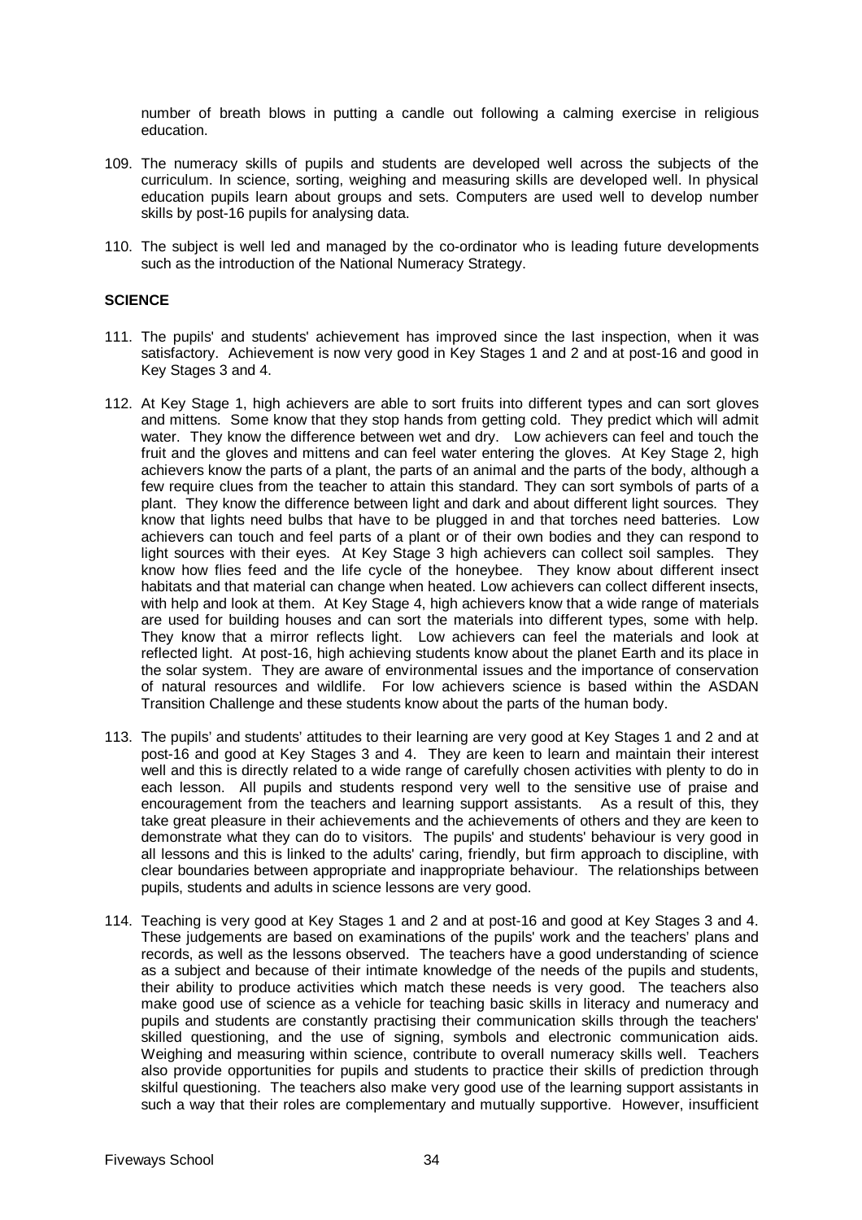number of breath blows in putting a candle out following a calming exercise in religious education.

109. The numeracy skills of pupils and students are developed well across the subjects of the curriculum. In science, sorting, weighing and measuring skills are developed well. In physical education pupils learn about groups and sets. Computers are used well to develop number skills by post-16 pupils for analysing data.

110. The subject is well led and managed by the co-ordinator who is leading future developments such as the introduction of the National Numeracy Strategy.

**SCIENCE**

111. The pupils' and students' achievement has improved since the last inspection, when it was satisfactory. Achievement is now very good in Key Stages 1 and 2 and at post-16 and good in Key Stages 3 and 4.

112. At Key Stage 1, high achievers are able to sort fruits into different types and can sort gloves and mittens. Some know that they stop hands from getting cold. They predict which will admit water. They know the difference between wet and dry. Low achievers can feel and touch the fruit and the gloves and mittens and can feel water entering the gloves. At Key Stage 2, high achievers know the parts of a plant, the parts of an animal and the parts of the body, although a few require clues from the teacher to attain this standard. They can sort symbols of parts of a plant. They know the difference between light and dark and about different light sources. They know that lights need bulbs that have to be plugged in and that torches need batteries. Low achievers can touch and feel parts of a plant or of their own bodies and they can respond to light sources with their eyes. At Key Stage 3 high achievers can collect soil samples. They know how flies feed and the life cycle of the honeybee. They know about different insect habitats and that material can change when heated. Low achievers can collect different insects, with help and look at them. At Key Stage 4, high achievers know that a wide range of materials are used for building houses and can sort the materials into different types, some with help. They know that a mirror reflects light. Low achievers can feel the materials and look at reflected light. At post-16, high achieving students know about the planet Earth and its place in the solar system. They are aware of environmental issues and the importance of conservation of natural resources and wildlife. For low achievers science is based within the ASDAN Transition Challenge and these students know about the parts of the human body.

113. The pupils' and students' attitudes to their learning are very good at Key Stages 1 and 2 and at post-16 and good at Key Stages 3 and 4. They are keen to learn and maintain their interest well and this is directly related to a wide range of carefully chosen activities with plenty to do in each lesson. All pupils and students respond very well to the sensitive use of praise and encouragement from the teachers and learning support assistants. As a result of this, they take great pleasure in their achievements and the achievements of others and they are keen to demonstrate what they can do to visitors. The pupils' and students' behaviour is very good in all lessons and this is linked to the adults' caring, friendly, but firm approach to discipline, with clear boundaries between appropriate and inappropriate behaviour. The relationships between pupils, students and adults in science lessons are very good.

114. Teaching is very good at Key Stages 1 and 2 and at post-16 and good at Key Stages 3 and 4. These judgements are based on examinations of the pupils' work and the teachers' plans and records, as well as the lessons observed. The teachers have a good understanding of science as a subject and because of their intimate knowledge of the needs of the pupils and students, their ability to produce activities which match these needs is very good. The teachers also make good use of science as a vehicle for teaching basic skills in literacy and numeracy and pupils and students are constantly practising their communication skills through the teachers' skilled questioning, and the use of signing, symbols and electronic communication aids. Weighing and measuring within science, contribute to overall numeracy skills well. Teachers also provide opportunities for pupils and students to practice their skills of prediction through skilful questioning. The teachers also make very good use of the learning support assistants in such a way that their roles are complementary and mutually supportive. However, insufficient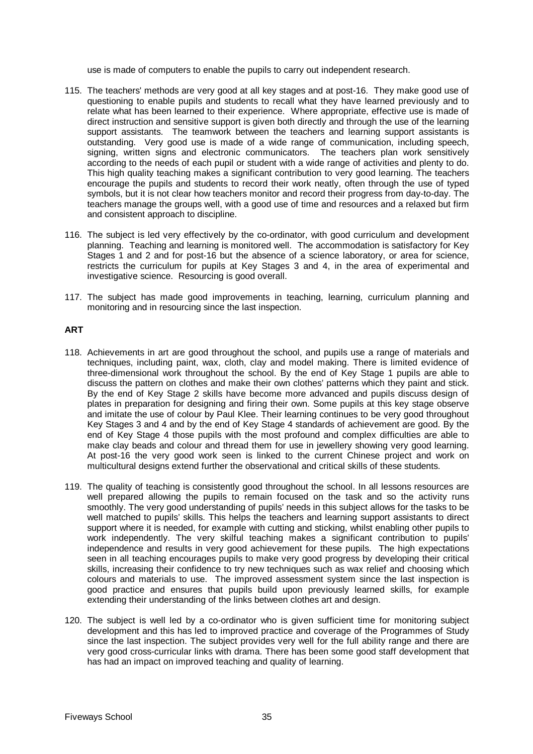use is made of computers to enable the pupils to carry out independent research.

115. The teachers' methods are very good at all key stages and at post-16. They make good use of questioning to enable pupils and students to recall what they have learned previously and to relate what has been learned to their experience. Where appropriate, effective use is made of direct instruction and sensitive support is given both directly and through the use of the learning support assistants. The teamwork between the teachers and learning support assistants is outstanding. Very good use is made of a wide range of communication, including speech, signing, written signs and electronic communicators. The teachers plan work sensitively according to the needs of each pupil or student with a wide range of activities and plenty to do. This high quality teaching makes a significant contribution to very good learning. The teachers encourage the pupils and students to record their work neatly, often through the use of typed symbols, but it is not clear how teachers monitor and record their progress from day-to-day. The teachers manage the groups well, with a good use of time and resources and a relaxed but firm and consistent approach to discipline.

116. The subject is led very effectively by the co-ordinator, with good curriculum and development planning. Teaching and learning is monitored well. The accommodation is satisfactory for Key Stages 1 and 2 and for post-16 but the absence of a science laboratory, or area for science, restricts the curriculum for pupils at Key Stages 3 and 4, in the area of experimental and investigative science. Resourcing is good overall.

117. The subject has made good improvements in teaching, learning, curriculum planning and monitoring and in resourcing since the last inspection.

**ART**

118. Achievements in art are good throughout the school, and pupils use a range of materials and techniques, including paint, wax, cloth, clay and model making. There is limited evidence of three-dimensional work throughout the school. By the end of Key Stage 1 pupils are able to discuss the pattern on clothes and make their own clothes' patterns which they paint and stick. By the end of Key Stage 2 skills have become more advanced and pupils discuss design of plates in preparation for designing and firing their own. Some pupils at this key stage observe and imitate the use of colour by Paul Klee. Their learning continues to be very good throughout Key Stages 3 and 4 and by the end of Key Stage 4 standards of achievement are good. By the end of Key Stage 4 those pupils with the most profound and complex difficulties are able to make clay beads and colour and thread them for use in jewellery showing very good learning. At post-16 the very good work seen is linked to the current Chinese project and work on multicultural designs extend further the observational and critical skills of these students.

119. The quality of teaching is consistently good throughout the school. In all lessons resources are well prepared allowing the pupils to remain focused on the task and so the activity runs smoothly. The very good understanding of pupils' needs in this subject allows for the tasks to be well matched to pupils' skills. This helps the teachers and learning support assistants to direct support where it is needed, for example with cutting and sticking, whilst enabling other pupils to work independently. The very skilful teaching makes a significant contribution to pupils' independence and results in very good achievement for these pupils. The high expectations seen in all teaching encourages pupils to make very good progress by developing their critical skills, increasing their confidence to try new techniques such as wax relief and choosing which colours and materials to use. The improved assessment system since the last inspection is good practice and ensures that pupils build upon previously learned skills, for example extending their understanding of the links between clothes art and design.

120. The subject is well led by a co-ordinator who is given sufficient time for monitoring subject development and this has led to improved practice and coverage of the Programmes of Study since the last inspection. The subject provides very well for the full ability range and there are very good cross-curricular links with drama. There has been some good staff development that has had an impact on improved teaching and quality of learning.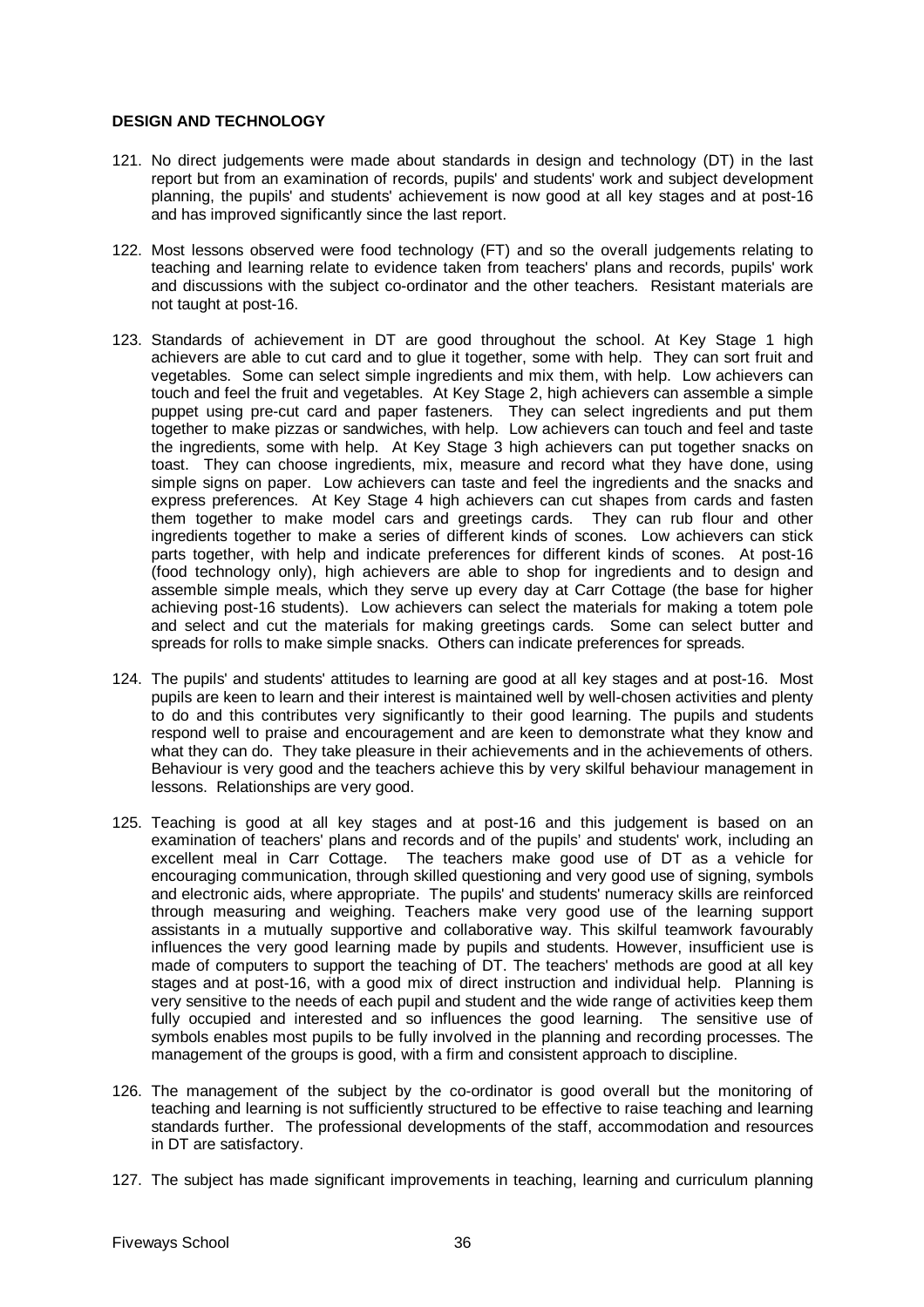**DESIGN AND TECHNOLOGY**

121. No direct judgements were made about standards in design and technology (DT) in the last report but from an examination of records, pupils' and students' work and subject development planning, the pupils' and students' achievement is now good at all key stages and at post-16 and has improved significantly since the last report.

122. Most lessons observed were food technology (FT) and so the overall judgements relating to teaching and learning relate to evidence taken from teachers' plans and records, pupils' work and discussions with the subject co-ordinator and the other teachers. Resistant materials are not taught at post-16.

123. Standards of achievement in DT are good throughout the school. At Key Stage 1 high achievers are able to cut card and to glue it together, some with help. They can sort fruit and vegetables. Some can select simple ingredients and mix them, with help. Low achievers can touch and feel the fruit and vegetables. At Key Stage 2, high achievers can assemble a simple puppet using pre-cut card and paper fasteners. They can select ingredients and put them together to make pizzas or sandwiches, with help. Low achievers can touch and feel and taste the ingredients, some with help. At Key Stage 3 high achievers can put together snacks on toast. They can choose ingredients, mix, measure and record what they have done, using simple signs on paper. Low achievers can taste and feel the ingredients and the snacks and express preferences. At Key Stage 4 high achievers can cut shapes from cards and fasten them together to make model cars and greetings cards. They can rub flour and other ingredients together to make a series of different kinds of scones. Low achievers can stick parts together, with help and indicate preferences for different kinds of scones. At post-16 (food technology only), high achievers are able to shop for ingredients and to design and assemble simple meals, which they serve up every day at Carr Cottage (the base for higher achieving post-16 students). Low achievers can select the materials for making a totem pole and select and cut the materials for making greetings cards. Some can select butter and spreads for rolls to make simple snacks. Others can indicate preferences for spreads.

124. The pupils' and students' attitudes to learning are good at all key stages and at post-16. Most pupils are keen to learn and their interest is maintained well by well-chosen activities and plenty to do and this contributes very significantly to their good learning. The pupils and students respond well to praise and encouragement and are keen to demonstrate what they know and what they can do. They take pleasure in their achievements and in the achievements of others. Behaviour is very good and the teachers achieve this by very skilful behaviour management in lessons. Relationships are very good.

125. Teaching is good at all key stages and at post-16 and this judgement is based on an examination of teachers' plans and records and of the pupils' and students' work, including an excellent meal in Carr Cottage. The teachers make good use of DT as a vehicle for encouraging communication, through skilled questioning and very good use of signing, symbols and electronic aids, where appropriate. The pupils' and students' numeracy skills are reinforced through measuring and weighing. Teachers make very good use of the learning support assistants in a mutually supportive and collaborative way. This skilful teamwork favourably influences the very good learning made by pupils and students. However, insufficient use is made of computers to support the teaching of DT. The teachers' methods are good at all key stages and at post-16, with a good mix of direct instruction and individual help. Planning is very sensitive to the needs of each pupil and student and the wide range of activities keep them fully occupied and interested and so influences the good learning. The sensitive use of symbols enables most pupils to be fully involved in the planning and recording processes. The management of the groups is good, with a firm and consistent approach to discipline.

126. The management of the subject by the co-ordinator is good overall but the monitoring of teaching and learning is not sufficiently structured to be effective to raise teaching and learning standards further. The professional developments of the staff, accommodation and resources in DT are satisfactory.

127. The subject has made significant improvements in teaching, learning and curriculum planning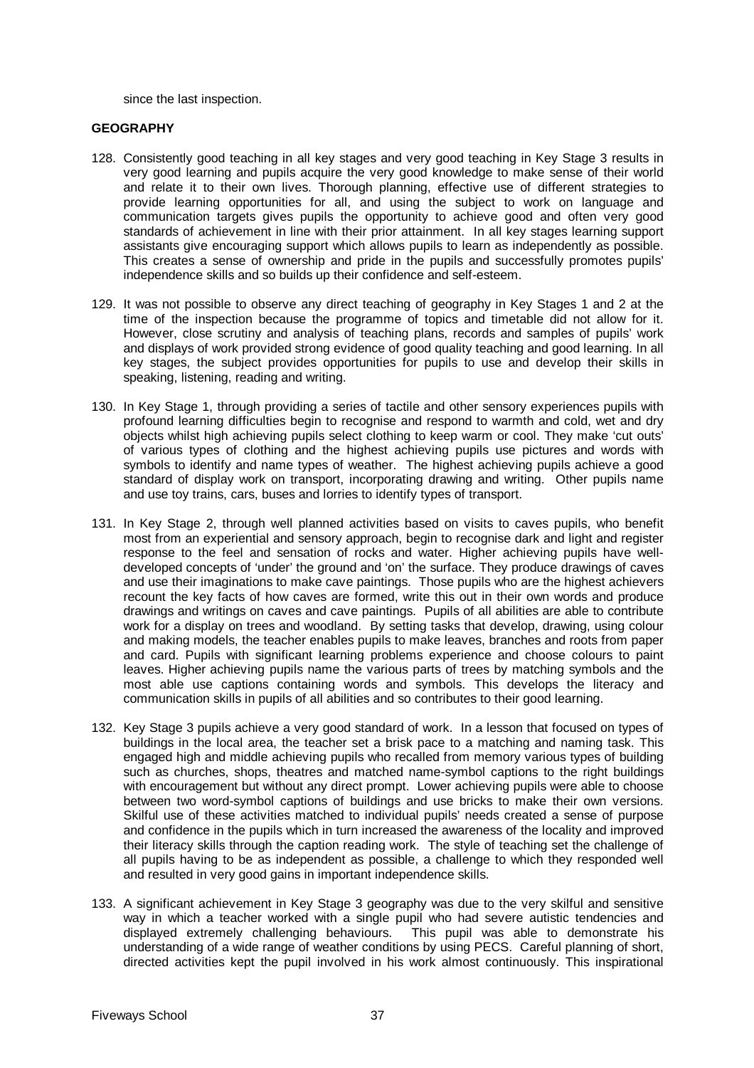since the last inspection.

**GEOGRAPHY**

128. Consistently good teaching in all key stages and very good teaching in Key Stage 3 results in very good learning and pupils acquire the very good knowledge to make sense of their world and relate it to their own lives. Thorough planning, effective use of different strategies to provide learning opportunities for all, and using the subject to work on language and communication targets gives pupils the opportunity to achieve good and often very good standards of achievement in line with their prior attainment. In all key stages learning support assistants give encouraging support which allows pupils to learn as independently as possible. This creates a sense of ownership and pride in the pupils and successfully promotes pupils' independence skills and so builds up their confidence and self-esteem.

129. It was not possible to observe any direct teaching of geography in Key Stages 1 and 2 at the time of the inspection because the programme of topics and timetable did not allow for it. However, close scrutiny and analysis of teaching plans, records and samples of pupils' work and displays of work provided strong evidence of good quality teaching and good learning. In all key stages, the subject provides opportunities for pupils to use and develop their skills in speaking, listening, reading and writing.

130. In Key Stage 1, through providing a series of tactile and other sensory experiences pupils with profound learning difficulties begin to recognise and respond to warmth and cold, wet and dry objects whilst high achieving pupils select clothing to keep warm or cool. They make 'cut outs' of various types of clothing and the highest achieving pupils use pictures and words with symbols to identify and name types of weather. The highest achieving pupils achieve a good standard of display work on transport, incorporating drawing and writing. Other pupils name and use toy trains, cars, buses and lorries to identify types of transport.

131. In Key Stage 2, through well planned activities based on visits to caves pupils, who benefit most from an experiential and sensory approach, begin to recognise dark and light and register response to the feel and sensation of rocks and water. Higher achieving pupils have well-developed concepts of 'under' the ground and 'on' the surface. They produce drawings of caves and use their imaginations to make cave paintings. Those pupils who are the highest achievers recount the key facts of how caves are formed, write this out in their own words and produce drawings and writings on caves and cave paintings. Pupils of all abilities are able to contribute work for a display on trees and woodland. By setting tasks that develop, drawing, using colour and making models, the teacher enables pupils to make leaves, branches and roots from paper and card. Pupils with significant learning problems experience and choose colours to paint leaves. Higher achieving pupils name the various parts of trees by matching symbols and the most able use captions containing words and symbols. This develops the literacy and communication skills in pupils of all abilities and so contributes to their good learning.

132. Key Stage 3 pupils achieve a very good standard of work. In a lesson that focused on types of buildings in the local area, the teacher set a brisk pace to a matching and naming task. This engaged high and middle achieving pupils who recalled from memory various types of building such as churches, shops, theatres and matched name-symbol captions to the right buildings with encouragement but without any direct prompt. Lower achieving pupils were able to choose between two word-symbol captions of buildings and use bricks to make their own versions. Skilful use of these activities matched to individual pupils' needs created a sense of purpose and confidence in the pupils which in turn increased the awareness of the locality and improved their literacy skills through the caption reading work. The style of teaching set the challenge of all pupils having to be as independent as possible, a challenge to which they responded well and resulted in very good gains in important independence skills.

133. A significant achievement in Key Stage 3 geography was due to the very skilful and sensitive way in which a teacher worked with a single pupil who had severe autistic tendencies and displayed extremely challenging behaviours. This pupil was able to demonstrate his understanding of a wide range of weather conditions by using PECS. Careful planning of short, directed activities kept the pupil involved in his work almost continuously. This inspirational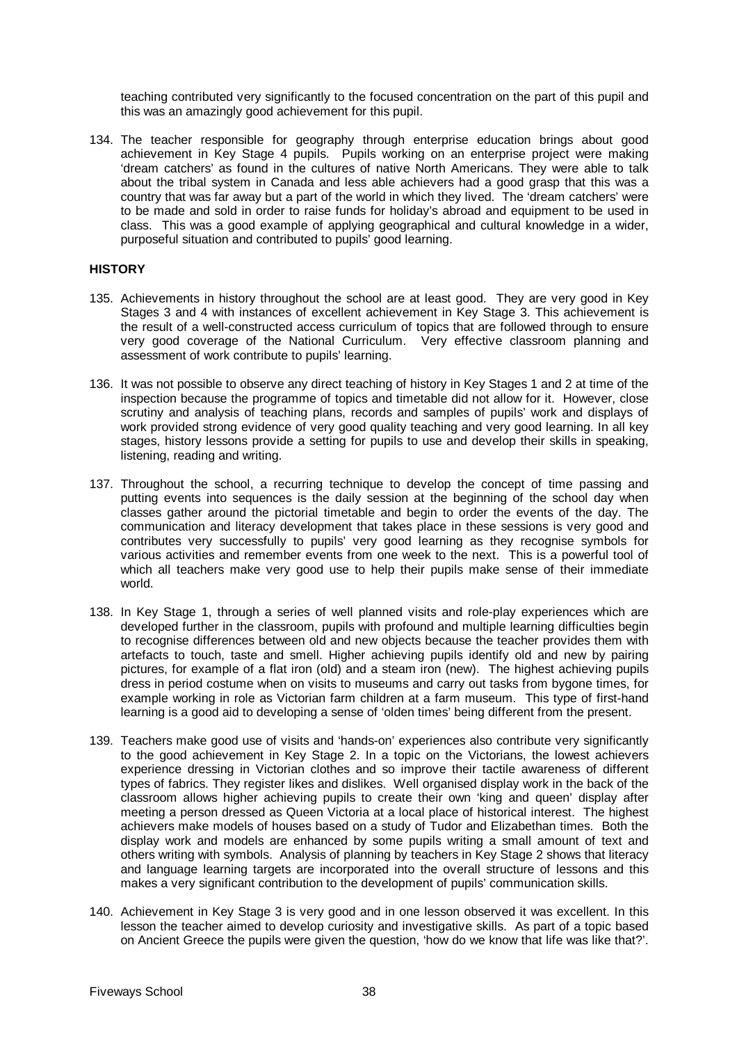teaching contributed very significantly to the focused concentration on the part of this pupil and this was an amazingly good achievement for this pupil.

134. The teacher responsible for geography through enterprise education brings about good achievement in Key Stage 4 pupils. Pupils working on an enterprise project were making 'dream catchers' as found in the cultures of native North Americans. They were able to talk about the tribal system in Canada and less able achievers had a good grasp that this was a country that was far away but a part of the world in which they lived. The 'dream catchers' were to be made and sold in order to raise funds for holiday's abroad and equipment to be used in class. This was a good example of applying geographical and cultural knowledge in a wider, purposeful situation and contributed to pupils' good learning.

**HISTORY**

135. Achievements in history throughout the school are at least good. They are very good in Key Stages 3 and 4 with instances of excellent achievement in Key Stage 3. This achievement is the result of a well-constructed access curriculum of topics that are followed through to ensure very good coverage of the National Curriculum. Very effective classroom planning and assessment of work contribute to pupils' learning.

136. It was not possible to observe any direct teaching of history in Key Stages 1 and 2 at time of the inspection because the programme of topics and timetable did not allow for it. However, close scrutiny and analysis of teaching plans, records and samples of pupils' work and displays of work provided strong evidence of very good quality teaching and very good learning. In all key stages, history lessons provide a setting for pupils to use and develop their skills in speaking, listening, reading and writing.

137. Throughout the school, a recurring technique to develop the concept of time passing and putting events into sequences is the daily session at the beginning of the school day when classes gather around the pictorial timetable and begin to order the events of the day. The communication and literacy development that takes place in these sessions is very good and contributes very successfully to pupils' very good learning as they recognise symbols for various activities and remember events from one week to the next. This is a powerful tool of which all teachers make very good use to help their pupils make sense of their immediate world.

138. In Key Stage 1, through a series of well planned visits and role-play experiences which are developed further in the classroom, pupils with profound and multiple learning difficulties begin to recognise differences between old and new objects because the teacher provides them with artefacts to touch, taste and smell. Higher achieving pupils identify old and new by pairing pictures, for example of a flat iron (old) and a steam iron (new). The highest achieving pupils dress in period costume when on visits to museums and carry out tasks from bygone times, for example working in role as Victorian farm children at a farm museum. This type of first-hand learning is a good aid to developing a sense of 'olden times' being different from the present.

139. Teachers make good use of visits and 'hands-on' experiences also contribute very significantly to the good achievement in Key Stage 2. In a topic on the Victorians, the lowest achievers experience dressing in Victorian clothes and so improve their tactile awareness of different types of fabrics. They register likes and dislikes. Well organised display work in the back of the classroom allows higher achieving pupils to create their own 'king and queen' display after meeting a person dressed as Queen Victoria at a local place of historical interest. The highest achievers make models of houses based on a study of Tudor and Elizabethan times. Both the display work and models are enhanced by some pupils writing a small amount of text and others writing with symbols. Analysis of planning by teachers in Key Stage 2 shows that literacy and language learning targets are incorporated into the overall structure of lessons and this makes a very significant contribution to the development of pupils' communication skills.

140. Achievement in Key Stage 3 is very good and in one lesson observed it was excellent. In this lesson the teacher aimed to develop curiosity and investigative skills. As part of a topic based on Ancient Greece the pupils were given the question, 'how do we know that life was like that?'.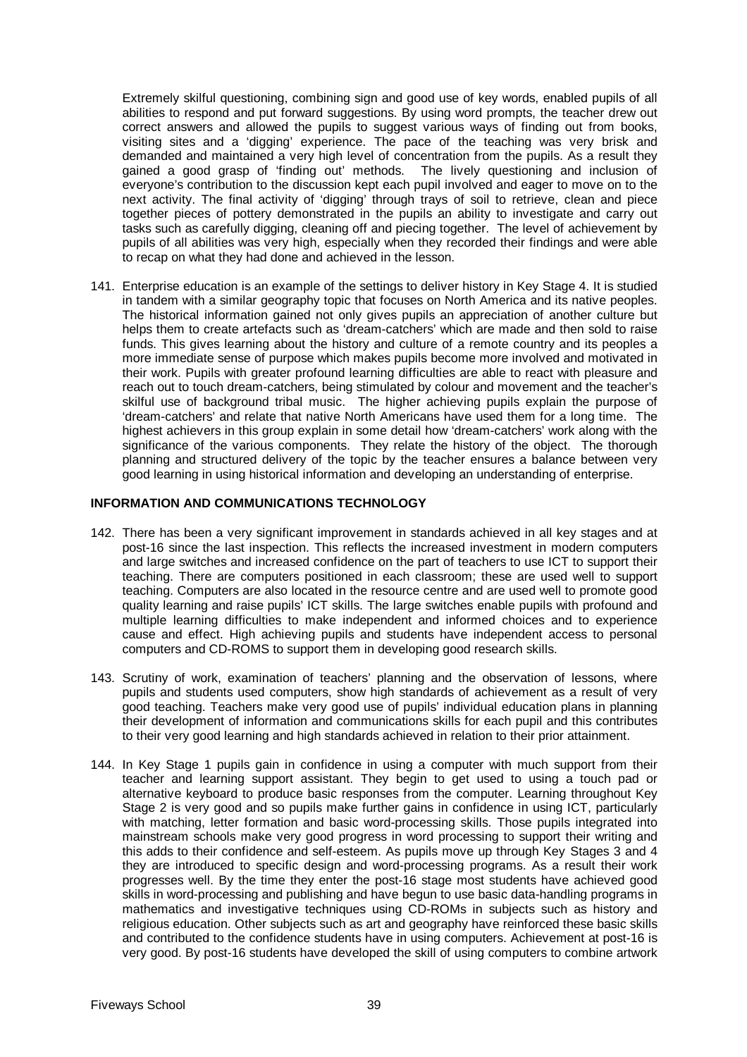Extremely skilful questioning, combining sign and good use of key words, enabled pupils of all abilities to respond and put forward suggestions. By using word prompts, the teacher drew out correct answers and allowed the pupils to suggest various ways of finding out from books, visiting sites and a 'digging' experience. The pace of the teaching was very brisk and demanded and maintained a very high level of concentration from the pupils. As a result they gained a good grasp of 'finding out' methods. The lively questioning and inclusion of everyone's contribution to the discussion kept each pupil involved and eager to move on to the next activity. The final activity of 'digging' through trays of soil to retrieve, clean and piece together pieces of pottery demonstrated in the pupils an ability to investigate and carry out tasks such as carefully digging, cleaning off and piecing together. The level of achievement by pupils of all abilities was very high, especially when they recorded their findings and were able to recap on what they had done and achieved in the lesson.

141. Enterprise education is an example of the settings to deliver history in Key Stage 4. It is studied in tandem with a similar geography topic that focuses on North America and its native peoples. The historical information gained not only gives pupils an appreciation of another culture but helps them to create artefacts such as 'dream-catchers' which are made and then sold to raise funds. This gives learning about the history and culture of a remote country and its peoples a more immediate sense of purpose which makes pupils become more involved and motivated in their work. Pupils with greater profound learning difficulties are able to react with pleasure and reach out to touch dream-catchers, being stimulated by colour and movement and the teacher's skilful use of background tribal music. The higher achieving pupils explain the purpose of 'dream-catchers' and relate that native North Americans have used them for a long time. The highest achievers in this group explain in some detail how 'dream-catchers' work along with the significance of the various components. They relate the history of the object. The thorough planning and structured delivery of the topic by the teacher ensures a balance between very good learning in using historical information and developing an understanding of enterprise.

## INFORMATION AND COMMUNICATIONS TECHNOLOGY

142. There has been a very significant improvement in standards achieved in all key stages and at post-16 since the last inspection. This reflects the increased investment in modern computers and large switches and increased confidence on the part of teachers to use ICT to support their teaching. There are computers positioned in each classroom; these are used well to support teaching. Computers are also located in the resource centre and are used well to promote good quality learning and raise pupils' ICT skills. The large switches enable pupils with profound and multiple learning difficulties to make independent and informed choices and to experience cause and effect. High achieving pupils and students have independent access to personal computers and CD-ROMS to support them in developing good research skills.

143. Scrutiny of work, examination of teachers' planning and the observation of lessons, where pupils and students used computers, show high standards of achievement as a result of very good teaching. Teachers make very good use of pupils' individual education plans in planning their development of information and communications skills for each pupil and this contributes to their very good learning and high standards achieved in relation to their prior attainment.

144. In Key Stage 1 pupils gain in confidence in using a computer with much support from their teacher and learning support assistant. They begin to get used to using a touch pad or alternative keyboard to produce basic responses from the computer. Learning throughout Key Stage 2 is very good and so pupils make further gains in confidence in using ICT, particularly with matching, letter formation and basic word-processing skills. Those pupils integrated into mainstream schools make very good progress in word processing to support their writing and this adds to their confidence and self-esteem. As pupils move up through Key Stages 3 and 4 they are introduced to specific design and word-processing programs. As a result their work progresses well. By the time they enter the post-16 stage most students have achieved good skills in word-processing and publishing and have begun to use basic data-handling programs in mathematics and investigative techniques using CD-ROMs in subjects such as history and religious education. Other subjects such as art and geography have reinforced these basic skills and contributed to the confidence students have in using computers. Achievement at post-16 is very good. By post-16 students have developed the skill of using computers to combine artwork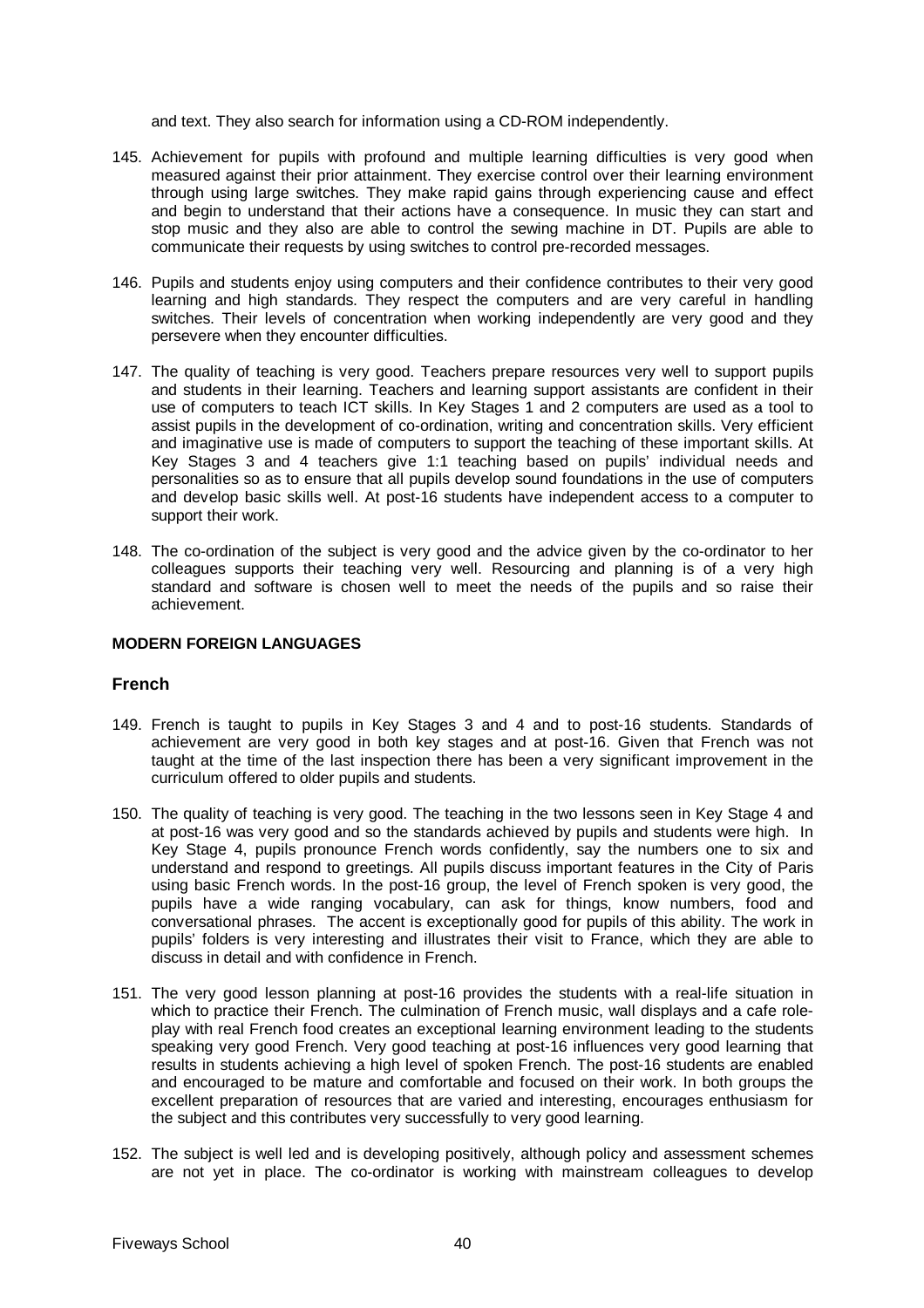and text. They also search for information using a CD-ROM independently.

145. Achievement for pupils with profound and multiple learning difficulties is very good when measured against their prior attainment. They exercise control over their learning environment through using large switches. They make rapid gains through experiencing cause and effect and begin to understand that their actions have a consequence. In music they can start and stop music and they also are able to control the sewing machine in DT. Pupils are able to communicate their requests by using switches to control pre-recorded messages.

146. Pupils and students enjoy using computers and their confidence contributes to their very good learning and high standards. They respect the computers and are very careful in handling switches. Their levels of concentration when working independently are very good and they persevere when they encounter difficulties.

147. The quality of teaching is very good. Teachers prepare resources very well to support pupils and students in their learning. Teachers and learning support assistants are confident in their use of computers to teach ICT skills. In Key Stages 1 and 2 computers are used as a tool to assist pupils in the development of co-ordination, writing and concentration skills. Very efficient and imaginative use is made of computers to support the teaching of these important skills. At Key Stages 3 and 4 teachers give 1:1 teaching based on pupils' individual needs and personalities so as to ensure that all pupils develop sound foundations in the use of computers and develop basic skills well. At post-16 students have independent access to a computer to support their work.

148. The co-ordination of the subject is very good and the advice given by the co-ordinator to her colleagues supports their teaching very well. Resourcing and planning is of a very high standard and software is chosen well to meet the needs of the pupils and so raise their achievement.

**MODERN FOREIGN LANGUAGES**

## French

149. French is taught to pupils in Key Stages 3 and 4 and to post-16 students. Standards of achievement are very good in both key stages and at post-16. Given that French was not taught at the time of the last inspection there has been a very significant improvement in the curriculum offered to older pupils and students.

150. The quality of teaching is very good. The teaching in the two lessons seen in Key Stage 4 and at post-16 was very good and so the standards achieved by pupils and students were high. In Key Stage 4, pupils pronounce French words confidently, say the numbers one to six and understand and respond to greetings. All pupils discuss important features in the City of Paris using basic French words. In the post-16 group, the level of French spoken is very good, the pupils have a wide ranging vocabulary, can ask for things, know numbers, food and conversational phrases. The accent is exceptionally good for pupils of this ability. The work in pupils' folders is very interesting and illustrates their visit to France, which they are able to discuss in detail and with confidence in French.

151. The very good lesson planning at post-16 provides the students with a real-life situation in which to practice their French. The culmination of French music, wall displays and a cafe role-play with real French food creates an exceptional learning environment leading to the students speaking very good French. Very good teaching at post-16 influences very good learning that results in students achieving a high level of spoken French. The post-16 students are enabled and encouraged to be mature and comfortable and focused on their work. In both groups the excellent preparation of resources that are varied and interesting, encourages enthusiasm for the subject and this contributes very successfully to very good learning.

152. The subject is well led and is developing positively, although policy and assessment schemes are not yet in place. The co-ordinator is working with mainstream colleagues to develop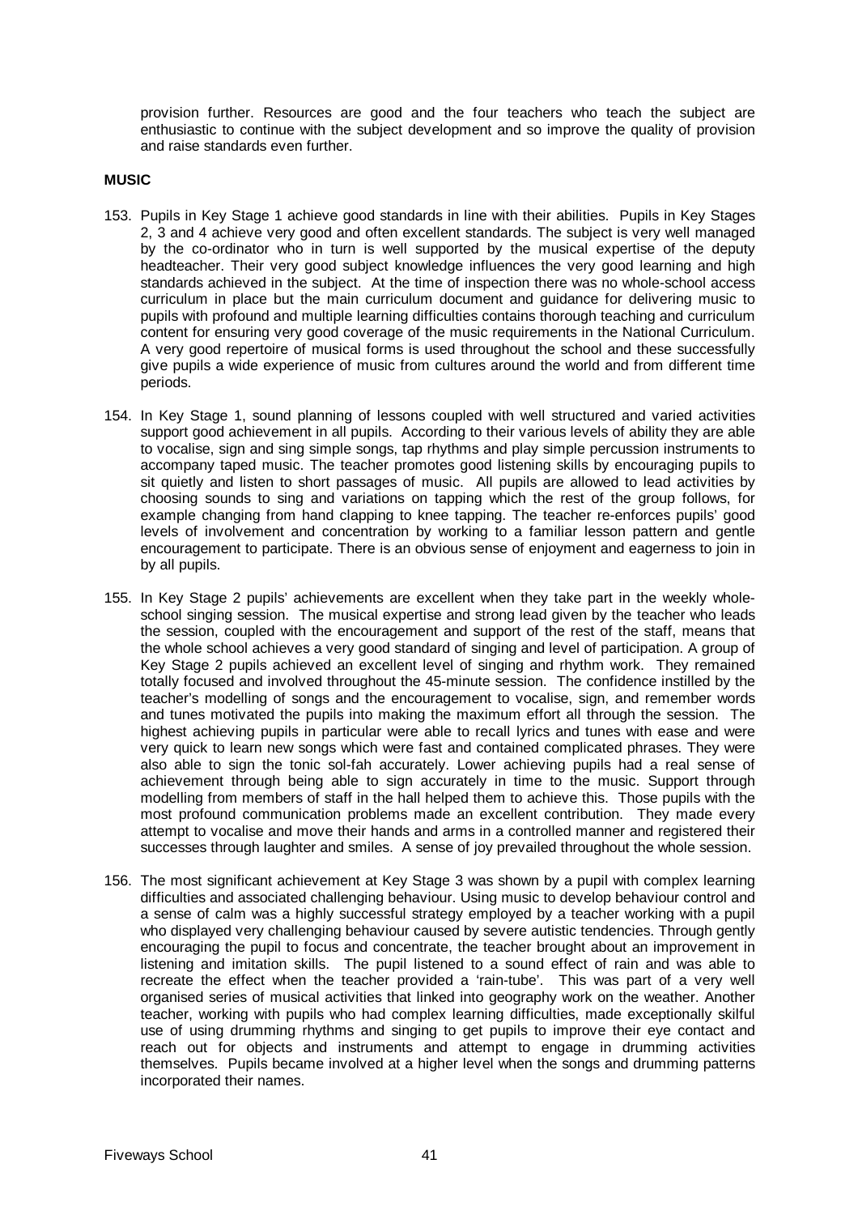provision further. Resources are good and the four teachers who teach the subject are enthusiastic to continue with the subject development and so improve the quality of provision and raise standards even further.

**MUSIC**

153. Pupils in Key Stage 1 achieve good standards in line with their abilities. Pupils in Key Stages 2, 3 and 4 achieve very good and often excellent standards. The subject is very well managed by the co-ordinator who in turn is well supported by the musical expertise of the deputy headteacher. Their very good subject knowledge influences the very good learning and high standards achieved in the subject. At the time of inspection there was no whole-school access curriculum in place but the main curriculum document and guidance for delivering music to pupils with profound and multiple learning difficulties contains thorough teaching and curriculum content for ensuring very good coverage of the music requirements in the National Curriculum. A very good repertoire of musical forms is used throughout the school and these successfully give pupils a wide experience of music from cultures around the world and from different time periods.

154. In Key Stage 1, sound planning of lessons coupled with well structured and varied activities support good achievement in all pupils. According to their various levels of ability they are able to vocalise, sign and sing simple songs, tap rhythms and play simple percussion instruments to accompany taped music. The teacher promotes good listening skills by encouraging pupils to sit quietly and listen to short passages of music. All pupils are allowed to lead activities by choosing sounds to sing and variations on tapping which the rest of the group follows, for example changing from hand clapping to knee tapping. The teacher re-enforces pupils' good levels of involvement and concentration by working to a familiar lesson pattern and gentle encouragement to participate. There is an obvious sense of enjoyment and eagerness to join in by all pupils.

155. In Key Stage 2 pupils' achievements are excellent when they take part in the weekly whole-school singing session. The musical expertise and strong lead given by the teacher who leads the session, coupled with the encouragement and support of the rest of the staff, means that the whole school achieves a very good standard of singing and level of participation. A group of Key Stage 2 pupils achieved an excellent level of singing and rhythm work. They remained totally focused and involved throughout the 45-minute session. The confidence instilled by the teacher's modelling of songs and the encouragement to vocalise, sign, and remember words and tunes motivated the pupils into making the maximum effort all through the session. The highest achieving pupils in particular were able to recall lyrics and tunes with ease and were very quick to learn new songs which were fast and contained complicated phrases. They were also able to sign the tonic sol-fah accurately. Lower achieving pupils had a real sense of achievement through being able to sign accurately in time to the music. Support through modelling from members of staff in the hall helped them to achieve this. Those pupils with the most profound communication problems made an excellent contribution. They made every attempt to vocalise and move their hands and arms in a controlled manner and registered their successes through laughter and smiles. A sense of joy prevailed throughout the whole session.

156. The most significant achievement at Key Stage 3 was shown by a pupil with complex learning difficulties and associated challenging behaviour. Using music to develop behaviour control and a sense of calm was a highly successful strategy employed by a teacher working with a pupil who displayed very challenging behaviour caused by severe autistic tendencies. Through gently encouraging the pupil to focus and concentrate, the teacher brought about an improvement in listening and imitation skills. The pupil listened to a sound effect of rain and was able to recreate the effect when the teacher provided a 'rain-tube'. This was part of a very well organised series of musical activities that linked into geography work on the weather. Another teacher, working with pupils who had complex learning difficulties, made exceptionally skilful use of using drumming rhythms and singing to get pupils to improve their eye contact and reach out for objects and instruments and attempt to engage in drumming activities themselves. Pupils became involved at a higher level when the songs and drumming patterns incorporated their names.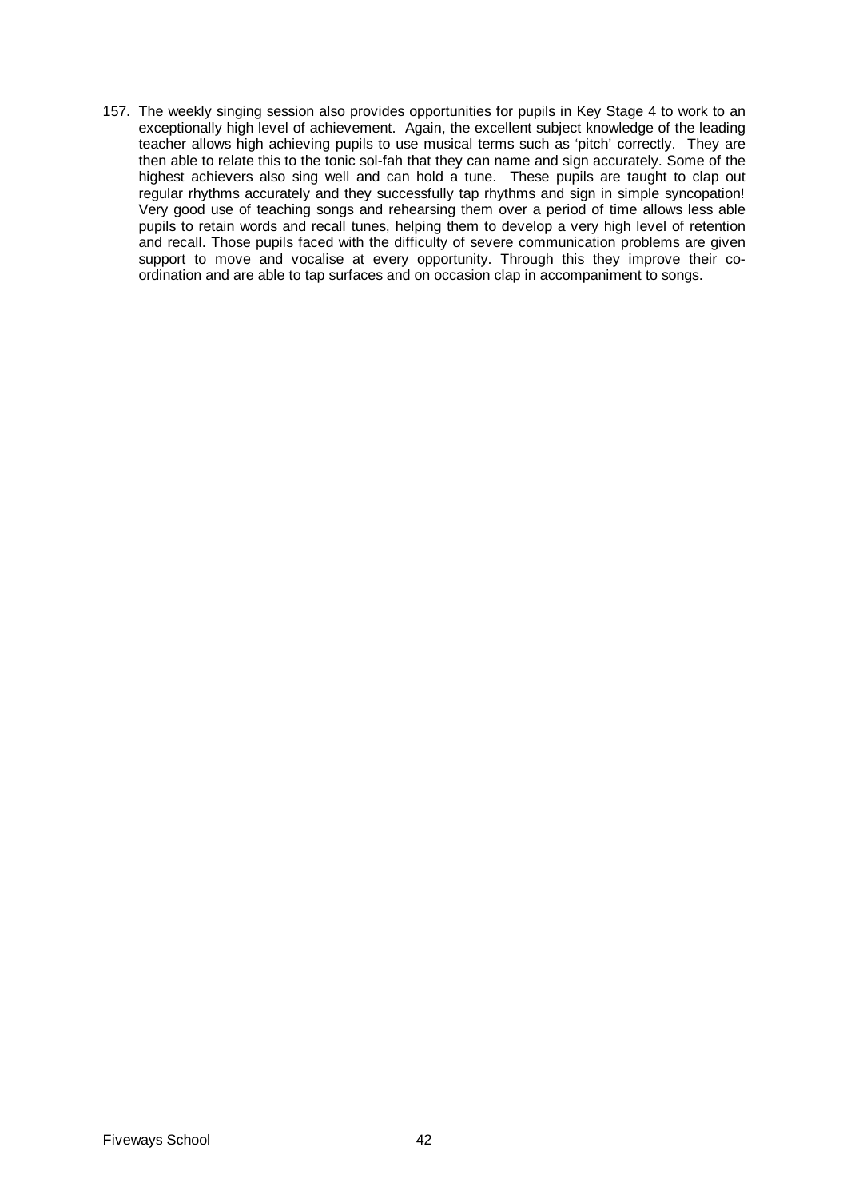157. The weekly singing session also provides opportunities for pupils in Key Stage 4 to work to an exceptionally high level of achievement. Again, the excellent subject knowledge of the leading teacher allows high achieving pupils to use musical terms such as 'pitch' correctly. They are then able to relate this to the tonic sol-fah that they can name and sign accurately. Some of the highest achievers also sing well and can hold a tune. These pupils are taught to clap out regular rhythms accurately and they successfully tap rhythms and sign in simple syncopation! Very good use of teaching songs and rehearsing them over a period of time allows less able pupils to retain words and recall tunes, helping them to develop a very high level of retention and recall. Those pupils faced with the difficulty of severe communication problems are given support to move and vocalise at every opportunity. Through this they improve their co-ordination and are able to tap surfaces and on occasion clap in accompaniment to songs.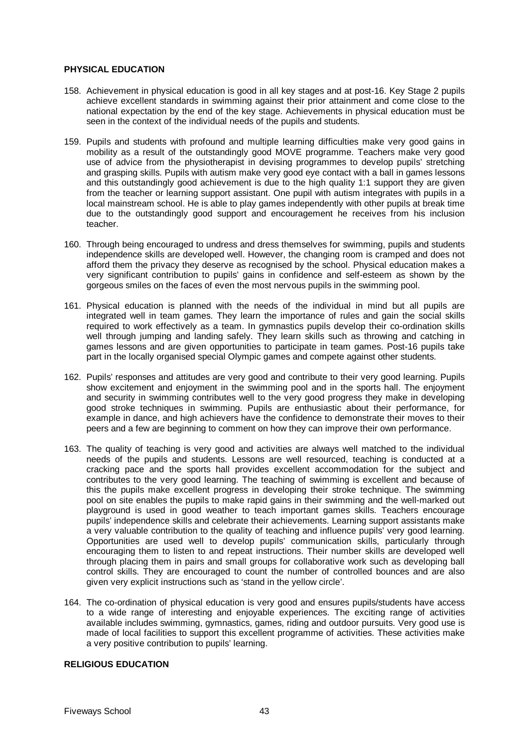## PHYSICAL EDUCATION

158. Achievement in physical education is good in all key stages and at post-16. Key Stage 2 pupils achieve excellent standards in swimming against their prior attainment and come close to the national expectation by the end of the key stage. Achievements in physical education must be seen in the context of the individual needs of the pupils and students.

159. Pupils and students with profound and multiple learning difficulties make very good gains in mobility as a result of the outstandingly good MOVE programme. Teachers make very good use of advice from the physiotherapist in devising programmes to develop pupils' stretching and grasping skills. Pupils with autism make very good eye contact with a ball in games lessons and this outstandingly good achievement is due to the high quality 1:1 support they are given from the teacher or learning support assistant. One pupil with autism integrates with pupils in a local mainstream school. He is able to play games independently with other pupils at break time due to the outstandingly good support and encouragement he receives from his inclusion teacher.

160. Through being encouraged to undress and dress themselves for swimming, pupils and students independence skills are developed well. However, the changing room is cramped and does not afford them the privacy they deserve as recognised by the school. Physical education makes a very significant contribution to pupils' gains in confidence and self-esteem as shown by the gorgeous smiles on the faces of even the most nervous pupils in the swimming pool.

161. Physical education is planned with the needs of the individual in mind but all pupils are integrated well in team games. They learn the importance of rules and gain the social skills required to work effectively as a team. In gymnastics pupils develop their co-ordination skills well through jumping and landing safely. They learn skills such as throwing and catching in games lessons and are given opportunities to participate in team games. Post-16 pupils take part in the locally organised special Olympic games and compete against other students.

162. Pupils' responses and attitudes are very good and contribute to their very good learning. Pupils show excitement and enjoyment in the swimming pool and in the sports hall. The enjoyment and security in swimming contributes well to the very good progress they make in developing good stroke techniques in swimming. Pupils are enthusiastic about their performance, for example in dance, and high achievers have the confidence to demonstrate their moves to their peers and a few are beginning to comment on how they can improve their own performance.

163. The quality of teaching is very good and activities are always well matched to the individual needs of the pupils and students. Lessons are well resourced, teaching is conducted at a cracking pace and the sports hall provides excellent accommodation for the subject and contributes to the very good learning. The teaching of swimming is excellent and because of this the pupils make excellent progress in developing their stroke technique. The swimming pool on site enables the pupils to make rapid gains in their swimming and the well-marked out playground is used in good weather to teach important games skills. Teachers encourage pupils' independence skills and celebrate their achievements. Learning support assistants make a very valuable contribution to the quality of teaching and influence pupils' very good learning. Opportunities are used well to develop pupils' communication skills, particularly through encouraging them to listen to and repeat instructions. Their number skills are developed well through placing them in pairs and small groups for collaborative work such as developing ball control skills. They are encouraged to count the number of controlled bounces and are also given very explicit instructions such as 'stand in the yellow circle'.

164. The co-ordination of physical education is very good and ensures pupils/students have access to a wide range of interesting and enjoyable experiences. The exciting range of activities available includes swimming, gymnastics, games, riding and outdoor pursuits. Very good use is made of local facilities to support this excellent programme of activities. These activities make a very positive contribution to pupils' learning.

## RELIGIOUS EDUCATION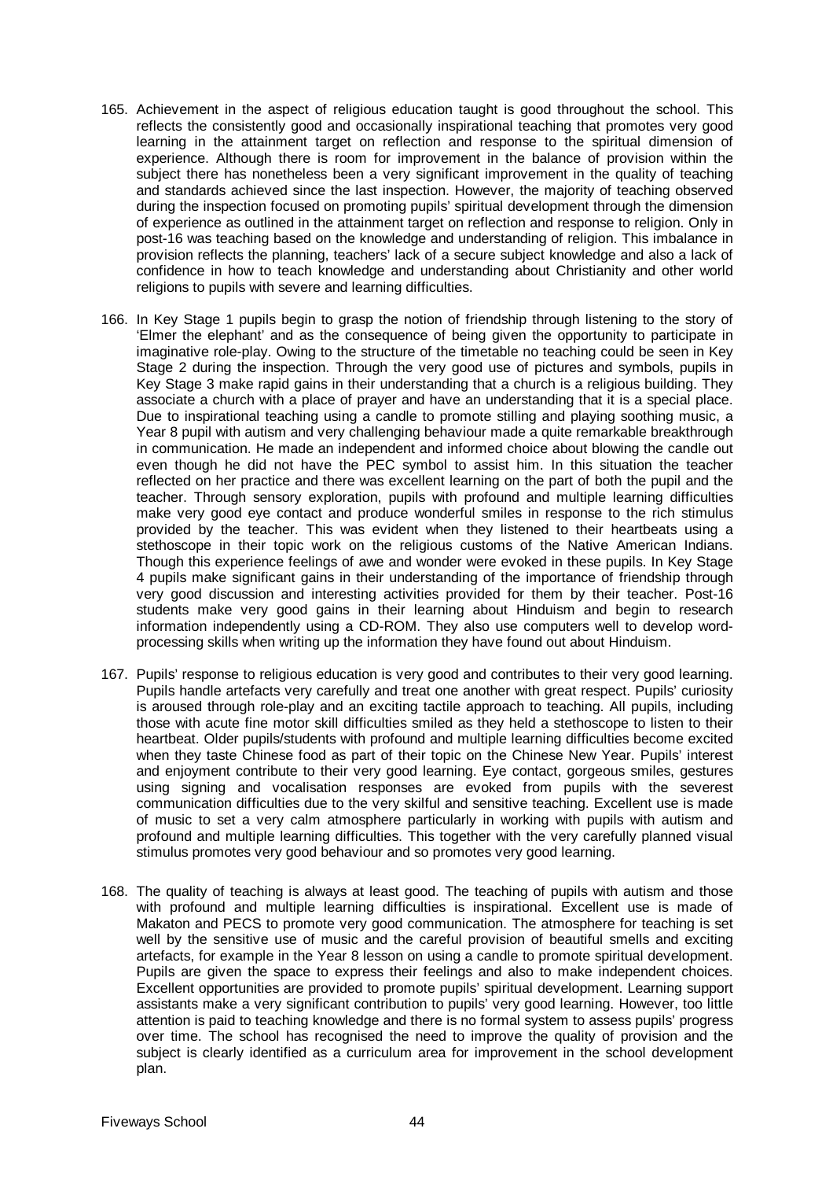165. Achievement in the aspect of religious education taught is good throughout the school. This reflects the consistently good and occasionally inspirational teaching that promotes very good learning in the attainment target on reflection and response to the spiritual dimension of experience. Although there is room for improvement in the balance of provision within the subject there has nonetheless been a very significant improvement in the quality of teaching and standards achieved since the last inspection. However, the majority of teaching observed during the inspection focused on promoting pupils' spiritual development through the dimension of experience as outlined in the attainment target on reflection and response to religion. Only in post-16 was teaching based on the knowledge and understanding of religion. This imbalance in provision reflects the planning, teachers' lack of a secure subject knowledge and also a lack of confidence in how to teach knowledge and understanding about Christianity and other world religions to pupils with severe and learning difficulties.

166. In Key Stage 1 pupils begin to grasp the notion of friendship through listening to the story of 'Elmer the elephant' and as the consequence of being given the opportunity to participate in imaginative role-play. Owing to the structure of the timetable no teaching could be seen in Key Stage 2 during the inspection. Through the very good use of pictures and symbols, pupils in Key Stage 3 make rapid gains in their understanding that a church is a religious building. They associate a church with a place of prayer and have an understanding that it is a special place. Due to inspirational teaching using a candle to promote stilling and playing soothing music, a Year 8 pupil with autism and very challenging behaviour made a quite remarkable breakthrough in communication. He made an independent and informed choice about blowing the candle out even though he did not have the PEC symbol to assist him. In this situation the teacher reflected on her practice and there was excellent learning on the part of both the pupil and the teacher. Through sensory exploration, pupils with profound and multiple learning difficulties make very good eye contact and produce wonderful smiles in response to the rich stimulus provided by the teacher. This was evident when they listened to their heartbeats using a stethoscope in their topic work on the religious customs of the Native American Indians. Though this experience feelings of awe and wonder were evoked in these pupils. In Key Stage 4 pupils make significant gains in their understanding of the importance of friendship through very good discussion and interesting activities provided for them by their teacher. Post-16 students make very good gains in their learning about Hinduism and begin to research information independently using a CD-ROM. They also use computers well to develop word-processing skills when writing up the information they have found out about Hinduism.

167. Pupils' response to religious education is very good and contributes to their very good learning. Pupils handle artefacts very carefully and treat one another with great respect. Pupils' curiosity is aroused through role-play and an exciting tactile approach to teaching. All pupils, including those with acute fine motor skill difficulties smiled as they held a stethoscope to listen to their heartbeat. Older pupils/students with profound and multiple learning difficulties become excited when they taste Chinese food as part of their topic on the Chinese New Year. Pupils' interest and enjoyment contribute to their very good learning. Eye contact, gorgeous smiles, gestures using signing and vocalisation responses are evoked from pupils with the severest communication difficulties due to the very skilful and sensitive teaching. Excellent use is made of music to set a very calm atmosphere particularly in working with pupils with autism and profound and multiple learning difficulties. This together with the very carefully planned visual stimulus promotes very good behaviour and so promotes very good learning.

168. The quality of teaching is always at least good. The teaching of pupils with autism and those with profound and multiple learning difficulties is inspirational. Excellent use is made of Makaton and PECS to promote very good communication. The atmosphere for teaching is set well by the sensitive use of music and the careful provision of beautiful smells and exciting artefacts, for example in the Year 8 lesson on using a candle to promote spiritual development. Pupils are given the space to express their feelings and also to make independent choices. Excellent opportunities are provided to promote pupils' spiritual development. Learning support assistants make a very significant contribution to pupils' very good learning. However, too little attention is paid to teaching knowledge and there is no formal system to assess pupils' progress over time. The school has recognised the need to improve the quality of provision and the subject is clearly identified as a curriculum area for improvement in the school development plan.